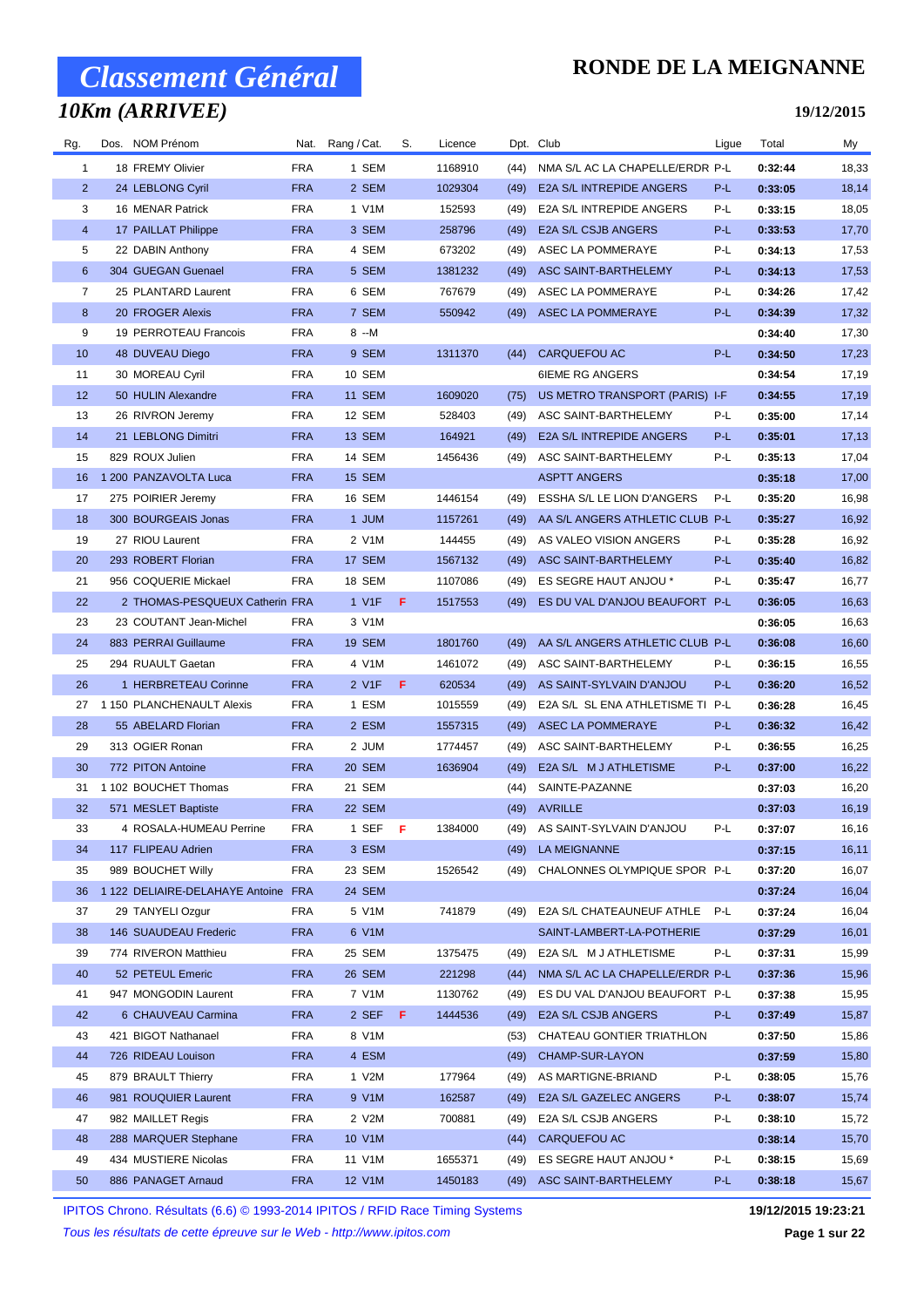# Classement Général

## RONDE DE LA MEIGNANNE

### 10Km (ARRIVEE)

**19/12/2015**

| Rg. | Dos. | NOM Prénom | Nat. | Rang / Cat. | S. | Licence | Dpt. | Club | Ligue | Total | My |
|---|---|---|---|---|---|---|---|---|---|---|---|
| 1 | 18 | FREMY Olivier | FRA | 1 SEM | | 1168910 | (44) | NMA S/L AC LA CHAPELLE/ERDR | P-L | **0:32:44** | 18,33 |
| 2 | 24 | LEBLONG Cyril | FRA | 2 SEM | | 1029304 | (49) | E2A S/L INTREPIDE ANGERS | P-L | **0:33:05** | 18,14 |
| 3 | 16 | MENAR Patrick | FRA | 1 V1M | | 152593 | (49) | E2A S/L INTREPIDE ANGERS | P-L | **0:33:15** | 18,05 |
| 4 | 17 | PAILLAT Philippe | FRA | 3 SEM | | 258796 | (49) | E2A S/L CSJB ANGERS | P-L | **0:33:53** | 17,70 |
| 5 | 22 | DABIN Anthony | FRA | 4 SEM | | 673202 | (49) | ASEC LA POMMERAYE | P-L | **0:34:13** | 17,53 |
| 6 | 304 | GUEGAN Guenael | FRA | 5 SEM | | 1381232 | (49) | ASC SAINT-BARTHELEMY | P-L | **0:34:13** | 17,53 |
| 7 | 25 | PLANTARD Laurent | FRA | 6 SEM | | 767679 | (49) | ASEC LA POMMERAYE | P-L | **0:34:26** | 17,42 |
| 8 | 20 | FROGER Alexis | FRA | 7 SEM | | 550942 | (49) | ASEC LA POMMERAYE | P-L | **0:34:39** | 17,32 |
| 9 | 19 | PERROTEAU Francois | FRA | 8 --M | | | | | | **0:34:40** | 17,30 |
| 10 | 48 | DUVEAU Diego | FRA | 9 SEM | | 1311370 | (44) | CARQUEFOU AC | P-L | **0:34:50** | 17,23 |
| 11 | 30 | MOREAU Cyril | FRA | 10 SEM | | | | 6IEME RG ANGERS | | **0:34:54** | 17,19 |
| 12 | 50 | HULIN Alexandre | FRA | 11 SEM | | 1609020 | (75) | US METRO TRANSPORT (PARIS) | I-F | **0:34:55** | 17,19 |
| 13 | 26 | RIVRON Jeremy | FRA | 12 SEM | | 528403 | (49) | ASC SAINT-BARTHELEMY | P-L | **0:35:00** | 17,14 |
| 14 | 21 | LEBLONG Dimitri | FRA | 13 SEM | | 164921 | (49) | E2A S/L INTREPIDE ANGERS | P-L | **0:35:01** | 17,13 |
| 15 | 829 | ROUX Julien | FRA | 14 SEM | | 1456436 | (49) | ASC SAINT-BARTHELEMY | P-L | **0:35:13** | 17,04 |
| 16 | 1 200 | PANZAVOLTA Luca | FRA | 15 SEM | | | | ASPTT ANGERS | | **0:35:18** | 17,00 |
| 17 | 275 | POIRIER Jeremy | FRA | 16 SEM | | 1446154 | (49) | ESSHA S/L LE LION D'ANGERS | P-L | **0:35:20** | 16,98 |
| 18 | 300 | BOURGEAIS Jonas | FRA | 1 JUM | | 1157261 | (49) | AA S/L ANGERS ATHLETIC CLUB | P-L | **0:35:27** | 16,92 |
| 19 | 27 | RIOU Laurent | FRA | 2 V1M | | 144455 | (49) | AS VALEO VISION ANGERS | P-L | **0:35:28** | 16,92 |
| 20 | 293 | ROBERT Florian | FRA | 17 SEM | | 1567132 | (49) | ASC SAINT-BARTHELEMY | P-L | **0:35:40** | 16,82 |
| 21 | 956 | COQUERIE Mickael | FRA | 18 SEM | | 1107086 | (49) | ES SEGRE HAUT ANJOU * | P-L | **0:35:47** | 16,77 |
| 22 | 2 | THOMAS-PESQUEUX Catherin | FRA | 1 V1F | F | 1517553 | (49) | ES DU VAL D'ANJOU BEAUFORT | P-L | **0:36:05** | 16,63 |
| 23 | 23 | COUTANT Jean-Michel | FRA | 3 V1M | | | | | | **0:36:05** | 16,63 |
| 24 | 883 | PERRAI Guillaume | FRA | 19 SEM | | 1801760 | (49) | AA S/L ANGERS ATHLETIC CLUB | P-L | **0:36:08** | 16,60 |
| 25 | 294 | RUAULT Gaetan | FRA | 4 V1M | | 1461072 | (49) | ASC SAINT-BARTHELEMY | P-L | **0:36:15** | 16,55 |
| 26 | 1 | HERBRETEAU Corinne | FRA | 2 V1F | F | 620534 | (49) | AS SAINT-SYLVAIN D'ANJOU | P-L | **0:36:20** | 16,52 |
| 27 | 1 150 | PLANCHENAULT Alexis | FRA | 1 ESM | | 1015559 | (49) | E2A S/L SL ENA ATHLETISME TI | P-L | **0:36:28** | 16,45 |
| 28 | 55 | ABELARD Florian | FRA | 2 ESM | | 1557315 | (49) | ASEC LA POMMERAYE | P-L | **0:36:32** | 16,42 |
| 29 | 313 | OGIER Ronan | FRA | 2 JUM | | 1774457 | (49) | ASC SAINT-BARTHELEMY | P-L | **0:36:55** | 16,25 |
| 30 | 772 | PITON Antoine | FRA | 20 SEM | | 1636904 | (49) | E2A S/L M J ATHLETISME | P-L | **0:37:00** | 16,22 |
| 31 | 1 102 | BOUCHET Thomas | FRA | 21 SEM | | | (44) | SAINTE-PAZANNE | | **0:37:03** | 16,20 |
| 32 | 571 | MESLET Baptiste | FRA | 22 SEM | | | (49) | AVRILLE | | **0:37:03** | 16,19 |
| 33 | 4 | ROSALA-HUMEAU Perrine | FRA | 1 SEF | F | 1384000 | (49) | AS SAINT-SYLVAIN D'ANJOU | P-L | **0:37:07** | 16,16 |
| 34 | 117 | FLIPEAU Adrien | FRA | 3 ESM | | | (49) | LA MEIGNANNE | | **0:37:15** | 16,11 |
| 35 | 989 | BOUCHET Willy | FRA | 23 SEM | | 1526542 | (49) | CHALONNES OLYMPIQUE SPOR | P-L | **0:37:20** | 16,07 |
| 36 | 1 122 | DELIAIRE-DELAHAYE Antoine | FRA | 24 SEM | | | | | | **0:37:24** | 16,04 |
| 37 | 29 | TANYELI Ozgur | FRA | 5 V1M | | 741879 | (49) | E2A S/L CHATEAUNEUF ATHLE | P-L | **0:37:24** | 16,04 |
| 38 | 146 | SUAUDEAU Frederic | FRA | 6 V1M | | | | SAINT-LAMBERT-LA-POTHERIE | | **0:37:29** | 16,01 |
| 39 | 774 | RIVERON Matthieu | FRA | 25 SEM | | 1375475 | (49) | E2A S/L M J ATHLETISME | P-L | **0:37:31** | 15,99 |
| 40 | 52 | PETEUL Emeric | FRA | 26 SEM | | 221298 | (44) | NMA S/L AC LA CHAPELLE/ERDR | P-L | **0:37:36** | 15,96 |
| 41 | 947 | MONGODIN Laurent | FRA | 7 V1M | | 1130762 | (49) | ES DU VAL D'ANJOU BEAUFORT | P-L | **0:37:38** | 15,95 |
| 42 | 6 | CHAUVEAU Carmina | FRA | 2 SEF | F | 1444536 | (49) | E2A S/L CSJB ANGERS | P-L | **0:37:49** | 15,87 |
| 43 | 421 | BIGOT Nathanael | FRA | 8 V1M | | | (53) | CHATEAU GONTIER TRIATHLON | | **0:37:50** | 15,86 |
| 44 | 726 | RIDEAU Louison | FRA | 4 ESM | | | (49) | CHAMP-SUR-LAYON | | **0:37:59** | 15,80 |
| 45 | 879 | BRAULT Thierry | FRA | 1 V2M | | 177964 | (49) | AS MARTIGNE-BRIAND | P-L | **0:38:05** | 15,76 |
| 46 | 981 | ROUQUIER Laurent | FRA | 9 V1M | | 162587 | (49) | E2A S/L GAZELEC ANGERS | P-L | **0:38:07** | 15,74 |
| 47 | 982 | MAILLET Regis | FRA | 2 V2M | | 700881 | (49) | E2A S/L CSJB ANGERS | P-L | **0:38:10** | 15,72 |
| 48 | 288 | MARQUER Stephane | FRA | 10 V1M | | | (44) | CARQUEFOU AC | | **0:38:14** | 15,70 |
| 49 | 434 | MUSTIERE Nicolas | FRA | 11 V1M | | 1655371 | (49) | ES SEGRE HAUT ANJOU * | P-L | **0:38:15** | 15,69 |
| 50 | 886 | PANAGET Arnaud | FRA | 12 V1M | | 1450183 | (49) | ASC SAINT-BARTHELEMY | P-L | **0:38:18** | 15,67 |

IPITOS Chrono. Résultats (6.6) © 1993-2014 IPITOS / RFID Race Timing Systems — **19/12/2015 19:23:21**

*Tous les résultats de cette épreuve sur le Web - http://www.ipitos.com*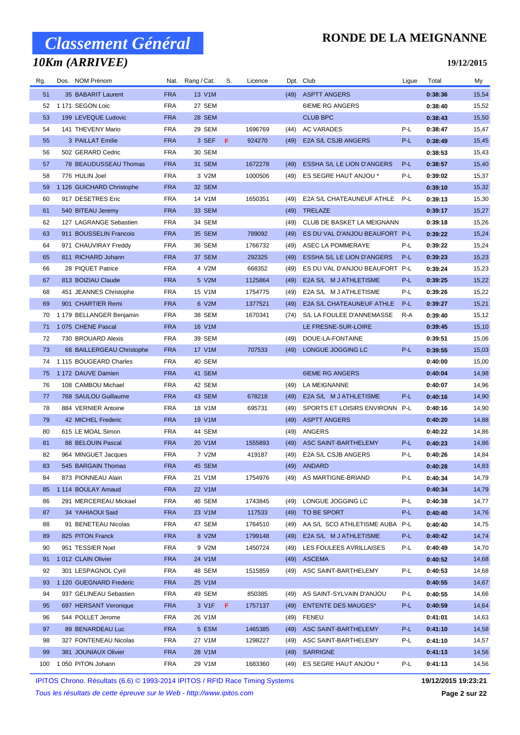# Classement Général

## RONDE DE LA MEIGNANNE

## 10Km (ARRIVEE)

**19/12/2015**

| Rg. | Dos. | NOM Prénom | Nat. | Rang / Cat. | S. | Licence | Dpt. | Club | Ligue | Total | My |
|---|---|---|---|---|---|---|---|---|---|---|---|
| 51 | 35 | BABARIT Laurent | FRA | 13 V1M | | | (49) | ASPTT ANGERS | | **0:38:36** | 15,54 |
| 52 | 1 171 | SEGON Loic | FRA | 27 SEM | | | | 6IEME RG ANGERS | | **0:38:40** | 15,52 |
| 53 | 199 | LEVEQUE Ludovic | FRA | 28 SEM | | | | CLUB BPC | | **0:38:43** | 15,50 |
| 54 | 141 | THEVENY Mario | FRA | 29 SEM | | 1696769 | (44) | AC VARADES | P-L | **0:38:47** | 15,47 |
| 55 | 3 | PAILLAT Emilie | FRA | 3 SEF | F | 924270 | (49) | E2A S/L CSJB ANGERS | P-L | **0:38:49** | 15,45 |
| 56 | 502 | GERARD Cedric | FRA | 30 SEM | | | | | | **0:38:53** | 15,43 |
| 57 | 78 | BEAUDUSSEAU Thomas | FRA | 31 SEM | | 1672278 | (49) | ESSHA S/L LE LION D'ANGERS | P-L | **0:38:57** | 15,40 |
| 58 | 776 | HULIN Joel | FRA | 3 V2M | | 1000506 | (49) | ES SEGRE HAUT ANJOU * | P-L | **0:39:02** | 15,37 |
| 59 | 1 126 | GUICHARD Christophe | FRA | 32 SEM | | | | | | **0:39:10** | 15,32 |
| 60 | 917 | DESETRES Eric | FRA | 14 V1M | | 1650351 | (49) | E2A S/L CHATEAUNEUF ATHLE | P-L | **0:39:13** | 15,30 |
| 61 | 540 | BITEAU Jeremy | FRA | 33 SEM | | | (49) | TRELAZE | | **0:39:17** | 15,27 |
| 62 | 127 | LAGRANGE Sebastien | FRA | 34 SEM | | | (49) | CLUB DE BASKET LA MEIGNANN | | **0:39:18** | 15,26 |
| 63 | 911 | BOUSSELIN Francois | FRA | 35 SEM | | 789092 | (49) | ES DU VAL D'ANJOU BEAUFORT | P-L | **0:39:22** | 15,24 |
| 64 | 971 | CHAUVIRAY Freddy | FRA | 36 SEM | | 1766732 | (49) | ASEC LA POMMERAYE | P-L | **0:39:22** | 15,24 |
| 65 | 811 | RICHARD Johann | FRA | 37 SEM | | 292325 | (49) | ESSHA S/L LE LION D'ANGERS | P-L | **0:39:23** | 15,23 |
| 66 | 28 | PIQUET Patrice | FRA | 4 V2M | | 668352 | (49) | ES DU VAL D'ANJOU BEAUFORT | P-L | **0:39:24** | 15,23 |
| 67 | 813 | BOIZIAU Claude | FRA | 5 V2M | | 1125864 | (49) | E2A S/L M J ATHLETISME | P-L | **0:39:25** | 15,22 |
| 68 | 451 | JEANNES Christophe | FRA | 15 V1M | | 1754775 | (49) | E2A S/L M J ATHLETISME | P-L | **0:39:26** | 15,22 |
| 69 | 901 | CHARTIER Remi | FRA | 6 V2M | | 1377521 | (49) | E2A S/L CHATEAUNEUF ATHLE | P-L | **0:39:27** | 15,21 |
| 70 | 1 179 | BELLANGER Benjamin | FRA | 38 SEM | | 1670341 | (74) | S/L LA FOULEE D'ANNEMASSE | R-A | **0:39:40** | 15,12 |
| 71 | 1 075 | CHENE Pascal | FRA | 16 V1M | | | | LE FRESNE-SUR-LOIRE | | **0:39:45** | 15,10 |
| 72 | 730 | BROUARD Alexis | FRA | 39 SEM | | | (49) | DOUE-LA-FONTAINE | | **0:39:51** | 15,06 |
| 73 | 68 | BAILLERGEAU Christophe | FRA | 17 V1M | | 707533 | (49) | LONGUE JOGGING LC | P-L | **0:39:55** | 15,03 |
| 74 | 1 115 | BOUGEARD Charles | FRA | 40 SEM | | | | | | **0:40:00** | 15,00 |
| 75 | 1 172 | DAUVE Damien | FRA | 41 SEM | | | | 6IEME RG ANGERS | | **0:40:04** | 14,98 |
| 76 | 108 | CAMBOU Michael | FRA | 42 SEM | | | (49) | LA MEIGNANNE | | **0:40:07** | 14,96 |
| 77 | 768 | SAULOU Guillaume | FRA | 43 SEM | | 678218 | (49) | E2A S/L M J ATHLETISME | P-L | **0:40:16** | 14,90 |
| 78 | 884 | VERNIER Antoine | FRA | 18 V1M | | 695731 | (49) | SPORTS ET LOISIRS ENVIRONN | P-L | **0:40:16** | 14,90 |
| 79 | 42 | MICHEL Frederic | FRA | 19 V1M | | | (49) | ASPTT ANGERS | | **0:40:20** | 14,88 |
| 80 | 615 | LE MOAL Simon | FRA | 44 SEM | | | (49) | ANGERS | | **0:40:22** | 14,86 |
| 81 | 88 | BELOUIN Pascal | FRA | 20 V1M | | 1555893 | (49) | ASC SAINT-BARTHELEMY | P-L | **0:40:23** | 14,86 |
| 82 | 964 | MINGUET Jacques | FRA | 7 V2M | | 419187 | (49) | E2A S/L CSJB ANGERS | P-L | **0:40:26** | 14,84 |
| 83 | 545 | BARGAIN Thomas | FRA | 45 SEM | | | (49) | ANDARD | | **0:40:28** | 14,83 |
| 84 | 873 | PIONNEAU Alain | FRA | 21 V1M | | 1754976 | (49) | AS MARTIGNE-BRIAND | P-L | **0:40:34** | 14,79 |
| 85 | 1 114 | BOULAY Arnaud | FRA | 22 V1M | | | | | | **0:40:34** | 14,79 |
| 86 | 291 | MERCEREAU Mickael | FRA | 46 SEM | | 1743845 | (49) | LONGUE JOGGING LC | P-L | **0:40:38** | 14,77 |
| 87 | 34 | YAHIAOUI Said | FRA | 23 V1M | | 117533 | (49) | TO BE SPORT | P-L | **0:40:40** | 14,76 |
| 88 | 91 | BENETEAU Nicolas | FRA | 47 SEM | | 1764510 | (49) | AA S/L SCO ATHLETISME AUBA | P-L | **0:40:40** | 14,75 |
| 89 | 825 | PITON Franck | FRA | 8 V2M | | 1799148 | (49) | E2A S/L M J ATHLETISME | P-L | **0:40:42** | 14,74 |
| 90 | 951 | TESSIER Noel | FRA | 9 V2M | | 1450724 | (49) | LES FOULEES AVRILLAISES | P-L | **0:40:49** | 14,70 |
| 91 | 1 012 | CLAIN Olivier | FRA | 24 V1M | | | (49) | ASCEMA | | **0:40:52** | 14,68 |
| 92 | 301 | LESPAGNOL Cyril | FRA | 48 SEM | | 1515859 | (49) | ASC SAINT-BARTHELEMY | P-L | **0:40:53** | 14,68 |
| 93 | 1 120 | GUEGNARD Frederic | FRA | 25 V1M | | | | | | **0:40:55** | 14,67 |
| 94 | 937 | GELINEAU Sebastien | FRA | 49 SEM | | 850385 | (49) | AS SAINT-SYLVAIN D'ANJOU | P-L | **0:40:55** | 14,66 |
| 95 | 697 | HERSANT Veronique | FRA | 3 V1F | F | 1757137 | (49) | ENTENTE DES MAUGES* | P-L | **0:40:59** | 14,64 |
| 96 | 544 | POLLET Jerome | FRA | 26 V1M | | | (49) | FENEU | | **0:41:01** | 14,63 |
| 97 | 89 | BENARDEAU Luc | FRA | 5 ESM | | 1465385 | (49) | ASC SAINT-BARTHELEMY | P-L | **0:41:10** | 14,58 |
| 98 | 327 | FONTENEAU Nicolas | FRA | 27 V1M | | 1298227 | (49) | ASC SAINT-BARTHELEMY | P-L | **0:41:10** | 14,57 |
| 99 | 381 | JOUNIAUX Olivier | FRA | 28 V1M | | | (49) | SARRIGNE | | **0:41:13** | 14,56 |
| 100 | 1 050 | PITON Johann | FRA | 29 V1M | | 1683360 | (49) | ES SEGRE HAUT ANJOU * | P-L | **0:41:13** | 14,56 |

IPITOS Chrono. Résultats (6.6) © 1993-2014 IPITOS / RFID Race Timing Systems — **19/12/2015 19:23:21**

*Tous les résultats de cette épreuve sur le Web - http://www.ipitos.com*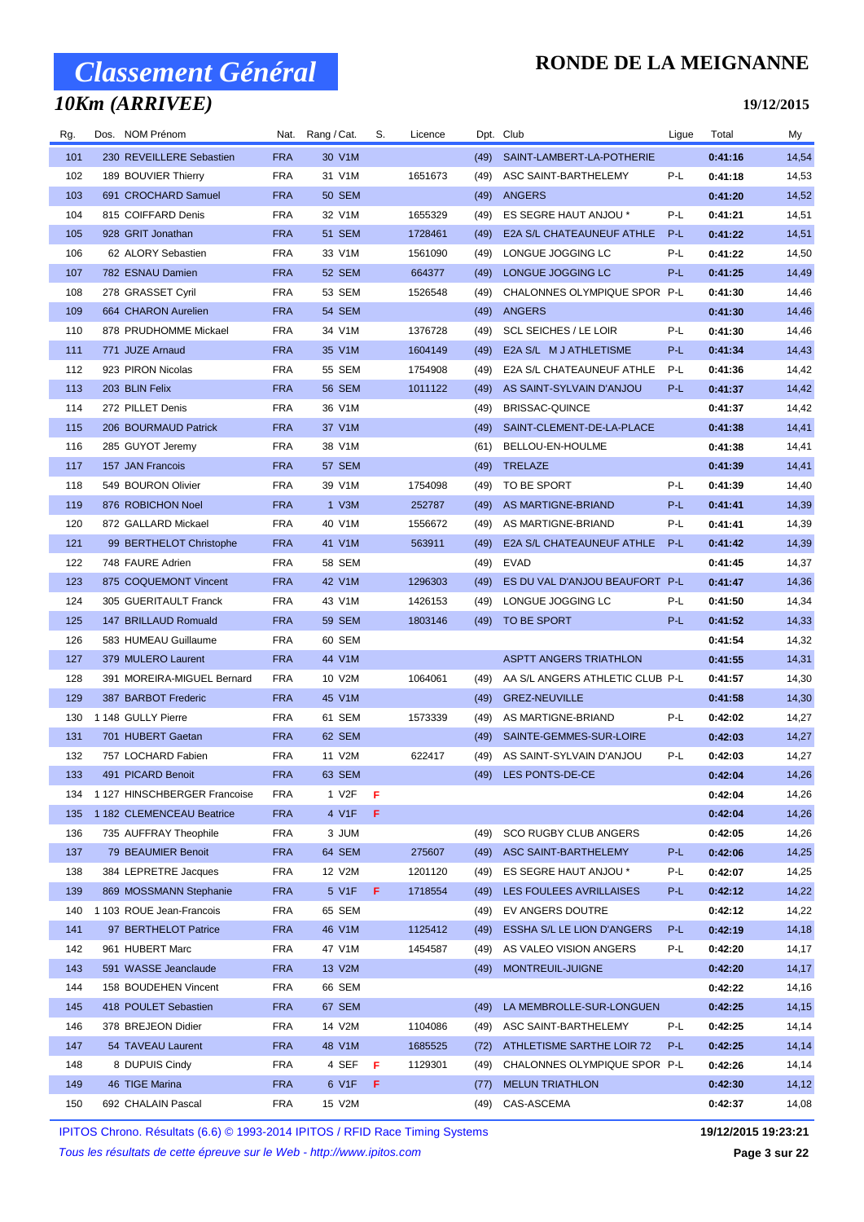# Classement Général

## RONDE DE LA MEIGNANNE

### 10Km (ARRIVEE)

**19/12/2015**

| Rg. | Dos. | NOM Prénom | Nat. | Rang / Cat. | S. | Licence | Dpt. | Club | Ligue | Total | My |
|---|---|---|---|---|---|---|---|---|---|---|---|
| 101 | 230 | REVEILLERE Sebastien | FRA | 30 V1M | | | (49) | SAINT-LAMBERT-LA-POTHERIE | | **0:41:16** | 14,54 |
| 102 | 189 | BOUVIER Thierry | FRA | 31 V1M | | 1651673 | (49) | ASC SAINT-BARTHELEMY | P-L | **0:41:18** | 14,53 |
| 103 | 691 | CROCHARD Samuel | FRA | 50 SEM | | | (49) | ANGERS | | **0:41:20** | 14,52 |
| 104 | 815 | COIFFARD Denis | FRA | 32 V1M | | 1655329 | (49) | ES SEGRE HAUT ANJOU * | P-L | **0:41:21** | 14,51 |
| 105 | 928 | GRIT Jonathan | FRA | 51 SEM | | 1728461 | (49) | E2A S/L CHATEAUNEUF ATHLE | P-L | **0:41:22** | 14,51 |
| 106 | 62 | ALORY Sebastien | FRA | 33 V1M | | 1561090 | (49) | LONGUE JOGGING LC | P-L | **0:41:22** | 14,50 |
| 107 | 782 | ESNAU Damien | FRA | 52 SEM | | 664377 | (49) | LONGUE JOGGING LC | P-L | **0:41:25** | 14,49 |
| 108 | 278 | GRASSET Cyril | FRA | 53 SEM | | 1526548 | (49) | CHALONNES OLYMPIQUE SPOR | P-L | **0:41:30** | 14,46 |
| 109 | 664 | CHARON Aurelien | FRA | 54 SEM | | | (49) | ANGERS | | **0:41:30** | 14,46 |
| 110 | 878 | PRUDHOMME Mickael | FRA | 34 V1M | | 1376728 | (49) | SCL SEICHES / LE LOIR | P-L | **0:41:30** | 14,46 |
| 111 | 771 | JUZE Arnaud | FRA | 35 V1M | | 1604149 | (49) | E2A S/L M J ATHLETISME | P-L | **0:41:34** | 14,43 |
| 112 | 923 | PIRON Nicolas | FRA | 55 SEM | | 1754908 | (49) | E2A S/L CHATEAUNEUF ATHLE | P-L | **0:41:36** | 14,42 |
| 113 | 203 | BLIN Felix | FRA | 56 SEM | | 1011122 | (49) | AS SAINT-SYLVAIN D'ANJOU | P-L | **0:41:37** | 14,42 |
| 114 | 272 | PILLET Denis | FRA | 36 V1M | | | (49) | BRISSAC-QUINCE | | **0:41:37** | 14,42 |
| 115 | 206 | BOURMAUD Patrick | FRA | 37 V1M | | | (49) | SAINT-CLEMENT-DE-LA-PLACE | | **0:41:38** | 14,41 |
| 116 | 285 | GUYOT Jeremy | FRA | 38 V1M | | | (61) | BELLOU-EN-HOULME | | **0:41:38** | 14,41 |
| 117 | 157 | JAN Francois | FRA | 57 SEM | | | (49) | TRELAZE | | **0:41:39** | 14,41 |
| 118 | 549 | BOURON Olivier | FRA | 39 V1M | | 1754098 | (49) | TO BE SPORT | P-L | **0:41:39** | 14,40 |
| 119 | 876 | ROBICHON Noel | FRA | 1 V3M | | 252787 | (49) | AS MARTIGNE-BRIAND | P-L | **0:41:41** | 14,39 |
| 120 | 872 | GALLARD Mickael | FRA | 40 V1M | | 1556672 | (49) | AS MARTIGNE-BRIAND | P-L | **0:41:41** | 14,39 |
| 121 | 99 | BERTHELOT Christophe | FRA | 41 V1M | | 563911 | (49) | E2A S/L CHATEAUNEUF ATHLE | P-L | **0:41:42** | 14,39 |
| 122 | 748 | FAURE Adrien | FRA | 58 SEM | | | (49) | EVAD | | **0:41:45** | 14,37 |
| 123 | 875 | COQUEMONT Vincent | FRA | 42 V1M | | 1296303 | (49) | ES DU VAL D'ANJOU BEAUFORT | P-L | **0:41:47** | 14,36 |
| 124 | 305 | GUERITAULT Franck | FRA | 43 V1M | | 1426153 | (49) | LONGUE JOGGING LC | P-L | **0:41:50** | 14,34 |
| 125 | 147 | BRILLAUD Romuald | FRA | 59 SEM | | 1803146 | (49) | TO BE SPORT | P-L | **0:41:52** | 14,33 |
| 126 | 583 | HUMEAU Guillaume | FRA | 60 SEM | | | | | | **0:41:54** | 14,32 |
| 127 | 379 | MULERO Laurent | FRA | 44 V1M | | | | ASPTT ANGERS TRIATHLON | | **0:41:55** | 14,31 |
| 128 | 391 | MOREIRA-MIGUEL Bernard | FRA | 10 V2M | | 1064061 | (49) | AA S/L ANGERS ATHLETIC CLUB | P-L | **0:41:57** | 14,30 |
| 129 | 387 | BARBOT Frederic | FRA | 45 V1M | | | (49) | GREZ-NEUVILLE | | **0:41:58** | 14,30 |
| 130 | 1 148 | GULLY Pierre | FRA | 61 SEM | | 1573339 | (49) | AS MARTIGNE-BRIAND | P-L | **0:42:02** | 14,27 |
| 131 | 701 | HUBERT Gaetan | FRA | 62 SEM | | | (49) | SAINTE-GEMMES-SUR-LOIRE | | **0:42:03** | 14,27 |
| 132 | 757 | LOCHARD Fabien | FRA | 11 V2M | | 622417 | (49) | AS SAINT-SYLVAIN D'ANJOU | P-L | **0:42:03** | 14,27 |
| 133 | 491 | PICARD Benoit | FRA | 63 SEM | | | (49) | LES PONTS-DE-CE | | **0:42:04** | 14,26 |
| 134 | 1 127 | HINSCHBERGER Francoise | FRA | 1 V2F | F | | | | | **0:42:04** | 14,26 |
| 135 | 1 182 | CLEMENCEAU Beatrice | FRA | 4 V1F | F | | | | | **0:42:04** | 14,26 |
| 136 | 735 | AUFFRAY Theophile | FRA | 3 JUM | | | (49) | SCO RUGBY CLUB ANGERS | | **0:42:05** | 14,26 |
| 137 | 79 | BEAUMIER Benoit | FRA | 64 SEM | | 275607 | (49) | ASC SAINT-BARTHELEMY | P-L | **0:42:06** | 14,25 |
| 138 | 384 | LEPRETRE Jacques | FRA | 12 V2M | | 1201120 | (49) | ES SEGRE HAUT ANJOU * | P-L | **0:42:07** | 14,25 |
| 139 | 869 | MOSSMANN Stephanie | FRA | 5 V1F | F | 1718554 | (49) | LES FOULEES AVRILLAISES | P-L | **0:42:12** | 14,22 |
| 140 | 1 103 | ROUE Jean-Francois | FRA | 65 SEM | | | (49) | EV ANGERS DOUTRE | | **0:42:12** | 14,22 |
| 141 | 97 | BERTHELOT Patrice | FRA | 46 V1M | | 1125412 | (49) | ESSHA S/L LE LION D'ANGERS | P-L | **0:42:19** | 14,18 |
| 142 | 961 | HUBERT Marc | FRA | 47 V1M | | 1454587 | (49) | AS VALEO VISION ANGERS | P-L | **0:42:20** | 14,17 |
| 143 | 591 | WASSE Jeanclaude | FRA | 13 V2M | | | (49) | MONTREUIL-JUIGNE | | **0:42:20** | 14,17 |
| 144 | 158 | BOUDEHEN Vincent | FRA | 66 SEM | | | | | | **0:42:22** | 14,16 |
| 145 | 418 | POULET Sebastien | FRA | 67 SEM | | | (49) | LA MEMBROLLE-SUR-LONGUEN | | **0:42:25** | 14,15 |
| 146 | 378 | BREJEON Didier | FRA | 14 V2M | | 1104086 | (49) | ASC SAINT-BARTHELEMY | P-L | **0:42:25** | 14,14 |
| 147 | 54 | TAVEAU Laurent | FRA | 48 V1M | | 1685525 | (72) | ATHLETISME SARTHE LOIR 72 | P-L | **0:42:25** | 14,14 |
| 148 | 8 | DUPUIS Cindy | FRA | 4 SEF | F | 1129301 | (49) | CHALONNES OLYMPIQUE SPOR | P-L | **0:42:26** | 14,14 |
| 149 | 46 | TIGE Marina | FRA | 6 V1F | F | | (77) | MELUN TRIATHLON | | **0:42:30** | 14,12 |
| 150 | 692 | CHALAIN Pascal | FRA | 15 V2M | | | (49) | CAS-ASCEMA | | **0:42:37** | 14,08 |

IPITOS Chrono. Résultats (6.6) © 1993-2014 IPITOS / RFID Race Timing Systems — **19/12/2015 19:23:21**

*Tous les résultats de cette épreuve sur le Web - http://www.ipitos.com*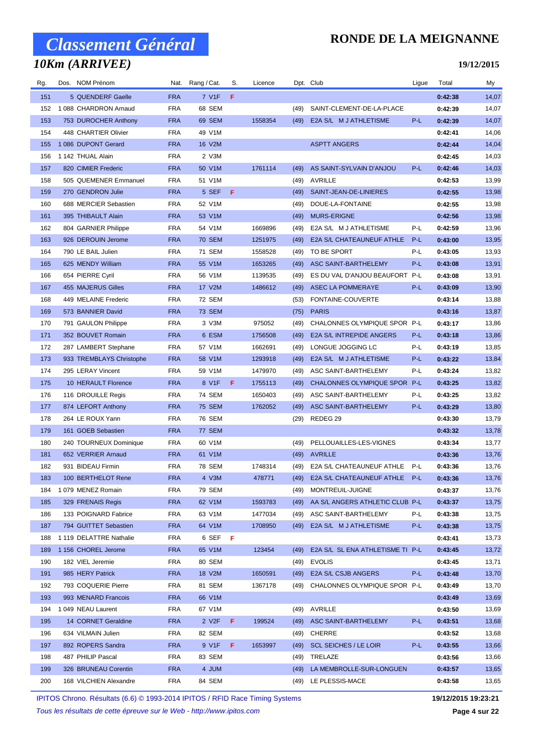# Classement Général

## RONDE DE LA MEIGNANNE

### 10Km (ARRIVEE)

**19/12/2015**

| Rg. | Dos. | NOM Prénom | Nat. | Rang / Cat. | S. | Licence | Dpt. | Club | Ligue | Total | My |
|---|---|---|---|---|---|---|---|---|---|---|---|
| 151 | 5 | QUENDERF Gaelle | FRA | 7 V1F | F | | | | | 0:42:38 | 14,07 |
| 152 | 1 088 | CHARDRON Arnaud | FRA | 68 SEM | | | (49) | SAINT-CLEMENT-DE-LA-PLACE | | 0:42:39 | 14,07 |
| 153 | 753 | DUROCHER Anthony | FRA | 69 SEM | | 1558354 | (49) | E2A S/L M J ATHLETISME | P-L | 0:42:39 | 14,07 |
| 154 | 448 | CHARTIER Olivier | FRA | 49 V1M | | | | | | 0:42:41 | 14,06 |
| 155 | 1 086 | DUPONT Gerard | FRA | 16 V2M | | | | ASPTT ANGERS | | 0:42:44 | 14,04 |
| 156 | 1 142 | THUAL Alain | FRA | 2 V3M | | | | | | 0:42:45 | 14,03 |
| 157 | 820 | CIMIER Frederic | FRA | 50 V1M | | 1761114 | (49) | AS SAINT-SYLVAIN D'ANJOU | P-L | 0:42:46 | 14,03 |
| 158 | 505 | QUEMENER Emmanuel | FRA | 51 V1M | | | (49) | AVRILLE | | 0:42:53 | 13,99 |
| 159 | 270 | GENDRON Julie | FRA | 5 SEF | F | | (49) | SAINT-JEAN-DE-LINIERES | | 0:42:55 | 13,98 |
| 160 | 688 | MERCIER Sebastien | FRA | 52 V1M | | | (49) | DOUE-LA-FONTAINE | | 0:42:55 | 13,98 |
| 161 | 395 | THIBAULT Alain | FRA | 53 V1M | | | (49) | MURS-ERIGNE | | 0:42:56 | 13,98 |
| 162 | 804 | GARNIER Philippe | FRA | 54 V1M | | 1669896 | (49) | E2A S/L M J ATHLETISME | P-L | 0:42:59 | 13,96 |
| 163 | 926 | DEROUIN Jerome | FRA | 70 SEM | | 1251975 | (49) | E2A S/L CHATEAUNEUF ATHLE | P-L | 0:43:00 | 13,95 |
| 164 | 790 | LE BAIL Julien | FRA | 71 SEM | | 1558528 | (49) | TO BE SPORT | P-L | 0:43:05 | 13,93 |
| 165 | 625 | MENDY William | FRA | 55 V1M | | 1653265 | (49) | ASC SAINT-BARTHELEMY | P-L | 0:43:08 | 13,91 |
| 166 | 654 | PIERRE Cyril | FRA | 56 V1M | | 1139535 | (49) | ES DU VAL D'ANJOU BEAUFORT | P-L | 0:43:08 | 13,91 |
| 167 | 455 | MAJERUS Gilles | FRA | 17 V2M | | 1486612 | (49) | ASEC LA POMMERAYE | P-L | 0:43:09 | 13,90 |
| 168 | 449 | MELAINE Frederic | FRA | 72 SEM | | | (53) | FONTAINE-COUVERTE | | 0:43:14 | 13,88 |
| 169 | 573 | BANNIER David | FRA | 73 SEM | | | (75) | PARIS | | 0:43:16 | 13,87 |
| 170 | 791 | GAULON Philippe | FRA | 3 V3M | | 975052 | (49) | CHALONNES OLYMPIQUE SPOR | P-L | 0:43:17 | 13,86 |
| 171 | 352 | BOUVET Romain | FRA | 6 ESM | | 1756508 | (49) | E2A S/L INTREPIDE ANGERS | P-L | 0:43:18 | 13,86 |
| 172 | 287 | LAMBERT Stephane | FRA | 57 V1M | | 1662691 | (49) | LONGUE JOGGING LC | P-L | 0:43:19 | 13,85 |
| 173 | 933 | TREMBLAYS Christophe | FRA | 58 V1M | | 1293918 | (49) | E2A S/L M J ATHLETISME | P-L | 0:43:22 | 13,84 |
| 174 | 295 | LERAY Vincent | FRA | 59 V1M | | 1479970 | (49) | ASC SAINT-BARTHELEMY | P-L | 0:43:24 | 13,82 |
| 175 | 10 | HERAULT Florence | FRA | 8 V1F | F | 1755113 | (49) | CHALONNES OLYMPIQUE SPOR | P-L | 0:43:25 | 13,82 |
| 176 | 116 | DROUILLE Regis | FRA | 74 SEM | | 1650403 | (49) | ASC SAINT-BARTHELEMY | P-L | 0:43:25 | 13,82 |
| 177 | 874 | LEFORT Anthony | FRA | 75 SEM | | 1762052 | (49) | ASC SAINT-BARTHELEMY | P-L | 0:43:29 | 13,80 |
| 178 | 264 | LE ROUX Yann | FRA | 76 SEM | | | (29) | REDEG 29 | | 0:43:30 | 13,79 |
| 179 | 161 | GOEB Sebastien | FRA | 77 SEM | | | | | | 0:43:32 | 13,78 |
| 180 | 240 | TOURNEUX Dominique | FRA | 60 V1M | | | (49) | PELLOUAILLES-LES-VIGNES | | 0:43:34 | 13,77 |
| 181 | 652 | VERRIER Arnaud | FRA | 61 V1M | | | (49) | AVRILLE | | 0:43:36 | 13,76 |
| 182 | 931 | BIDEAU Firmin | FRA | 78 SEM | | 1748314 | (49) | E2A S/L CHATEAUNEUF ATHLE | P-L | 0:43:36 | 13,76 |
| 183 | 100 | BERTHELOT Rene | FRA | 4 V3M | | 478771 | (49) | E2A S/L CHATEAUNEUF ATHLE | P-L | 0:43:36 | 13,76 |
| 184 | 1 079 | MENEZ Romain | FRA | 79 SEM | | | (49) | MONTREUIL-JUIGNE | | 0:43:37 | 13,76 |
| 185 | 329 | FRENAIS Regis | FRA | 62 V1M | | 1593783 | (49) | AA S/L ANGERS ATHLETIC CLUB | P-L | 0:43:37 | 13,75 |
| 186 | 133 | POIGNARD Fabrice | FRA | 63 V1M | | 1477034 | (49) | ASC SAINT-BARTHELEMY | P-L | 0:43:38 | 13,75 |
| 187 | 794 | GUITTET Sebastien | FRA | 64 V1M | | 1708950 | (49) | E2A S/L M J ATHLETISME | P-L | 0:43:38 | 13,75 |
| 188 | 1 119 | DELATTRE Nathalie | FRA | 6 SEF | F | | | | | 0:43:41 | 13,73 |
| 189 | 1 156 | CHOREL Jerome | FRA | 65 V1M | | 123454 | (49) | E2A S/L SL ENA ATHLETISME TI | P-L | 0:43:45 | 13,72 |
| 190 | 182 | VIEL Jeremie | FRA | 80 SEM | | | (49) | EVOLIS | | 0:43:45 | 13,71 |
| 191 | 985 | HERY Patrick | FRA | 18 V2M | | 1650591 | (49) | E2A S/L CSJB ANGERS | P-L | 0:43:48 | 13,70 |
| 192 | 793 | COQUERIE Pierre | FRA | 81 SEM | | 1367178 | (49) | CHALONNES OLYMPIQUE SPOR | P-L | 0:43:49 | 13,70 |
| 193 | 993 | MENARD Francois | FRA | 66 V1M | | | | | | 0:43:49 | 13,69 |
| 194 | 1 049 | NEAU Laurent | FRA | 67 V1M | | | (49) | AVRILLE | | 0:43:50 | 13,69 |
| 195 | 14 | CORNET Geraldine | FRA | 2 V2F | F | 199524 | (49) | ASC SAINT-BARTHELEMY | P-L | 0:43:51 | 13,68 |
| 196 | 634 | VILMAIN Julien | FRA | 82 SEM | | | (49) | CHERRE | | 0:43:52 | 13,68 |
| 197 | 892 | ROPERS Sandra | FRA | 9 V1F | F | 1653997 | (49) | SCL SEICHES / LE LOIR | P-L | 0:43:55 | 13,66 |
| 198 | 487 | PHILIP Pascal | FRA | 83 SEM | | | (49) | TRELAZE | | 0:43:56 | 13,66 |
| 199 | 326 | BRUNEAU Corentin | FRA | 4 JUM | | | (49) | LA MEMBROLLE-SUR-LONGUEN | | 0:43:57 | 13,65 |
| 200 | 168 | VILCHIEN Alexandre | FRA | 84 SEM | | | (49) | LE PLESSIS-MACE | | 0:43:58 | 13,65 |

IPITOS Chrono. Résultats (6.6) © 1993-2014 IPITOS / RFID Race Timing Systems — **19/12/2015 19:23:21**

*Tous les résultats de cette épreuve sur le Web - http://www.ipitos.com*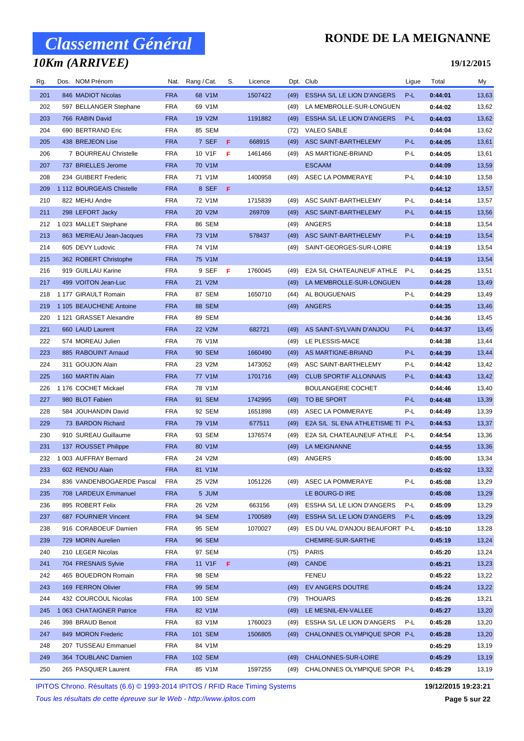# Classement Général

## 10Km (ARRIVEE)

**RONDE DE LA MEIGNANNE**

**19/12/2015**

| Rg. | Dos. | NOM Prénom | Nat. | Rang / Cat. | S. | Licence | Dpt. | Club | Ligue | Total | My |
|---|---|---|---|---|---|---|---|---|---|---|---|
| 201 | 846 | MADIOT Nicolas | FRA | 68 V1M | | 1507422 | (49) | ESSHA S/L LE LION D'ANGERS | P-L | 0:44:01 | 13,63 |
| 202 | 597 | BELLANGER Stephane | FRA | 69 V1M | | | (49) | LA MEMBROLLE-SUR-LONGUEN | | 0:44:02 | 13,62 |
| 203 | 766 | RABIN David | FRA | 19 V2M | | 1191882 | (49) | ESSHA S/L LE LION D'ANGERS | P-L | 0:44:03 | 13,62 |
| 204 | 690 | BERTRAND Eric | FRA | 85 SEM | | | (72) | VALEO SABLE | | 0:44:04 | 13,62 |
| 205 | 438 | BREJEON Lise | FRA | 7 SEF | F | 668915 | (49) | ASC SAINT-BARTHELEMY | P-L | 0:44:05 | 13,61 |
| 206 | 7 | BOURREAU Christelle | FRA | 10 V1F | F | 1461466 | (49) | AS MARTIGNE-BRIAND | P-L | 0:44:05 | 13,61 |
| 207 | 737 | BRIELLES Jerome | FRA | 70 V1M | | | | ESCAAM | | 0:44:09 | 13,59 |
| 208 | 234 | GUIBERT Frederic | FRA | 71 V1M | | 1400958 | (49) | ASEC LA POMMERAYE | P-L | 0:44:10 | 13,58 |
| 209 | 1 112 | BOURGEAIS Chistelle | FRA | 8 SEF | F | | | | | 0:44:12 | 13,57 |
| 210 | 822 | MEHU Andre | FRA | 72 V1M | | 1715839 | (49) | ASC SAINT-BARTHELEMY | P-L | 0:44:14 | 13,57 |
| 211 | 298 | LEFORT Jacky | FRA | 20 V2M | | 269709 | (49) | ASC SAINT-BARTHELEMY | P-L | 0:44:15 | 13,56 |
| 212 | 1 023 | MALLET Stephane | FRA | 86 SEM | | | (49) | ANGERS | | 0:44:18 | 13,54 |
| 213 | 863 | MERIEAU Jean-Jacques | FRA | 73 V1M | | 578437 | (49) | ASC SAINT-BARTHELEMY | P-L | 0:44:19 | 13,54 |
| 214 | 605 | DEVY Ludovic | FRA | 74 V1M | | | (49) | SAINT-GEORGES-SUR-LOIRE | | 0:44:19 | 13,54 |
| 215 | 362 | ROBERT Christophe | FRA | 75 V1M | | | | | | 0:44:19 | 13,54 |
| 216 | 919 | GUILLAU Karine | FRA | 9 SEF | F | 1760045 | (49) | E2A S/L CHATEAUNEUF ATHLE | P-L | 0:44:25 | 13,51 |
| 217 | 499 | VOITON Jean-Luc | FRA | 21 V2M | | | (49) | LA MEMBROLLE-SUR-LONGUEN | | 0:44:28 | 13,49 |
| 218 | 1 177 | GIRAULT Romain | FRA | 87 SEM | | 1650710 | (44) | AL BOUGUENAIS | P-L | 0:44:29 | 13,49 |
| 219 | 1 105 | BEAUCHENE Antoine | FRA | 88 SEM | | | (49) | ANGERS | | 0:44:35 | 13,46 |
| 220 | 1 121 | GRASSET Alexandre | FRA | 89 SEM | | | | | | 0:44:36 | 13,45 |
| 221 | 660 | LAUD Laurent | FRA | 22 V2M | | 682721 | (49) | AS SAINT-SYLVAIN D'ANJOU | P-L | 0:44:37 | 13,45 |
| 222 | 574 | MOREAU Julien | FRA | 76 V1M | | | (49) | LE PLESSIS-MACE | | 0:44:38 | 13,44 |
| 223 | 885 | RABOUINT Arnaud | FRA | 90 SEM | | 1660490 | (49) | AS MARTIGNE-BRIAND | P-L | 0:44:39 | 13,44 |
| 224 | 311 | GOUJON Alain | FRA | 23 V2M | | 1473052 | (49) | ASC SAINT-BARTHELEMY | P-L | 0:44:42 | 13,42 |
| 225 | 160 | MARTIN Alain | FRA | 77 V1M | | 1701716 | (49) | CLUB SPORTIF ALLONNAIS | P-L | 0:44:43 | 13,42 |
| 226 | 1 176 | COCHET Mickael | FRA | 78 V1M | | | | BOULANGERIE COCHET | | 0:44:46 | 13,40 |
| 227 | 980 | BLOT Fabien | FRA | 91 SEM | | 1742995 | (49) | TO BE SPORT | P-L | 0:44:48 | 13,39 |
| 228 | 584 | JOUHANDIN David | FRA | 92 SEM | | 1651898 | (49) | ASEC LA POMMERAYE | P-L | 0:44:49 | 13,39 |
| 229 | 73 | BARDON Richard | FRA | 79 V1M | | 677511 | (49) | E2A S/L SL ENA ATHLETISME TI | P-L | 0:44:53 | 13,37 |
| 230 | 910 | SUREAU Guillaume | FRA | 93 SEM | | 1376574 | (49) | E2A S/L CHATEAUNEUF ATHLE | P-L | 0:44:54 | 13,36 |
| 231 | 137 | ROUSSET Philippe | FRA | 80 V1M | | | (49) | LA MEIGNANNE | | 0:44:55 | 13,36 |
| 232 | 1 003 | AUFFRAY Bernard | FRA | 24 V2M | | | (49) | ANGERS | | 0:45:00 | 13,34 |
| 233 | 602 | RENOU Alain | FRA | 81 V1M | | | | | | 0:45:02 | 13,32 |
| 234 | 836 | VANDENBOGAERDE Pascal | FRA | 25 V2M | | 1051226 | (49) | ASEC LA POMMERAYE | P-L | 0:45:08 | 13,29 |
| 235 | 708 | LARDEUX Emmanuel | FRA | 5 JUM | | | | LE BOURG-D IRE | | 0:45:08 | 13,29 |
| 236 | 895 | ROBERT Felix | FRA | 26 V2M | | 663156 | (49) | ESSHA S/L LE LION D'ANGERS | P-L | 0:45:09 | 13,29 |
| 237 | 687 | FOURNIER Vincent | FRA | 94 SEM | | 1700589 | (49) | ESSHA S/L LE LION D'ANGERS | P-L | 0:45:09 | 13,29 |
| 238 | 916 | CORABOEUF Damien | FRA | 95 SEM | | 1070027 | (49) | ES DU VAL D'ANJOU BEAUFORT | P-L | 0:45:10 | 13,28 |
| 239 | 729 | MORIN Aurelien | FRA | 96 SEM | | | | CHEMIRE-SUR-SARTHE | | 0:45:19 | 13,24 |
| 240 | 210 | LEGER Nicolas | FRA | 97 SEM | | | (75) | PARIS | | 0:45:20 | 13,24 |
| 241 | 704 | FRESNAIS Sylvie | FRA | 11 V1F | F | | (49) | CANDE | | 0:45:21 | 13,23 |
| 242 | 465 | BOUEDRON Romain | FRA | 98 SEM | | | | FENEU | | 0:45:22 | 13,22 |
| 243 | 169 | FERRON Olivier | FRA | 99 SEM | | | (49) | EV ANGERS DOUTRE | | 0:45:24 | 13,22 |
| 244 | 432 | COURCOUL Nicolas | FRA | 100 SEM | | | (79) | THOUARS | | 0:45:26 | 13,21 |
| 245 | 1 063 | CHATAIGNER Patrice | FRA | 82 V1M | | | (49) | LE MESNIL-EN-VALLEE | | 0:45:27 | 13,20 |
| 246 | 398 | BRAUD Benoit | FRA | 83 V1M | | 1760023 | (49) | ESSHA S/L LE LION D'ANGERS | P-L | 0:45:28 | 13,20 |
| 247 | 849 | MORON Frederic | FRA | 101 SEM | | 1506805 | (49) | CHALONNES OLYMPIQUE SPOR | P-L | 0:45:28 | 13,20 |
| 248 | 207 | TUSSEAU Emmanuel | FRA | 84 V1M | | | | | | 0:45:29 | 13,19 |
| 249 | 364 | TOUBLANC Damien | FRA | 102 SEM | | | (49) | CHALONNES-SUR-LOIRE | | 0:45:29 | 13,19 |
| 250 | 265 | PASQUIER Laurent | FRA | 85 V1M | | 1597255 | (49) | CHALONNES OLYMPIQUE SPOR | P-L | 0:45:29 | 13,19 |

IPITOS Chrono. Résultats (6.6) © 1993-2014 IPITOS / RFID Race Timing Systems — **19/12/2015 19:23:21**

*Tous les résultats de cette épreuve sur le Web - http://www.ipitos.com*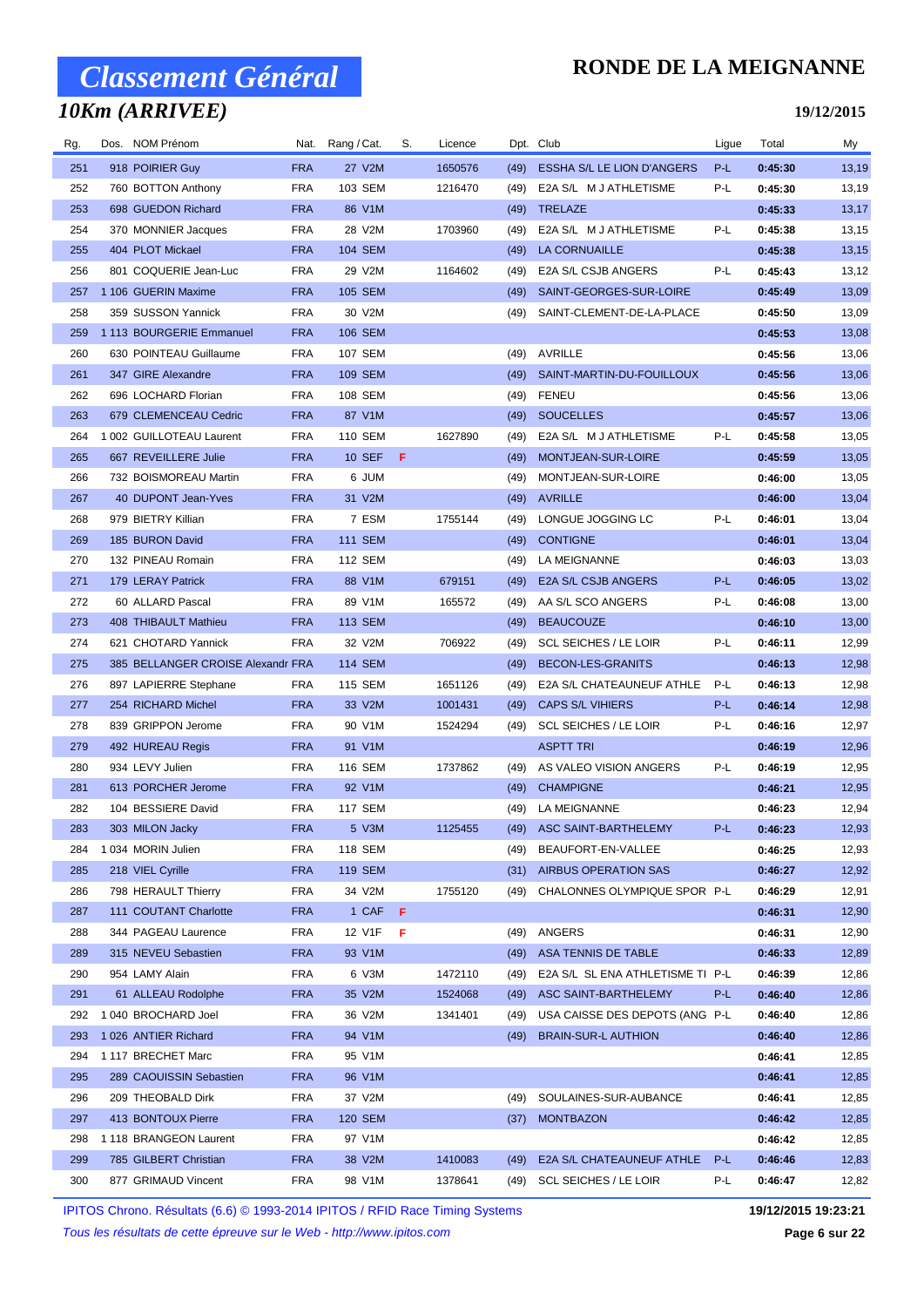# Classement Général

## 10Km (ARRIVEE)

# RONDE DE LA MEIGNANNE

**19/12/2015**

| Rg. | Dos. | NOM Prénom | Nat. | Rang / Cat. | S. | Licence | Dpt. | Club | Ligue | Total | My |
|---|---|---|---|---|---|---|---|---|---|---|---|
| 251 | 918 | POIRIER Guy | FRA | 27 V2M | | 1650576 | (49) | ESSHA S/L LE LION D'ANGERS | P-L | 0:45:30 | 13,19 |
| 252 | 760 | BOTTON Anthony | FRA | 103 SEM | | 1216470 | (49) | E2A S/L M J ATHLETISME | P-L | 0:45:30 | 13,19 |
| 253 | 698 | GUEDON Richard | FRA | 86 V1M | | | (49) | TRELAZE | | 0:45:33 | 13,17 |
| 254 | 370 | MONNIER Jacques | FRA | 28 V2M | | 1703960 | (49) | E2A S/L M J ATHLETISME | P-L | 0:45:38 | 13,15 |
| 255 | 404 | PLOT Mickael | FRA | 104 SEM | | | (49) | LA CORNUAILLE | | 0:45:38 | 13,15 |
| 256 | 801 | COQUERIE Jean-Luc | FRA | 29 V2M | | 1164602 | (49) | E2A S/L CSJB ANGERS | P-L | 0:45:43 | 13,12 |
| 257 | 1 106 | GUERIN Maxime | FRA | 105 SEM | | | (49) | SAINT-GEORGES-SUR-LOIRE | | 0:45:49 | 13,09 |
| 258 | 359 | SUSSON Yannick | FRA | 30 V2M | | | (49) | SAINT-CLEMENT-DE-LA-PLACE | | 0:45:50 | 13,09 |
| 259 | 1 113 | BOURGERIE Emmanuel | FRA | 106 SEM | | | | | | 0:45:53 | 13,08 |
| 260 | 630 | POINTEAU Guillaume | FRA | 107 SEM | | | (49) | AVRILLE | | 0:45:56 | 13,06 |
| 261 | 347 | GIRE Alexandre | FRA | 109 SEM | | | (49) | SAINT-MARTIN-DU-FOUILLOUX | | 0:45:56 | 13,06 |
| 262 | 696 | LOCHARD Florian | FRA | 108 SEM | | | (49) | FENEU | | 0:45:56 | 13,06 |
| 263 | 679 | CLEMENCEAU Cedric | FRA | 87 V1M | | | (49) | SOUCELLES | | 0:45:57 | 13,06 |
| 264 | 1 002 | GUILLOTEAU Laurent | FRA | 110 SEM | | 1627890 | (49) | E2A S/L M J ATHLETISME | P-L | 0:45:58 | 13,05 |
| 265 | 667 | REVEILLERE Julie | FRA | 10 SEF | F | | (49) | MONTJEAN-SUR-LOIRE | | 0:45:59 | 13,05 |
| 266 | 732 | BOISMOREAU Martin | FRA | 6 JUM | | | (49) | MONTJEAN-SUR-LOIRE | | 0:46:00 | 13,05 |
| 267 | 40 | DUPONT Jean-Yves | FRA | 31 V2M | | | (49) | AVRILLE | | 0:46:00 | 13,04 |
| 268 | 979 | BIETRY Killian | FRA | 7 ESM | | 1755144 | (49) | LONGUE JOGGING LC | P-L | 0:46:01 | 13,04 |
| 269 | 185 | BURON David | FRA | 111 SEM | | | (49) | CONTIGNE | | 0:46:01 | 13,04 |
| 270 | 132 | PINEAU Romain | FRA | 112 SEM | | | (49) | LA MEIGNANNE | | 0:46:03 | 13,03 |
| 271 | 179 | LERAY Patrick | FRA | 88 V1M | | 679151 | (49) | E2A S/L CSJB ANGERS | P-L | 0:46:05 | 13,02 |
| 272 | 60 | ALLARD Pascal | FRA | 89 V1M | | 165572 | (49) | AA S/L SCO ANGERS | P-L | 0:46:08 | 13,00 |
| 273 | 408 | THIBAULT Mathieu | FRA | 113 SEM | | | (49) | BEAUCOUZE | | 0:46:10 | 13,00 |
| 274 | 621 | CHOTARD Yannick | FRA | 32 V2M | | 706922 | (49) | SCL SEICHES / LE LOIR | P-L | 0:46:11 | 12,99 |
| 275 | 385 | BELLANGER CROISE Alexandr | FRA | 114 SEM | | | (49) | BECON-LES-GRANITS | | 0:46:13 | 12,98 |
| 276 | 897 | LAPIERRE Stephane | FRA | 115 SEM | | 1651126 | (49) | E2A S/L CHATEAUNEUF ATHLE | P-L | 0:46:13 | 12,98 |
| 277 | 254 | RICHARD Michel | FRA | 33 V2M | | 1001431 | (49) | CAPS S/L VIHIERS | P-L | 0:46:14 | 12,98 |
| 278 | 839 | GRIPPON Jerome | FRA | 90 V1M | | 1524294 | (49) | SCL SEICHES / LE LOIR | P-L | 0:46:16 | 12,97 |
| 279 | 492 | HUREAU Regis | FRA | 91 V1M | | | | ASPTT TRI | | 0:46:19 | 12,96 |
| 280 | 934 | LEVY Julien | FRA | 116 SEM | | 1737862 | (49) | AS VALEO VISION ANGERS | P-L | 0:46:19 | 12,95 |
| 281 | 613 | PORCHER Jerome | FRA | 92 V1M | | | (49) | CHAMPIGNE | | 0:46:21 | 12,95 |
| 282 | 104 | BESSIERE David | FRA | 117 SEM | | | (49) | LA MEIGNANNE | | 0:46:23 | 12,94 |
| 283 | 303 | MILON Jacky | FRA | 5 V3M | | 1125455 | (49) | ASC SAINT-BARTHELEMY | P-L | 0:46:23 | 12,93 |
| 284 | 1 034 | MORIN Julien | FRA | 118 SEM | | | (49) | BEAUFORT-EN-VALLEE | | 0:46:25 | 12,93 |
| 285 | 218 | VIEL Cyrille | FRA | 119 SEM | | | (31) | AIRBUS OPERATION SAS | | 0:46:27 | 12,92 |
| 286 | 798 | HERAULT Thierry | FRA | 34 V2M | | 1755120 | (49) | CHALONNES OLYMPIQUE SPOR | P-L | 0:46:29 | 12,91 |
| 287 | 111 | COUTANT Charlotte | FRA | 1 CAF | F | | | | | 0:46:31 | 12,90 |
| 288 | 344 | PAGEAU Laurence | FRA | 12 V1F | F | | (49) | ANGERS | | 0:46:31 | 12,90 |
| 289 | 315 | NEVEU Sebastien | FRA | 93 V1M | | | (49) | ASA TENNIS DE TABLE | | 0:46:33 | 12,89 |
| 290 | 954 | LAMY Alain | FRA | 6 V3M | | 1472110 | (49) | E2A S/L SL ENA ATHLETISME TI | P-L | 0:46:39 | 12,86 |
| 291 | 61 | ALLEAU Rodolphe | FRA | 35 V2M | | 1524068 | (49) | ASC SAINT-BARTHELEMY | P-L | 0:46:40 | 12,86 |
| 292 | 1 040 | BROCHARD Joel | FRA | 36 V2M | | 1341401 | (49) | USA CAISSE DES DEPOTS (ANG | P-L | 0:46:40 | 12,86 |
| 293 | 1 026 | ANTIER Richard | FRA | 94 V1M | | | (49) | BRAIN-SUR-L AUTHION | | 0:46:40 | 12,86 |
| 294 | 1 117 | BRECHET Marc | FRA | 95 V1M | | | | | | 0:46:41 | 12,85 |
| 295 | 289 | CAOUISSIN Sebastien | FRA | 96 V1M | | | | | | 0:46:41 | 12,85 |
| 296 | 209 | THEOBALD Dirk | FRA | 37 V2M | | | (49) | SOULAINES-SUR-AUBANCE | | 0:46:41 | 12,85 |
| 297 | 413 | BONTOUX Pierre | FRA | 120 SEM | | | (37) | MONTBAZON | | 0:46:42 | 12,85 |
| 298 | 1 118 | BRANGEON Laurent | FRA | 97 V1M | | | | | | 0:46:42 | 12,85 |
| 299 | 785 | GILBERT Christian | FRA | 38 V2M | | 1410083 | (49) | E2A S/L CHATEAUNEUF ATHLE | P-L | 0:46:46 | 12,83 |
| 300 | 877 | GRIMAUD Vincent | FRA | 98 V1M | | 1378641 | (49) | SCL SEICHES / LE LOIR | P-L | 0:46:47 | 12,82 |

IPITOS Chrono. Résultats (6.6) © 1993-2014 IPITOS / RFID Race Timing Systems — 19/12/2015 19:23:21

*Tous les résultats de cette épreuve sur le Web - http://www.ipitos.com*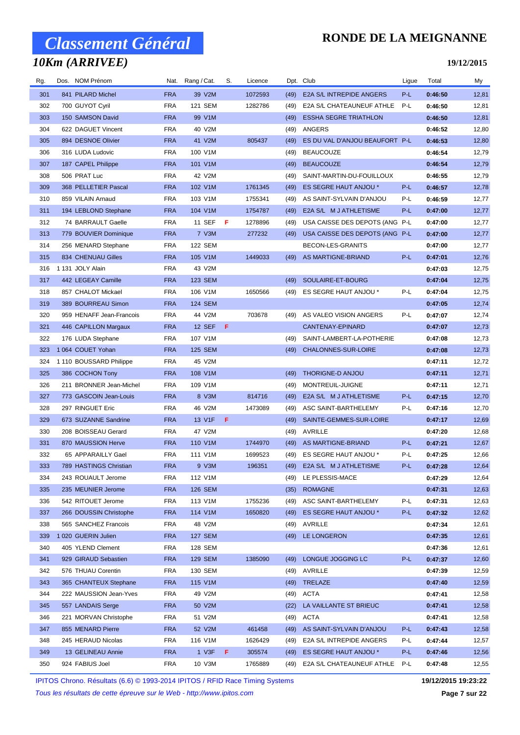# Classement Général

## 10Km (ARRIVEE)

**RONDE DE LA MEIGNANNE**

**19/12/2015**

| Rg. | Dos. | NOM Prénom | Nat. | Rang / Cat. | S. | Licence | Dpt. | Club | Ligue | Total | My |
|---|---|---|---|---|---|---|---|---|---|---|---|
| 301 | 841 | PILARD Michel | FRA | 39 V2M | | 1072593 | (49) | E2A S/L INTREPIDE ANGERS | P-L | 0:46:50 | 12,81 |
| 302 | 700 | GUYOT Cyril | FRA | 121 SEM | | 1282786 | (49) | E2A S/L CHATEAUNEUF ATHLE | P-L | 0:46:50 | 12,81 |
| 303 | 150 | SAMSON David | FRA | 99 V1M | | | (49) | ESSHA SEGRE TRIATHLON | | 0:46:50 | 12,81 |
| 304 | 622 | DAGUET Vincent | FRA | 40 V2M | | | (49) | ANGERS | | 0:46:52 | 12,80 |
| 305 | 894 | DESNOE Olivier | FRA | 41 V2M | | 805437 | (49) | ES DU VAL D'ANJOU BEAUFORT | P-L | 0:46:53 | 12,80 |
| 306 | 316 | LUDA Ludovic | FRA | 100 V1M | | | (49) | BEAUCOUZE | | 0:46:54 | 12,79 |
| 307 | 187 | CAPEL Philippe | FRA | 101 V1M | | | (49) | BEAUCOUZE | | 0:46:54 | 12,79 |
| 308 | 506 | PRAT Luc | FRA | 42 V2M | | | (49) | SAINT-MARTIN-DU-FOUILLOUX | | 0:46:55 | 12,79 |
| 309 | 368 | PELLETIER Pascal | FRA | 102 V1M | | 1761345 | (49) | ES SEGRE HAUT ANJOU * | P-L | 0:46:57 | 12,78 |
| 310 | 859 | VILAIN Arnaud | FRA | 103 V1M | | 1755341 | (49) | AS SAINT-SYLVAIN D'ANJOU | P-L | 0:46:59 | 12,77 |
| 311 | 194 | LEBLOND Stephane | FRA | 104 V1M | | 1754787 | (49) | E2A S/L M J ATHLETISME | P-L | 0:47:00 | 12,77 |
| 312 | 74 | BARRAULT Gaelle | FRA | 11 SEF | F | 1278896 | (49) | USA CAISSE DES DEPOTS (ANG | P-L | 0:47:00 | 12,77 |
| 313 | 779 | BOUVIER Dominique | FRA | 7 V3M | | 277232 | (49) | USA CAISSE DES DEPOTS (ANG | P-L | 0:47:00 | 12,77 |
| 314 | 256 | MENARD Stephane | FRA | 122 SEM | | | | BECON-LES-GRANITS | | 0:47:00 | 12,77 |
| 315 | 834 | CHENUAU Gilles | FRA | 105 V1M | | 1449033 | (49) | AS MARTIGNE-BRIAND | P-L | 0:47:01 | 12,76 |
| 316 | 1 131 | JOLY Alain | FRA | 43 V2M | | | | | | 0:47:03 | 12,75 |
| 317 | 442 | LEGEAY Camille | FRA | 123 SEM | | | (49) | SOULAIRE-ET-BOURG | | 0:47:04 | 12,75 |
| 318 | 857 | CHALOT Mickael | FRA | 106 V1M | | 1650566 | (49) | ES SEGRE HAUT ANJOU * | P-L | 0:47:04 | 12,75 |
| 319 | 389 | BOURREAU Simon | FRA | 124 SEM | | | | | | 0:47:05 | 12,74 |
| 320 | 959 | HENAFF Jean-Francois | FRA | 44 V2M | | 703678 | (49) | AS VALEO VISION ANGERS | P-L | 0:47:07 | 12,74 |
| 321 | 446 | CAPILLON Margaux | FRA | 12 SEF | F | | | CANTENAY-EPINARD | | 0:47:07 | 12,73 |
| 322 | 176 | LUDA Stephane | FRA | 107 V1M | | | (49) | SAINT-LAMBERT-LA-POTHERIE | | 0:47:08 | 12,73 |
| 323 | 1 064 | COUET Yohan | FRA | 125 SEM | | | (49) | CHALONNES-SUR-LOIRE | | 0:47:08 | 12,73 |
| 324 | 1 110 | BOUSSARD Philippe | FRA | 45 V2M | | | | | | 0:47:11 | 12,72 |
| 325 | 386 | COCHON Tony | FRA | 108 V1M | | | (49) | THORIGNE-D ANJOU | | 0:47:11 | 12,71 |
| 326 | 211 | BRONNER Jean-Michel | FRA | 109 V1M | | | (49) | MONTREUIL-JUIGNE | | 0:47:11 | 12,71 |
| 327 | 773 | GASCOIN Jean-Louis | FRA | 8 V3M | | 814716 | (49) | E2A S/L M J ATHLETISME | P-L | 0:47:15 | 12,70 |
| 328 | 297 | RINGUET Eric | FRA | 46 V2M | | 1473089 | (49) | ASC SAINT-BARTHELEMY | P-L | 0:47:16 | 12,70 |
| 329 | 673 | SUZANNE Sandrine | FRA | 13 V1F | F | | (49) | SAINTE-GEMMES-SUR-LOIRE | | 0:47:17 | 12,69 |
| 330 | 208 | BOISSEAU Gerard | FRA | 47 V2M | | | (49) | AVRILLE | | 0:47:20 | 12,68 |
| 331 | 870 | MAUSSION Herve | FRA | 110 V1M | | 1744970 | (49) | AS MARTIGNE-BRIAND | P-L | 0:47:21 | 12,67 |
| 332 | 65 | APPARAILLY Gael | FRA | 111 V1M | | 1699523 | (49) | ES SEGRE HAUT ANJOU * | P-L | 0:47:25 | 12,66 |
| 333 | 789 | HASTINGS Christian | FRA | 9 V3M | | 196351 | (49) | E2A S/L M J ATHLETISME | P-L | 0:47:28 | 12,64 |
| 334 | 243 | ROUAULT Jerome | FRA | 112 V1M | | | (49) | LE PLESSIS-MACE | | 0:47:29 | 12,64 |
| 335 | 235 | MEUNIER Jerome | FRA | 126 SEM | | | (35) | ROMAGNE | | 0:47:31 | 12,63 |
| 336 | 542 | RITOUET Jerome | FRA | 113 V1M | | 1755236 | (49) | ASC SAINT-BARTHELEMY | P-L | 0:47:31 | 12,63 |
| 337 | 266 | DOUSSIN Christophe | FRA | 114 V1M | | 1650820 | (49) | ES SEGRE HAUT ANJOU * | P-L | 0:47:32 | 12,62 |
| 338 | 565 | SANCHEZ Francois | FRA | 48 V2M | | | (49) | AVRILLE | | 0:47:34 | 12,61 |
| 339 | 1 020 | GUERIN Julien | FRA | 127 SEM | | | (49) | LE LONGERON | | 0:47:35 | 12,61 |
| 340 | 405 | YLEND Clement | FRA | 128 SEM | | | | | | 0:47:36 | 12,61 |
| 341 | 929 | GIRAUD Sebastien | FRA | 129 SEM | | 1385090 | (49) | LONGUE JOGGING LC | P-L | 0:47:37 | 12,60 |
| 342 | 576 | THUAU Corentin | FRA | 130 SEM | | | (49) | AVRILLE | | 0:47:39 | 12,59 |
| 343 | 365 | CHANTEUX Stephane | FRA | 115 V1M | | | (49) | TRELAZE | | 0:47:40 | 12,59 |
| 344 | 222 | MAUSSION Jean-Yves | FRA | 49 V2M | | | (49) | ACTA | | 0:47:41 | 12,58 |
| 345 | 557 | LANDAIS Serge | FRA | 50 V2M | | | (22) | LA VAILLANTE ST BRIEUC | | 0:47:41 | 12,58 |
| 346 | 221 | MORVAN Christophe | FRA | 51 V2M | | | (49) | ACTA | | 0:47:41 | 12,58 |
| 347 | 855 | MENARD Pierre | FRA | 52 V2M | | 461458 | (49) | AS SAINT-SYLVAIN D'ANJOU | P-L | 0:47:43 | 12,58 |
| 348 | 245 | HERAUD Nicolas | FRA | 116 V1M | | 1626429 | (49) | E2A S/L INTREPIDE ANGERS | P-L | 0:47:44 | 12,57 |
| 349 | 13 | GELINEAU Annie | FRA | 1 V3F | F | 305574 | (49) | ES SEGRE HAUT ANJOU * | P-L | 0:47:46 | 12,56 |
| 350 | 924 | FABIUS Joel | FRA | 10 V3M | | 1765889 | (49) | E2A S/L CHATEAUNEUF ATHLE | P-L | 0:47:48 | 12,55 |

IPITOS Chrono. Résultats (6.6) © 1993-2014 IPITOS / RFID Race Timing Systems — **19/12/2015 19:23:22**

*Tous les résultats de cette épreuve sur le Web - http://www.ipitos.com*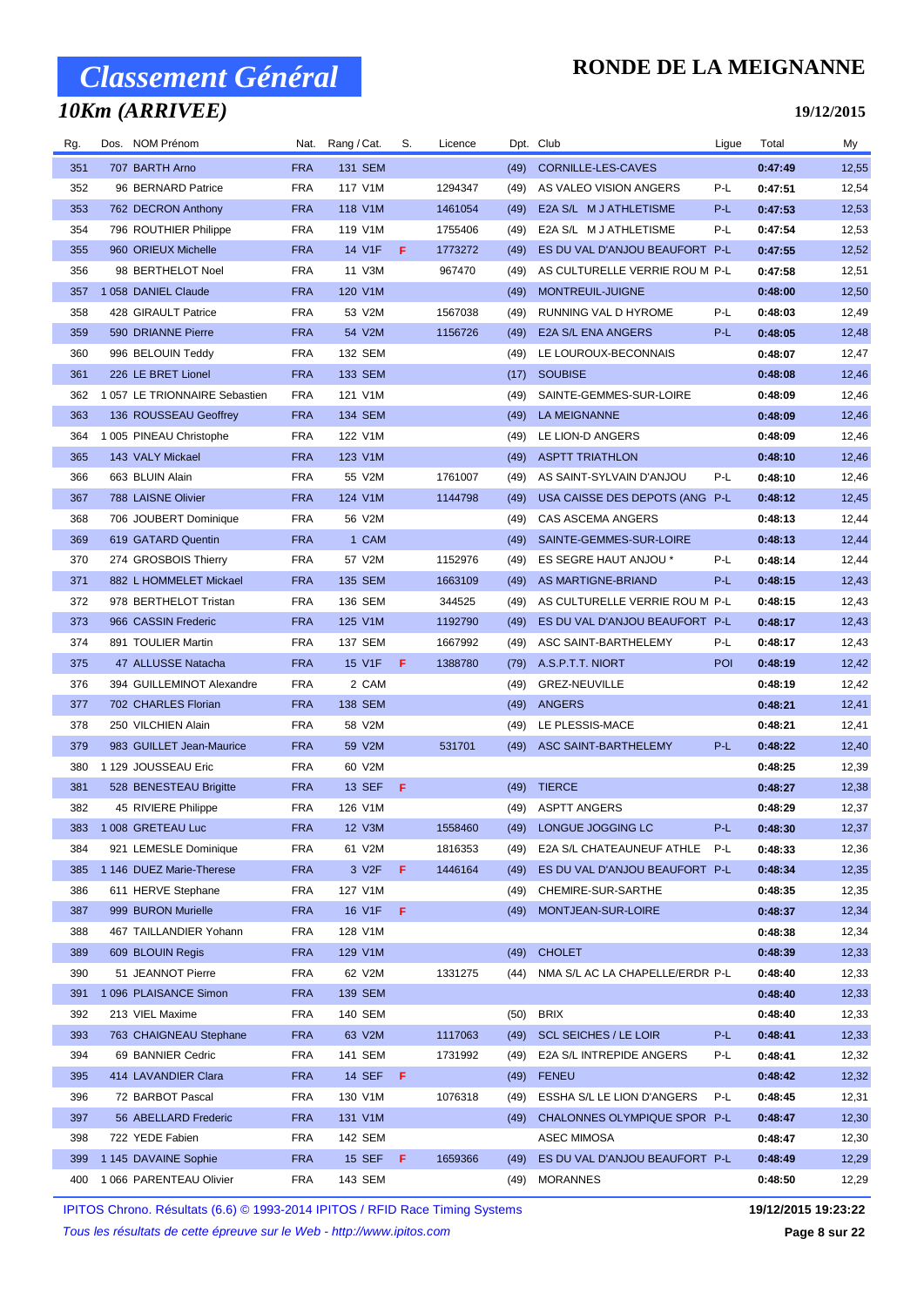# Classement Général

## 10Km (ARRIVEE)

# RONDE DE LA MEIGNANNE

19/12/2015

| Rg. | Dos. | NOM Prénom | Nat. | Rang / Cat. | S. | Licence | Dpt. | Club | Ligue | Total | My |
|---|---|---|---|---|---|---|---|---|---|---|---|
| 351 | 707 | BARTH Arno | FRA | 131 SEM | | | (49) | CORNILLE-LES-CAVES | | 0:47:49 | 12,55 |
| 352 | 96 | BERNARD Patrice | FRA | 117 V1M | | 1294347 | (49) | AS VALEO VISION ANGERS | P-L | 0:47:51 | 12,54 |
| 353 | 762 | DECRON Anthony | FRA | 118 V1M | | 1461054 | (49) | E2A S/L M J ATHLETISME | P-L | 0:47:53 | 12,53 |
| 354 | 796 | ROUTHIER Philippe | FRA | 119 V1M | | 1755406 | (49) | E2A S/L M J ATHLETISME | P-L | 0:47:54 | 12,53 |
| 355 | 960 | ORIEUX Michelle | FRA | 14 V1F | F | 1773272 | (49) | ES DU VAL D'ANJOU BEAUFORT | P-L | 0:47:55 | 12,52 |
| 356 | 98 | BERTHELOT Noel | FRA | 11 V3M | | 967470 | (49) | AS CULTURELLE VERRIE ROU M | P-L | 0:47:58 | 12,51 |
| 357 | 1 058 | DANIEL Claude | FRA | 120 V1M | | | (49) | MONTREUIL-JUIGNE | | 0:48:00 | 12,50 |
| 358 | 428 | GIRAULT Patrice | FRA | 53 V2M | | 1567038 | (49) | RUNNING VAL D HYROME | P-L | 0:48:03 | 12,49 |
| 359 | 590 | DRIANNE Pierre | FRA | 54 V2M | | 1156726 | (49) | E2A S/L ENA ANGERS | P-L | 0:48:05 | 12,48 |
| 360 | 996 | BELOUIN Teddy | FRA | 132 SEM | | | (49) | LE LOUROUX-BECONNAIS | | 0:48:07 | 12,47 |
| 361 | 226 | LE BRET Lionel | FRA | 133 SEM | | | (17) | SOUBISE | | 0:48:08 | 12,46 |
| 362 | 1 057 | LE TRIONNAIRE Sebastien | FRA | 121 V1M | | | (49) | SAINTE-GEMMES-SUR-LOIRE | | 0:48:09 | 12,46 |
| 363 | 136 | ROUSSEAU Geoffrey | FRA | 134 SEM | | | (49) | LA MEIGNANNE | | 0:48:09 | 12,46 |
| 364 | 1 005 | PINEAU Christophe | FRA | 122 V1M | | | (49) | LE LION-D ANGERS | | 0:48:09 | 12,46 |
| 365 | 143 | VALY Mickael | FRA | 123 V1M | | | (49) | ASPTT TRIATHLON | | 0:48:10 | 12,46 |
| 366 | 663 | BLUIN Alain | FRA | 55 V2M | | 1761007 | (49) | AS SAINT-SYLVAIN D'ANJOU | P-L | 0:48:10 | 12,46 |
| 367 | 788 | LAISNE Olivier | FRA | 124 V1M | | 1144798 | (49) | USA CAISSE DES DEPOTS (ANG | P-L | 0:48:12 | 12,45 |
| 368 | 706 | JOUBERT Dominique | FRA | 56 V2M | | | (49) | CAS ASCEMA ANGERS | | 0:48:13 | 12,44 |
| 369 | 619 | GATARD Quentin | FRA | 1 CAM | | | (49) | SAINTE-GEMMES-SUR-LOIRE | | 0:48:13 | 12,44 |
| 370 | 274 | GROSBOIS Thierry | FRA | 57 V2M | | 1152976 | (49) | ES SEGRE HAUT ANJOU * | P-L | 0:48:14 | 12,44 |
| 371 | 882 | L HOMMELET Mickael | FRA | 135 SEM | | 1663109 | (49) | AS MARTIGNE-BRIAND | P-L | 0:48:15 | 12,43 |
| 372 | 978 | BERTHELOT Tristan | FRA | 136 SEM | | 344525 | (49) | AS CULTURELLE VERRIE ROU M | P-L | 0:48:15 | 12,43 |
| 373 | 966 | CASSIN Frederic | FRA | 125 V1M | | 1192790 | (49) | ES DU VAL D'ANJOU BEAUFORT | P-L | 0:48:17 | 12,43 |
| 374 | 891 | TOULIER Martin | FRA | 137 SEM | | 1667992 | (49) | ASC SAINT-BARTHELEMY | P-L | 0:48:17 | 12,43 |
| 375 | 47 | ALLUSSE Natacha | FRA | 15 V1F | F | 1388780 | (79) | A.S.P.T.T. NIORT | POI | 0:48:19 | 12,42 |
| 376 | 394 | GUILLEMINOT Alexandre | FRA | 2 CAM | | | (49) | GREZ-NEUVILLE | | 0:48:19 | 12,42 |
| 377 | 702 | CHARLES Florian | FRA | 138 SEM | | | (49) | ANGERS | | 0:48:21 | 12,41 |
| 378 | 250 | VILCHIEN Alain | FRA | 58 V2M | | | (49) | LE PLESSIS-MACE | | 0:48:21 | 12,41 |
| 379 | 983 | GUILLET Jean-Maurice | FRA | 59 V2M | | 531701 | (49) | ASC SAINT-BARTHELEMY | P-L | 0:48:22 | 12,40 |
| 380 | 1 129 | JOUSSEAU Eric | FRA | 60 V2M | | | | | | 0:48:25 | 12,39 |
| 381 | 528 | BENESTEAU Brigitte | FRA | 13 SEF | F | | (49) | TIERCE | | 0:48:27 | 12,38 |
| 382 | 45 | RIVIERE Philippe | FRA | 126 V1M | | | (49) | ASPTT ANGERS | | 0:48:29 | 12,37 |
| 383 | 1 008 | GRETEAU Luc | FRA | 12 V3M | | 1558460 | (49) | LONGUE JOGGING LC | P-L | 0:48:30 | 12,37 |
| 384 | 921 | LEMESLE Dominique | FRA | 61 V2M | | 1816353 | (49) | E2A S/L CHATEAUNEUF ATHLE | P-L | 0:48:33 | 12,36 |
| 385 | 1 146 | DUEZ Marie-Therese | FRA | 3 V2F | F | 1446164 | (49) | ES DU VAL D'ANJOU BEAUFORT | P-L | 0:48:34 | 12,35 |
| 386 | 611 | HERVE Stephane | FRA | 127 V1M | | | (49) | CHEMIRE-SUR-SARTHE | | 0:48:35 | 12,35 |
| 387 | 999 | BURON Murielle | FRA | 16 V1F | F | | (49) | MONTJEAN-SUR-LOIRE | | 0:48:37 | 12,34 |
| 388 | 467 | TAILLANDIER Yohann | FRA | 128 V1M | | | | | | 0:48:38 | 12,34 |
| 389 | 609 | BLOUIN Regis | FRA | 129 V1M | | | (49) | CHOLET | | 0:48:39 | 12,33 |
| 390 | 51 | JEANNOT Pierre | FRA | 62 V2M | | 1331275 | (44) | NMA S/L AC LA CHAPELLE/ERDR | P-L | 0:48:40 | 12,33 |
| 391 | 1 096 | PLAISANCE Simon | FRA | 139 SEM | | | | | | 0:48:40 | 12,33 |
| 392 | 213 | VIEL Maxime | FRA | 140 SEM | | | (50) | BRIX | | 0:48:40 | 12,33 |
| 393 | 763 | CHAIGNEAU Stephane | FRA | 63 V2M | | 1117063 | (49) | SCL SEICHES / LE LOIR | P-L | 0:48:41 | 12,33 |
| 394 | 69 | BANNIER Cedric | FRA | 141 SEM | | 1731992 | (49) | E2A S/L INTREPIDE ANGERS | P-L | 0:48:41 | 12,32 |
| 395 | 414 | LAVANDIER Clara | FRA | 14 SEF | F | | (49) | FENEU | | 0:48:42 | 12,32 |
| 396 | 72 | BARBOT Pascal | FRA | 130 V1M | | 1076318 | (49) | ESSHA S/L LE LION D'ANGERS | P-L | 0:48:45 | 12,31 |
| 397 | 56 | ABELLARD Frederic | FRA | 131 V1M | | | (49) | CHALONNES OLYMPIQUE SPOR | P-L | 0:48:47 | 12,30 |
| 398 | 722 | YEDE Fabien | FRA | 142 SEM | | | | ASEC MIMOSA | | 0:48:47 | 12,30 |
| 399 | 1 145 | DAVAINE Sophie | FRA | 15 SEF | F | 1659366 | (49) | ES DU VAL D'ANJOU BEAUFORT | P-L | 0:48:49 | 12,29 |
| 400 | 1 066 | PARENTEAU Olivier | FRA | 143 SEM | | | (49) | MORANNES | | 0:48:50 | 12,29 |

IPITOS Chrono. Résultats (6.6) © 1993-2014 IPITOS / RFID Race Timing Systems — 19/12/2015 19:23:22

*Tous les résultats de cette épreuve sur le Web - http://www.ipitos.com*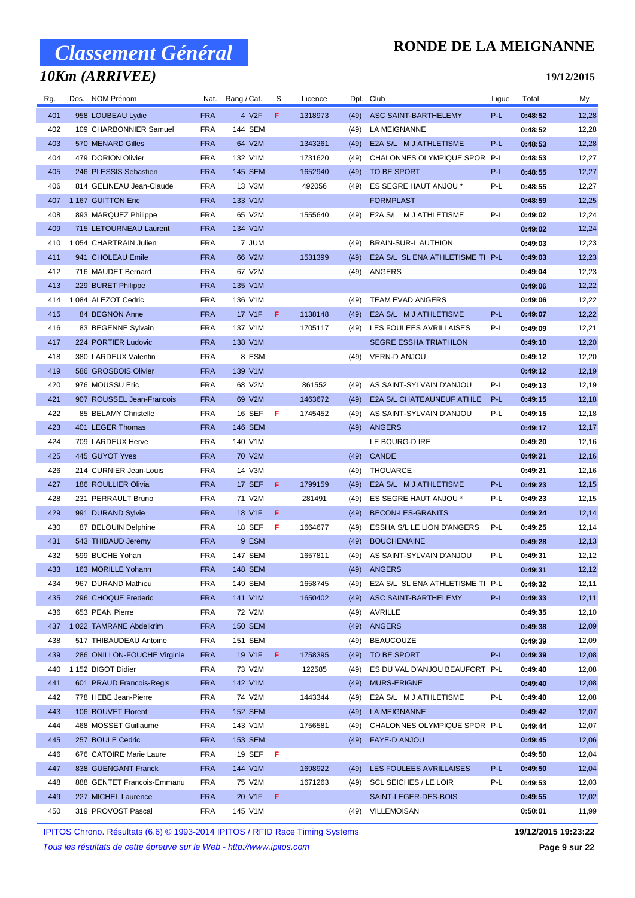# Classement Général

## 10Km (ARRIVEE)

## RONDE DE LA MEIGNANNE

**19/12/2015**

| Rg. | Dos. | NOM Prénom | Nat. | Rang / Cat. | S. | Licence | Dpt. | Club | Ligue | Total | My |
|---|---|---|---|---|---|---|---|---|---|---|---|
| 401 | 958 | LOUBEAU Lydie | FRA | 4 V2F | F | 1318973 | (49) | ASC SAINT-BARTHELEMY | P-L | 0:48:52 | 12,28 |
| 402 | 109 | CHARBONNIER Samuel | FRA | 144 SEM | | | (49) | LA MEIGNANNE | | 0:48:52 | 12,28 |
| 403 | 570 | MENARD Gilles | FRA | 64 V2M | | 1343261 | (49) | E2A S/L M J ATHLETISME | P-L | 0:48:53 | 12,28 |
| 404 | 479 | DORION Olivier | FRA | 132 V1M | | 1731620 | (49) | CHALONNES OLYMPIQUE SPOR | P-L | 0:48:53 | 12,27 |
| 405 | 246 | PLESSIS Sebastien | FRA | 145 SEM | | 1652940 | (49) | TO BE SPORT | P-L | 0:48:55 | 12,27 |
| 406 | 814 | GELINEAU Jean-Claude | FRA | 13 V3M | | 492056 | (49) | ES SEGRE HAUT ANJOU * | P-L | 0:48:55 | 12,27 |
| 407 | 1 167 | GUITTON Eric | FRA | 133 V1M | | | | FORMPLAST | | 0:48:59 | 12,25 |
| 408 | 893 | MARQUEZ Philippe | FRA | 65 V2M | | 1555640 | (49) | E2A S/L M J ATHLETISME | P-L | 0:49:02 | 12,24 |
| 409 | 715 | LETOURNEAU Laurent | FRA | 134 V1M | | | | | | 0:49:02 | 12,24 |
| 410 | 1 054 | CHARTRAIN Julien | FRA | 7 JUM | | | (49) | BRAIN-SUR-L AUTHION | | 0:49:03 | 12,23 |
| 411 | 941 | CHOLEAU Emile | FRA | 66 V2M | | 1531399 | (49) | E2A S/L SL ENA ATHLETISME TI | P-L | 0:49:03 | 12,23 |
| 412 | 716 | MAUDET Bernard | FRA | 67 V2M | | | (49) | ANGERS | | 0:49:04 | 12,23 |
| 413 | 229 | BURET Philippe | FRA | 135 V1M | | | | | | 0:49:06 | 12,22 |
| 414 | 1 084 | ALEZOT Cedric | FRA | 136 V1M | | | (49) | TEAM EVAD ANGERS | | 0:49:06 | 12,22 |
| 415 | 84 | BEGNON Anne | FRA | 17 V1F | F | 1138148 | (49) | E2A S/L M J ATHLETISME | P-L | 0:49:07 | 12,22 |
| 416 | 83 | BEGENNE Sylvain | FRA | 137 V1M | | 1705117 | (49) | LES FOULEES AVRILLAISES | P-L | 0:49:09 | 12,21 |
| 417 | 224 | PORTIER Ludovic | FRA | 138 V1M | | | | SEGRE ESSHA TRIATHLON | | 0:49:10 | 12,20 |
| 418 | 380 | LARDEUX Valentin | FRA | 8 ESM | | | (49) | VERN-D ANJOU | | 0:49:12 | 12,20 |
| 419 | 586 | GROSBOIS Olivier | FRA | 139 V1M | | | | | | 0:49:12 | 12,19 |
| 420 | 976 | MOUSSU Eric | FRA | 68 V2M | | 861552 | (49) | AS SAINT-SYLVAIN D'ANJOU | P-L | 0:49:13 | 12,19 |
| 421 | 907 | ROUSSEL Jean-Francois | FRA | 69 V2M | | 1463672 | (49) | E2A S/L CHATEAUNEUF ATHLE | P-L | 0:49:15 | 12,18 |
| 422 | 85 | BELAMY Christelle | FRA | 16 SEF | F | 1745452 | (49) | AS SAINT-SYLVAIN D'ANJOU | P-L | 0:49:15 | 12,18 |
| 423 | 401 | LEGER Thomas | FRA | 146 SEM | | | (49) | ANGERS | | 0:49:17 | 12,17 |
| 424 | 709 | LARDEUX Herve | FRA | 140 V1M | | | | LE BOURG-D IRE | | 0:49:20 | 12,16 |
| 425 | 445 | GUYOT Yves | FRA | 70 V2M | | | (49) | CANDE | | 0:49:21 | 12,16 |
| 426 | 214 | CURNIER Jean-Louis | FRA | 14 V3M | | | (49) | THOUARCE | | 0:49:21 | 12,16 |
| 427 | 186 | ROULLIER Olivia | FRA | 17 SEF | F | 1799159 | (49) | E2A S/L M J ATHLETISME | P-L | 0:49:23 | 12,15 |
| 428 | 231 | PERRAULT Bruno | FRA | 71 V2M | | 281491 | (49) | ES SEGRE HAUT ANJOU * | P-L | 0:49:23 | 12,15 |
| 429 | 991 | DURAND Sylvie | FRA | 18 V1F | F | | (49) | BECON-LES-GRANITS | | 0:49:24 | 12,14 |
| 430 | 87 | BELOUIN Delphine | FRA | 18 SEF | F | 1664677 | (49) | ESSHA S/L LE LION D'ANGERS | P-L | 0:49:25 | 12,14 |
| 431 | 543 | THIBAUD Jeremy | FRA | 9 ESM | | | (49) | BOUCHEMAINE | | 0:49:28 | 12,13 |
| 432 | 599 | BUCHE Yohan | FRA | 147 SEM | | 1657811 | (49) | AS SAINT-SYLVAIN D'ANJOU | P-L | 0:49:31 | 12,12 |
| 433 | 163 | MORILLE Yohann | FRA | 148 SEM | | | (49) | ANGERS | | 0:49:31 | 12,12 |
| 434 | 967 | DURAND Mathieu | FRA | 149 SEM | | 1658745 | (49) | E2A S/L SL ENA ATHLETISME TI | P-L | 0:49:32 | 12,11 |
| 435 | 296 | CHOQUE Frederic | FRA | 141 V1M | | 1650402 | (49) | ASC SAINT-BARTHELEMY | P-L | 0:49:33 | 12,11 |
| 436 | 653 | PEAN Pierre | FRA | 72 V2M | | | (49) | AVRILLE | | 0:49:35 | 12,10 |
| 437 | 1 022 | TAMRANE Abdelkrim | FRA | 150 SEM | | | (49) | ANGERS | | 0:49:38 | 12,09 |
| 438 | 517 | THIBAUDEAU Antoine | FRA | 151 SEM | | | (49) | BEAUCOUZE | | 0:49:39 | 12,09 |
| 439 | 286 | ONILLON-FOUCHE Virginie | FRA | 19 V1F | F | 1758395 | (49) | TO BE SPORT | P-L | 0:49:39 | 12,08 |
| 440 | 1 152 | BIGOT Didier | FRA | 73 V2M | | 122585 | (49) | ES DU VAL D'ANJOU BEAUFORT | P-L | 0:49:40 | 12,08 |
| 441 | 601 | PRAUD Francois-Regis | FRA | 142 V1M | | | (49) | MURS-ERIGNE | | 0:49:40 | 12,08 |
| 442 | 778 | HEBE Jean-Pierre | FRA | 74 V2M | | 1443344 | (49) | E2A S/L M J ATHLETISME | P-L | 0:49:40 | 12,08 |
| 443 | 106 | BOUVET Florent | FRA | 152 SEM | | | (49) | LA MEIGNANNE | | 0:49:42 | 12,07 |
| 444 | 468 | MOSSET Guillaume | FRA | 143 V1M | | 1756581 | (49) | CHALONNES OLYMPIQUE SPOR | P-L | 0:49:44 | 12,07 |
| 445 | 257 | BOULE Cedric | FRA | 153 SEM | | | (49) | FAYE-D ANJOU | | 0:49:45 | 12,06 |
| 446 | 676 | CATOIRE Marie Laure | FRA | 19 SEF | F | | | | | 0:49:50 | 12,04 |
| 447 | 838 | GUENGANT Franck | FRA | 144 V1M | | 1698922 | (49) | LES FOULEES AVRILLAISES | P-L | 0:49:50 | 12,04 |
| 448 | 888 | GENTET Francois-Emmanu | FRA | 75 V2M | | 1671263 | (49) | SCL SEICHES / LE LOIR | P-L | 0:49:53 | 12,03 |
| 449 | 227 | MICHEL Laurence | FRA | 20 V1F | F | | | SAINT-LEGER-DES-BOIS | | 0:49:55 | 12,02 |
| 450 | 319 | PROVOST Pascal | FRA | 145 V1M | | | (49) | VILLEMOISAN | | 0:50:01 | 11,99 |

IPITOS Chrono. Résultats (6.6) © 1993-2014 IPITOS / RFID Race Timing Systems — 19/12/2015 19:23:22

*Tous les résultats de cette épreuve sur le Web - http://www.ipitos.com*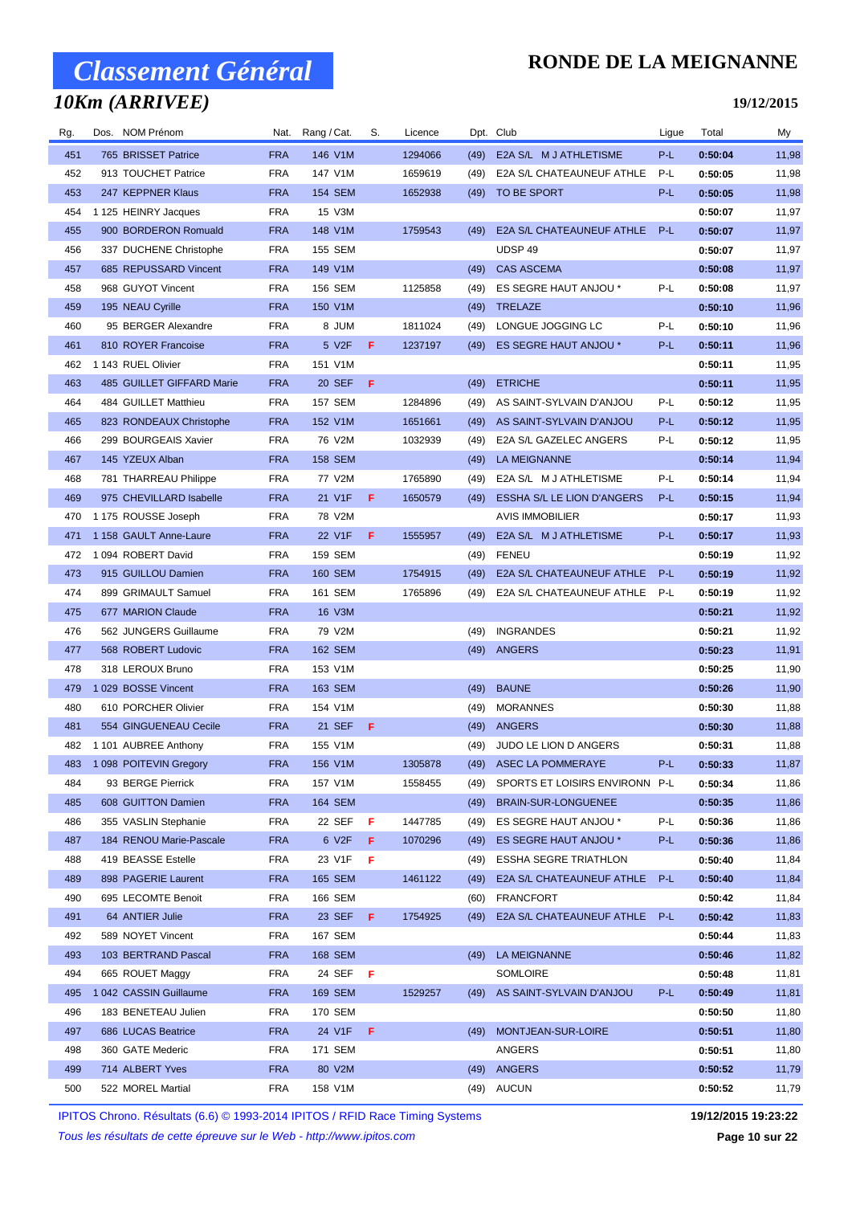# Classement Général

## 10Km (ARRIVEE)

# RONDE DE LA MEIGNANNE

**19/12/2015**

| Rg. | Dos. | NOM Prénom | Nat. | Rang / Cat. | S. | Licence | Dpt. | Club | Ligue | Total | My |
|---|---|---|---|---|---|---|---|---|---|---|---|
| 451 | 765 | BRISSET Patrice | FRA | 146 V1M | | 1294066 | (49) | E2A S/L M J ATHLETISME | P-L | 0:50:04 | 11,98 |
| 452 | 913 | TOUCHET Patrice | FRA | 147 V1M | | 1659619 | (49) | E2A S/L CHATEAUNEUF ATHLE | P-L | 0:50:05 | 11,98 |
| 453 | 247 | KEPPNER Klaus | FRA | 154 SEM | | 1652938 | (49) | TO BE SPORT | P-L | 0:50:05 | 11,98 |
| 454 | 1 125 | HEINRY Jacques | FRA | 15 V3M | | | | | | 0:50:07 | 11,97 |
| 455 | 900 | BORDERON Romuald | FRA | 148 V1M | | 1759543 | (49) | E2A S/L CHATEAUNEUF ATHLE | P-L | 0:50:07 | 11,97 |
| 456 | 337 | DUCHENE Christophe | FRA | 155 SEM | | | | UDSP 49 | | 0:50:07 | 11,97 |
| 457 | 685 | REPUSSARD Vincent | FRA | 149 V1M | | | (49) | CAS ASCEMA | | 0:50:08 | 11,97 |
| 458 | 968 | GUYOT Vincent | FRA | 156 SEM | | 1125858 | (49) | ES SEGRE HAUT ANJOU * | P-L | 0:50:08 | 11,97 |
| 459 | 195 | NEAU Cyrille | FRA | 150 V1M | | | (49) | TRELAZE | | 0:50:10 | 11,96 |
| 460 | 95 | BERGER Alexandre | FRA | 8 JUM | | 1811024 | (49) | LONGUE JOGGING LC | P-L | 0:50:10 | 11,96 |
| 461 | 810 | ROYER Francoise | FRA | 5 V2F | F | 1237197 | (49) | ES SEGRE HAUT ANJOU * | P-L | 0:50:11 | 11,96 |
| 462 | 1 143 | RUEL Olivier | FRA | 151 V1M | | | | | | 0:50:11 | 11,95 |
| 463 | 485 | GUILLET GIFFARD Marie | FRA | 20 SEF | F | | (49) | ETRICHE | | 0:50:11 | 11,95 |
| 464 | 484 | GUILLET Matthieu | FRA | 157 SEM | | 1284896 | (49) | AS SAINT-SYLVAIN D'ANJOU | P-L | 0:50:12 | 11,95 |
| 465 | 823 | RONDEAUX Christophe | FRA | 152 V1M | | 1651661 | (49) | AS SAINT-SYLVAIN D'ANJOU | P-L | 0:50:12 | 11,95 |
| 466 | 299 | BOURGEAIS Xavier | FRA | 76 V2M | | 1032939 | (49) | E2A S/L GAZELEC ANGERS | P-L | 0:50:12 | 11,95 |
| 467 | 145 | YZEUX Alban | FRA | 158 SEM | | | (49) | LA MEIGNANNE | | 0:50:14 | 11,94 |
| 468 | 781 | THARREAU Philippe | FRA | 77 V2M | | 1765890 | (49) | E2A S/L M J ATHLETISME | P-L | 0:50:14 | 11,94 |
| 469 | 975 | CHEVILLARD Isabelle | FRA | 21 V1F | F | 1650579 | (49) | ESSHA S/L LE LION D'ANGERS | P-L | 0:50:15 | 11,94 |
| 470 | 1 175 | ROUSSE Joseph | FRA | 78 V2M | | | | AVIS IMMOBILIER | | 0:50:17 | 11,93 |
| 471 | 1 158 | GAULT Anne-Laure | FRA | 22 V1F | F | 1555957 | (49) | E2A S/L M J ATHLETISME | P-L | 0:50:17 | 11,93 |
| 472 | 1 094 | ROBERT David | FRA | 159 SEM | | | (49) | FENEU | | 0:50:19 | 11,92 |
| 473 | 915 | GUILLOU Damien | FRA | 160 SEM | | 1754915 | (49) | E2A S/L CHATEAUNEUF ATHLE | P-L | 0:50:19 | 11,92 |
| 474 | 899 | GRIMAULT Samuel | FRA | 161 SEM | | 1765896 | (49) | E2A S/L CHATEAUNEUF ATHLE | P-L | 0:50:19 | 11,92 |
| 475 | 677 | MARION Claude | FRA | 16 V3M | | | | | | 0:50:21 | 11,92 |
| 476 | 562 | JUNGERS Guillaume | FRA | 79 V2M | | | (49) | INGRANDES | | 0:50:21 | 11,92 |
| 477 | 568 | ROBERT Ludovic | FRA | 162 SEM | | | (49) | ANGERS | | 0:50:23 | 11,91 |
| 478 | 318 | LEROUX Bruno | FRA | 153 V1M | | | | | | 0:50:25 | 11,90 |
| 479 | 1 029 | BOSSE Vincent | FRA | 163 SEM | | | (49) | BAUNE | | 0:50:26 | 11,90 |
| 480 | 610 | PORCHER Olivier | FRA | 154 V1M | | | (49) | MORANNES | | 0:50:30 | 11,88 |
| 481 | 554 | GINGUENEAU Cecile | FRA | 21 SEF | F | | (49) | ANGERS | | 0:50:30 | 11,88 |
| 482 | 1 101 | AUBREE Anthony | FRA | 155 V1M | | | (49) | JUDO LE LION D ANGERS | | 0:50:31 | 11,88 |
| 483 | 1 098 | POITEVIN Gregory | FRA | 156 V1M | | 1305878 | (49) | ASEC LA POMMERAYE | P-L | 0:50:33 | 11,87 |
| 484 | 93 | BERGE Pierrick | FRA | 157 V1M | | 1558455 | (49) | SPORTS ET LOISIRS ENVIRONN | P-L | 0:50:34 | 11,86 |
| 485 | 608 | GUITTON Damien | FRA | 164 SEM | | | (49) | BRAIN-SUR-LONGUENEE | | 0:50:35 | 11,86 |
| 486 | 355 | VASLIN Stephanie | FRA | 22 SEF | F | 1447785 | (49) | ES SEGRE HAUT ANJOU * | P-L | 0:50:36 | 11,86 |
| 487 | 184 | RENOU Marie-Pascale | FRA | 6 V2F | F | 1070296 | (49) | ES SEGRE HAUT ANJOU * | P-L | 0:50:36 | 11,86 |
| 488 | 419 | BEASSE Estelle | FRA | 23 V1F | F | | (49) | ESSHA SEGRE TRIATHLON | | 0:50:40 | 11,84 |
| 489 | 898 | PAGERIE Laurent | FRA | 165 SEM | | 1461122 | (49) | E2A S/L CHATEAUNEUF ATHLE | P-L | 0:50:40 | 11,84 |
| 490 | 695 | LECOMTE Benoit | FRA | 166 SEM | | | (60) | FRANCFORT | | 0:50:42 | 11,84 |
| 491 | 64 | ANTIER Julie | FRA | 23 SEF | F | 1754925 | (49) | E2A S/L CHATEAUNEUF ATHLE | P-L | 0:50:42 | 11,83 |
| 492 | 589 | NOYET Vincent | FRA | 167 SEM | | | | | | 0:50:44 | 11,83 |
| 493 | 103 | BERTRAND Pascal | FRA | 168 SEM | | | (49) | LA MEIGNANNE | | 0:50:46 | 11,82 |
| 494 | 665 | ROUET Maggy | FRA | 24 SEF | F | | | SOMLOIRE | | 0:50:48 | 11,81 |
| 495 | 1 042 | CASSIN Guillaume | FRA | 169 SEM | | 1529257 | (49) | AS SAINT-SYLVAIN D'ANJOU | P-L | 0:50:49 | 11,81 |
| 496 | 183 | BENETEAU Julien | FRA | 170 SEM | | | | | | 0:50:50 | 11,80 |
| 497 | 686 | LUCAS Beatrice | FRA | 24 V1F | F | | (49) | MONTJEAN-SUR-LOIRE | | 0:50:51 | 11,80 |
| 498 | 360 | GATE Mederic | FRA | 171 SEM | | | | ANGERS | | 0:50:51 | 11,80 |
| 499 | 714 | ALBERT Yves | FRA | 80 V2M | | | (49) | ANGERS | | 0:50:52 | 11,79 |
| 500 | 522 | MOREL Martial | FRA | 158 V1M | | | (49) | AUCUN | | 0:50:52 | 11,79 |

IPITOS Chrono. Résultats (6.6) © 1993-2014 IPITOS / RFID Race Timing Systems

*Tous les résultats de cette épreuve sur le Web - http://www.ipitos.com*

**19/12/2015 19:23:22**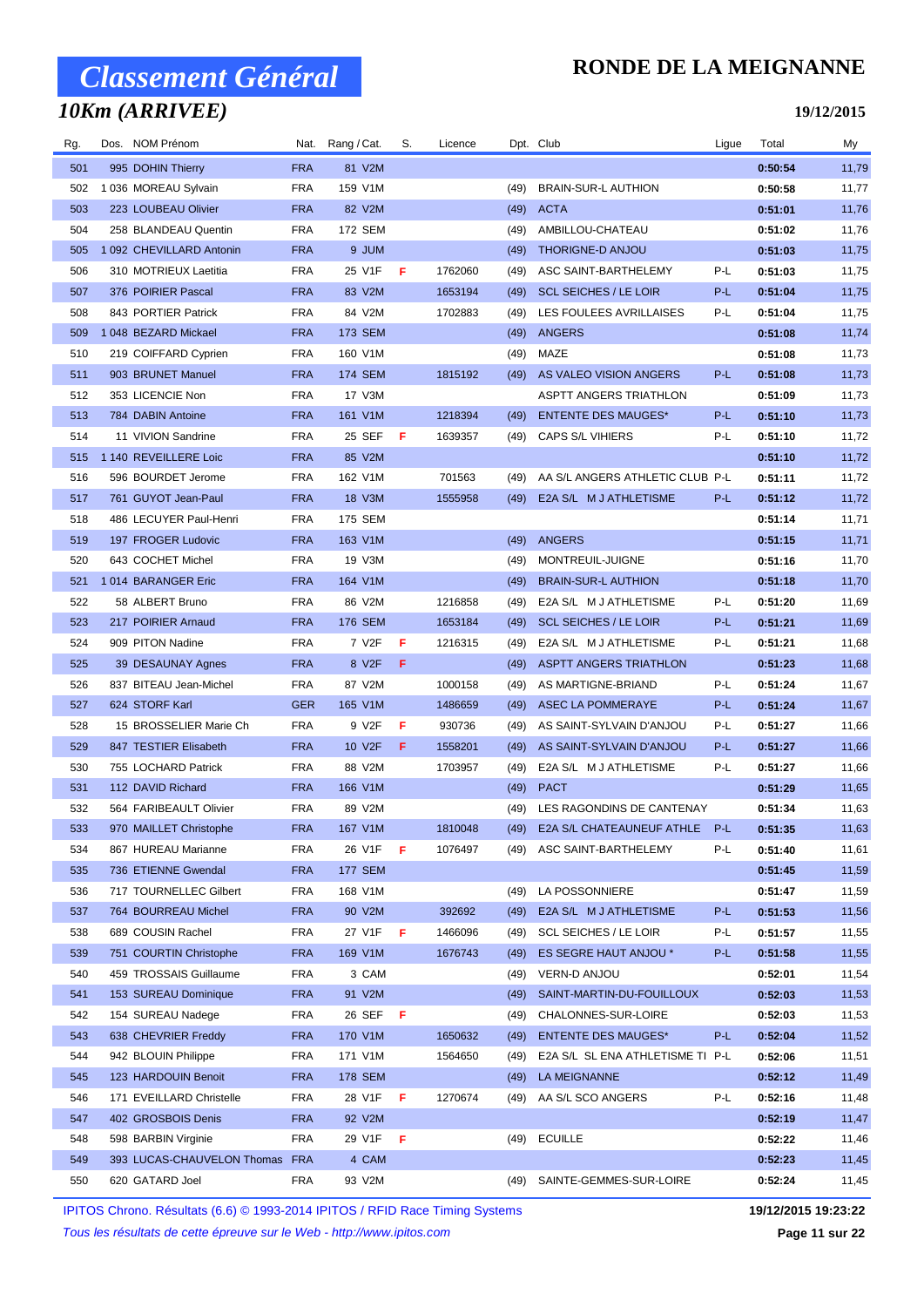# Classement Général

## 10Km (ARRIVEE)

# RONDE DE LA MEIGNANNE

19/12/2015

| Rg. | Dos. NOM Prénom | Nat. | Rang / Cat. | S. | Licence | Dpt. | Club | Ligue | Total | My |
|---|---|---|---|---|---|---|---|---|---|---|
| 501 | 995 DOHIN Thierry | FRA | 81 V2M | | | | | | 0:50:54 | 11,79 |
| 502 | 1 036 MOREAU Sylvain | FRA | 159 V1M | | | (49) | BRAIN-SUR-L AUTHION | | 0:50:58 | 11,77 |
| 503 | 223 LOUBEAU Olivier | FRA | 82 V2M | | | (49) | ACTA | | 0:51:01 | 11,76 |
| 504 | 258 BLANDEAU Quentin | FRA | 172 SEM | | | (49) | AMBILLOU-CHATEAU | | 0:51:02 | 11,76 |
| 505 | 1 092 CHEVILLARD Antonin | FRA | 9 JUM | | | (49) | THORIGNE-D ANJOU | | 0:51:03 | 11,75 |
| 506 | 310 MOTRIEUX Laetitia | FRA | 25 V1F | F | 1762060 | (49) | ASC SAINT-BARTHELEMY | P-L | 0:51:03 | 11,75 |
| 507 | 376 POIRIER Pascal | FRA | 83 V2M | | 1653194 | (49) | SCL SEICHES / LE LOIR | P-L | 0:51:04 | 11,75 |
| 508 | 843 PORTIER Patrick | FRA | 84 V2M | | 1702883 | (49) | LES FOULEES AVRILLAISES | P-L | 0:51:04 | 11,75 |
| 509 | 1 048 BEZARD Mickael | FRA | 173 SEM | | | (49) | ANGERS | | 0:51:08 | 11,74 |
| 510 | 219 COIFFARD Cyprien | FRA | 160 V1M | | | (49) | MAZE | | 0:51:08 | 11,73 |
| 511 | 903 BRUNET Manuel | FRA | 174 SEM | | 1815192 | (49) | AS VALEO VISION ANGERS | P-L | 0:51:08 | 11,73 |
| 512 | 353 LICENCIE Non | FRA | 17 V3M | | | | ASPTT ANGERS TRIATHLON | | 0:51:09 | 11,73 |
| 513 | 784 DABIN Antoine | FRA | 161 V1M | | 1218394 | (49) | ENTENTE DES MAUGES* | P-L | 0:51:10 | 11,73 |
| 514 | 11 VIVION Sandrine | FRA | 25 SEF | F | 1639357 | (49) | CAPS S/L VIHIERS | P-L | 0:51:10 | 11,72 |
| 515 | 1 140 REVEILLERE Loic | FRA | 85 V2M | | | | | | 0:51:10 | 11,72 |
| 516 | 596 BOURDET Jerome | FRA | 162 V1M | | 701563 | (49) | AA S/L ANGERS ATHLETIC CLUB | P-L | 0:51:11 | 11,72 |
| 517 | 761 GUYOT Jean-Paul | FRA | 18 V3M | | 1555958 | (49) | E2A S/L M J ATHLETISME | P-L | 0:51:12 | 11,72 |
| 518 | 486 LECUYER Paul-Henri | FRA | 175 SEM | | | | | | 0:51:14 | 11,71 |
| 519 | 197 FROGER Ludovic | FRA | 163 V1M | | | (49) | ANGERS | | 0:51:15 | 11,71 |
| 520 | 643 COCHET Michel | FRA | 19 V3M | | | (49) | MONTREUIL-JUIGNE | | 0:51:16 | 11,70 |
| 521 | 1 014 BARANGER Eric | FRA | 164 V1M | | | (49) | BRAIN-SUR-L AUTHION | | 0:51:18 | 11,70 |
| 522 | 58 ALBERT Bruno | FRA | 86 V2M | | 1216858 | (49) | E2A S/L M J ATHLETISME | P-L | 0:51:20 | 11,69 |
| 523 | 217 POIRIER Arnaud | FRA | 176 SEM | | 1653184 | (49) | SCL SEICHES / LE LOIR | P-L | 0:51:21 | 11,69 |
| 524 | 909 PITON Nadine | FRA | 7 V2F | F | 1216315 | (49) | E2A S/L M J ATHLETISME | P-L | 0:51:21 | 11,68 |
| 525 | 39 DESAUNAY Agnes | FRA | 8 V2F | F | | (49) | ASPTT ANGERS TRIATHLON | | 0:51:23 | 11,68 |
| 526 | 837 BITEAU Jean-Michel | FRA | 87 V2M | | 1000158 | (49) | AS MARTIGNE-BRIAND | P-L | 0:51:24 | 11,67 |
| 527 | 624 STORF Karl | GER | 165 V1M | | 1486659 | (49) | ASEC LA POMMERAYE | P-L | 0:51:24 | 11,67 |
| 528 | 15 BROSSELIER Marie Ch | FRA | 9 V2F | F | 930736 | (49) | AS SAINT-SYLVAIN D'ANJOU | P-L | 0:51:27 | 11,66 |
| 529 | 847 TESTIER Elisabeth | FRA | 10 V2F | F | 1558201 | (49) | AS SAINT-SYLVAIN D'ANJOU | P-L | 0:51:27 | 11,66 |
| 530 | 755 LOCHARD Patrick | FRA | 88 V2M | | 1703957 | (49) | E2A S/L M J ATHLETISME | P-L | 0:51:27 | 11,66 |
| 531 | 112 DAVID Richard | FRA | 166 V1M | | | (49) | PACT | | 0:51:29 | 11,65 |
| 532 | 564 FARIBEAULT Olivier | FRA | 89 V2M | | | (49) | LES RAGONDINS DE CANTENAY | | 0:51:34 | 11,63 |
| 533 | 970 MAILLET Christophe | FRA | 167 V1M | | 1810048 | (49) | E2A S/L CHATEAUNEUF ATHLE | P-L | 0:51:35 | 11,63 |
| 534 | 867 HUREAU Marianne | FRA | 26 V1F | F | 1076497 | (49) | ASC SAINT-BARTHELEMY | P-L | 0:51:40 | 11,61 |
| 535 | 736 ETIENNE Gwendal | FRA | 177 SEM | | | | | | 0:51:45 | 11,59 |
| 536 | 717 TOURNELLEC Gilbert | FRA | 168 V1M | | | (49) | LA POSSONNIERE | | 0:51:47 | 11,59 |
| 537 | 764 BOURREAU Michel | FRA | 90 V2M | | 392692 | (49) | E2A S/L M J ATHLETISME | P-L | 0:51:53 | 11,56 |
| 538 | 689 COUSIN Rachel | FRA | 27 V1F | F | 1466096 | (49) | SCL SEICHES / LE LOIR | P-L | 0:51:57 | 11,55 |
| 539 | 751 COURTIN Christophe | FRA | 169 V1M | | 1676743 | (49) | ES SEGRE HAUT ANJOU * | P-L | 0:51:58 | 11,55 |
| 540 | 459 TROSSAIS Guillaume | FRA | 3 CAM | | | (49) | VERN-D ANJOU | | 0:52:01 | 11,54 |
| 541 | 153 SUREAU Dominique | FRA | 91 V2M | | | (49) | SAINT-MARTIN-DU-FOUILLOUX | | 0:52:03 | 11,53 |
| 542 | 154 SUREAU Nadege | FRA | 26 SEF | F | | (49) | CHALONNES-SUR-LOIRE | | 0:52:03 | 11,53 |
| 543 | 638 CHEVRIER Freddy | FRA | 170 V1M | | 1650632 | (49) | ENTENTE DES MAUGES* | P-L | 0:52:04 | 11,52 |
| 544 | 942 BLOUIN Philippe | FRA | 171 V1M | | 1564650 | (49) | E2A S/L SL ENA ATHLETISME TI | P-L | 0:52:06 | 11,51 |
| 545 | 123 HARDOUIN Benoit | FRA | 178 SEM | | | (49) | LA MEIGNANNE | | 0:52:12 | 11,49 |
| 546 | 171 EVEILLARD Christelle | FRA | 28 V1F | F | 1270674 | (49) | AA S/L SCO ANGERS | P-L | 0:52:16 | 11,48 |
| 547 | 402 GROSBOIS Denis | FRA | 92 V2M | | | | | | 0:52:19 | 11,47 |
| 548 | 598 BARBIN Virginie | FRA | 29 V1F | F | | (49) | ECUILLE | | 0:52:22 | 11,46 |
| 549 | 393 LUCAS-CHAUVELON Thomas | FRA | 4 CAM | | | | | | 0:52:23 | 11,45 |
| 550 | 620 GATARD Joel | FRA | 93 V2M | | | (49) | SAINTE-GEMMES-SUR-LOIRE | | 0:52:24 | 11,45 |

IPITOS Chrono. Résultats (6.6) © 1993-2014 IPITOS / RFID Race Timing Systems — 19/12/2015 19:23:22

*Tous les résultats de cette épreuve sur le Web - http://www.ipitos.com*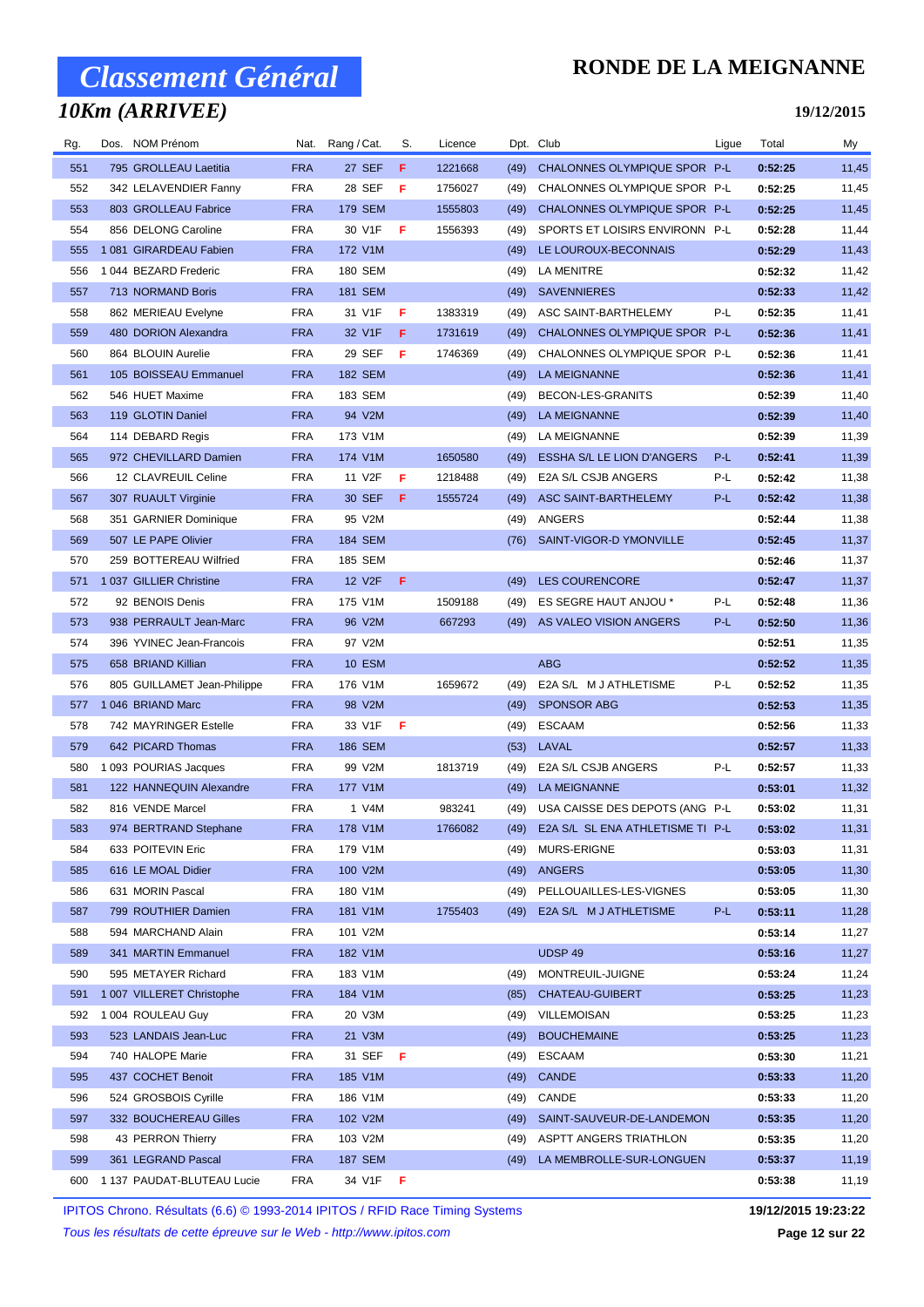# Classement Général

## 10Km (ARRIVEE)

**RONDE DE LA MEIGNANNE**

**19/12/2015**

| Rg. | Dos. | NOM Prénom | Nat. | Rang / Cat. | S. | Licence | Dpt. | Club | Ligue | Total | My |
|---|---|---|---|---|---|---|---|---|---|---|---|
| 551 | 795 | GROLLEAU Laetitia | FRA | 27 SEF | F | 1221668 | (49) | CHALONNES OLYMPIQUE SPOR | P-L | 0:52:25 | 11,45 |
| 552 | 342 | LELAVENDIER Fanny | FRA | 28 SEF | F | 1756027 | (49) | CHALONNES OLYMPIQUE SPOR | P-L | 0:52:25 | 11,45 |
| 553 | 803 | GROLLEAU Fabrice | FRA | 179 SEM | | 1555803 | (49) | CHALONNES OLYMPIQUE SPOR | P-L | 0:52:25 | 11,45 |
| 554 | 856 | DELONG Caroline | FRA | 30 V1F | F | 1556393 | (49) | SPORTS ET LOISIRS ENVIRONN | P-L | 0:52:28 | 11,44 |
| 555 | 1 081 | GIRARDEAU Fabien | FRA | 172 V1M | | | (49) | LE LOUROUX-BECONNAIS | | 0:52:29 | 11,43 |
| 556 | 1 044 | BEZARD Frederic | FRA | 180 SEM | | | (49) | LA MENITRE | | 0:52:32 | 11,42 |
| 557 | 713 | NORMAND Boris | FRA | 181 SEM | | | (49) | SAVENNIERES | | 0:52:33 | 11,42 |
| 558 | 862 | MERIEAU Evelyne | FRA | 31 V1F | F | 1383319 | (49) | ASC SAINT-BARTHELEMY | P-L | 0:52:35 | 11,41 |
| 559 | 480 | DORION Alexandra | FRA | 32 V1F | F | 1731619 | (49) | CHALONNES OLYMPIQUE SPOR | P-L | 0:52:36 | 11,41 |
| 560 | 864 | BLOUIN Aurelie | FRA | 29 SEF | F | 1746369 | (49) | CHALONNES OLYMPIQUE SPOR | P-L | 0:52:36 | 11,41 |
| 561 | 105 | BOISSEAU Emmanuel | FRA | 182 SEM | | | (49) | LA MEIGNANNE | | 0:52:36 | 11,41 |
| 562 | 546 | HUET Maxime | FRA | 183 SEM | | | (49) | BECON-LES-GRANITS | | 0:52:39 | 11,40 |
| 563 | 119 | GLOTIN Daniel | FRA | 94 V2M | | | (49) | LA MEIGNANNE | | 0:52:39 | 11,40 |
| 564 | 114 | DEBARD Regis | FRA | 173 V1M | | | (49) | LA MEIGNANNE | | 0:52:39 | 11,39 |
| 565 | 972 | CHEVILLARD Damien | FRA | 174 V1M | | 1650580 | (49) | ESSHA S/L LE LION D'ANGERS | P-L | 0:52:41 | 11,39 |
| 566 | 12 | CLAVREUIL Celine | FRA | 11 V2F | F | 1218488 | (49) | E2A S/L CSJB ANGERS | P-L | 0:52:42 | 11,38 |
| 567 | 307 | RUAULT Virginie | FRA | 30 SEF | F | 1555724 | (49) | ASC SAINT-BARTHELEMY | P-L | 0:52:42 | 11,38 |
| 568 | 351 | GARNIER Dominique | FRA | 95 V2M | | | (49) | ANGERS | | 0:52:44 | 11,38 |
| 569 | 507 | LE PAPE Olivier | FRA | 184 SEM | | | (76) | SAINT-VIGOR-D YMONVILLE | | 0:52:45 | 11,37 |
| 570 | 259 | BOTTEREAU Wilfried | FRA | 185 SEM | | | | | | 0:52:46 | 11,37 |
| 571 | 1 037 | GILLIER Christine | FRA | 12 V2F | F | | (49) | LES COURENCORE | | 0:52:47 | 11,37 |
| 572 | 92 | BENOIS Denis | FRA | 175 V1M | | 1509188 | (49) | ES SEGRE HAUT ANJOU * | P-L | 0:52:48 | 11,36 |
| 573 | 938 | PERRAULT Jean-Marc | FRA | 96 V2M | | 667293 | (49) | AS VALEO VISION ANGERS | P-L | 0:52:50 | 11,36 |
| 574 | 396 | YVINEC Jean-Francois | FRA | 97 V2M | | | | | | 0:52:51 | 11,35 |
| 575 | 658 | BRIAND Killian | FRA | 10 ESM | | | | ABG | | 0:52:52 | 11,35 |
| 576 | 805 | GUILLAMET Jean-Philippe | FRA | 176 V1M | | 1659672 | (49) | E2A S/L M J ATHLETISME | P-L | 0:52:52 | 11,35 |
| 577 | 1 046 | BRIAND Marc | FRA | 98 V2M | | | (49) | SPONSOR ABG | | 0:52:53 | 11,35 |
| 578 | 742 | MAYRINGER Estelle | FRA | 33 V1F | F | | (49) | ESCAAM | | 0:52:56 | 11,33 |
| 579 | 642 | PICARD Thomas | FRA | 186 SEM | | | (53) | LAVAL | | 0:52:57 | 11,33 |
| 580 | 1 093 | POURIAS Jacques | FRA | 99 V2M | | 1813719 | (49) | E2A S/L CSJB ANGERS | P-L | 0:52:57 | 11,33 |
| 581 | 122 | HANNEQUIN Alexandre | FRA | 177 V1M | | | (49) | LA MEIGNANNE | | 0:53:01 | 11,32 |
| 582 | 816 | VENDE Marcel | FRA | 1 V4M | | 983241 | (49) | USA CAISSE DES DEPOTS (ANG | P-L | 0:53:02 | 11,31 |
| 583 | 974 | BERTRAND Stephane | FRA | 178 V1M | | 1766082 | (49) | E2A S/L SL ENA ATHLETISME TI | P-L | 0:53:02 | 11,31 |
| 584 | 633 | POITEVIN Eric | FRA | 179 V1M | | | (49) | MURS-ERIGNE | | 0:53:03 | 11,31 |
| 585 | 616 | LE MOAL Didier | FRA | 100 V2M | | | (49) | ANGERS | | 0:53:05 | 11,30 |
| 586 | 631 | MORIN Pascal | FRA | 180 V1M | | | (49) | PELLOUAILLES-LES-VIGNES | | 0:53:05 | 11,30 |
| 587 | 799 | ROUTHIER Damien | FRA | 181 V1M | | 1755403 | (49) | E2A S/L M J ATHLETISME | P-L | 0:53:11 | 11,28 |
| 588 | 594 | MARCHAND Alain | FRA | 101 V2M | | | | | | 0:53:14 | 11,27 |
| 589 | 341 | MARTIN Emmanuel | FRA | 182 V1M | | | | UDSP 49 | | 0:53:16 | 11,27 |
| 590 | 595 | METAYER Richard | FRA | 183 V1M | | | (49) | MONTREUIL-JUIGNE | | 0:53:24 | 11,24 |
| 591 | 1 007 | VILLERET Christophe | FRA | 184 V1M | | | (85) | CHATEAU-GUIBERT | | 0:53:25 | 11,23 |
| 592 | 1 004 | ROULEAU Guy | FRA | 20 V3M | | | (49) | VILLEMOISAN | | 0:53:25 | 11,23 |
| 593 | 523 | LANDAIS Jean-Luc | FRA | 21 V3M | | | (49) | BOUCHEMAINE | | 0:53:25 | 11,23 |
| 594 | 740 | HALOPE Marie | FRA | 31 SEF | F | | (49) | ESCAAM | | 0:53:30 | 11,21 |
| 595 | 437 | COCHET Benoit | FRA | 185 V1M | | | (49) | CANDE | | 0:53:33 | 11,20 |
| 596 | 524 | GROSBOIS Cyrille | FRA | 186 V1M | | | (49) | CANDE | | 0:53:33 | 11,20 |
| 597 | 332 | BOUCHEREAU Gilles | FRA | 102 V2M | | | (49) | SAINT-SAUVEUR-DE-LANDEMON | | 0:53:35 | 11,20 |
| 598 | 43 | PERRON Thierry | FRA | 103 V2M | | | (49) | ASPTT ANGERS TRIATHLON | | 0:53:35 | 11,20 |
| 599 | 361 | LEGRAND Pascal | FRA | 187 SEM | | | (49) | LA MEMBROLLE-SUR-LONGUEN | | 0:53:37 | 11,19 |
| 600 | 1 137 | PAUDAT-BLUTEAU Lucie | FRA | 34 V1F | F | | | | | 0:53:38 | 11,19 |

IPITOS Chrono. Résultats (6.6) © 1993-2014 IPITOS / RFID Race Timing Systems

*Tous les résultats de cette épreuve sur le Web - http://www.ipitos.com*

**19/12/2015 19:23:22**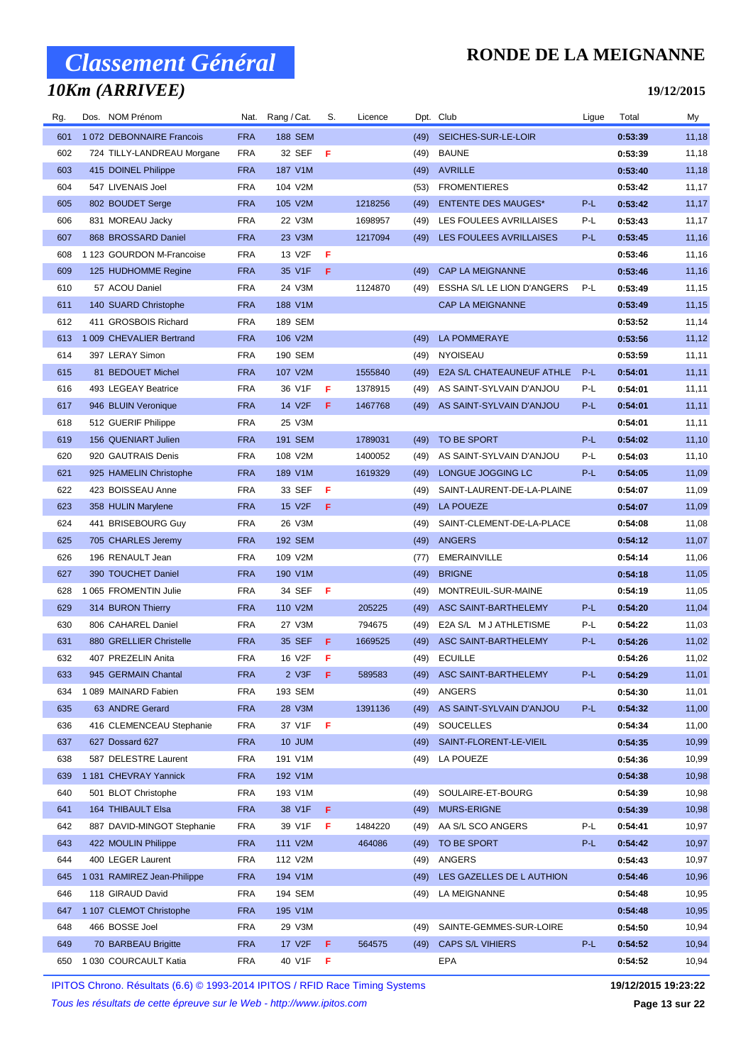# Classement Général

## 10Km (ARRIVEE)

**RONDE DE LA MEIGNANNE**

**19/12/2015**

| Rg. | Dos. | NOM Prénom | Nat. | Rang / Cat. | S. | Licence | Dpt. | Club | Ligue | Total | My |
|---|---|---|---|---|---|---|---|---|---|---|---|
| 601 | 1 072 | DEBONNAIRE Francois | FRA | 188 SEM | | | (49) | SEICHES-SUR-LE-LOIR | | 0:53:39 | 11,18 |
| 602 | 724 | TILLY-LANDREAU Morgane | FRA | 32 SEF | F | | (49) | BAUNE | | 0:53:39 | 11,18 |
| 603 | 415 | DOINEL Philippe | FRA | 187 V1M | | | (49) | AVRILLE | | 0:53:40 | 11,18 |
| 604 | 547 | LIVENAIS Joel | FRA | 104 V2M | | | (53) | FROMENTIERES | | 0:53:42 | 11,17 |
| 605 | 802 | BOUDET Serge | FRA | 105 V2M | | 1218256 | (49) | ENTENTE DES MAUGES* | P-L | 0:53:42 | 11,17 |
| 606 | 831 | MOREAU Jacky | FRA | 22 V3M | | 1698957 | (49) | LES FOULEES AVRILLAISES | P-L | 0:53:43 | 11,17 |
| 607 | 868 | BROSSARD Daniel | FRA | 23 V3M | | 1217094 | (49) | LES FOULEES AVRILLAISES | P-L | 0:53:45 | 11,16 |
| 608 | 1 123 | GOURDON M-Francoise | FRA | 13 V2F | F | | | | | 0:53:46 | 11,16 |
| 609 | 125 | HUDHOMME Regine | FRA | 35 V1F | F | | (49) | CAP LA MEIGNANNE | | 0:53:46 | 11,16 |
| 610 | 57 | ACOU Daniel | FRA | 24 V3M | | 1124870 | (49) | ESSHA S/L LE LION D'ANGERS | P-L | 0:53:49 | 11,15 |
| 611 | 140 | SUARD Christophe | FRA | 188 V1M | | | | CAP LA MEIGNANNE | | 0:53:49 | 11,15 |
| 612 | 411 | GROSBOIS Richard | FRA | 189 SEM | | | | | | 0:53:52 | 11,14 |
| 613 | 1 009 | CHEVALIER Bertrand | FRA | 106 V2M | | | (49) | LA POMMERAYE | | 0:53:56 | 11,12 |
| 614 | 397 | LERAY Simon | FRA | 190 SEM | | | (49) | NYOISEAU | | 0:53:59 | 11,11 |
| 615 | 81 | BEDOUET Michel | FRA | 107 V2M | | 1555840 | (49) | E2A S/L CHATEAUNEUF ATHLE | P-L | 0:54:01 | 11,11 |
| 616 | 493 | LEGEAY Beatrice | FRA | 36 V1F | F | 1378915 | (49) | AS SAINT-SYLVAIN D'ANJOU | P-L | 0:54:01 | 11,11 |
| 617 | 946 | BLUIN Veronique | FRA | 14 V2F | F | 1467768 | (49) | AS SAINT-SYLVAIN D'ANJOU | P-L | 0:54:01 | 11,11 |
| 618 | 512 | GUERIF Philippe | FRA | 25 V3M | | | | | | 0:54:01 | 11,11 |
| 619 | 156 | QUENIART Julien | FRA | 191 SEM | | 1789031 | (49) | TO BE SPORT | P-L | 0:54:02 | 11,10 |
| 620 | 920 | GAUTRAIS Denis | FRA | 108 V2M | | 1400052 | (49) | AS SAINT-SYLVAIN D'ANJOU | P-L | 0:54:03 | 11,10 |
| 621 | 925 | HAMELIN Christophe | FRA | 189 V1M | | 1619329 | (49) | LONGUE JOGGING LC | P-L | 0:54:05 | 11,09 |
| 622 | 423 | BOISSEAU Anne | FRA | 33 SEF | F | | (49) | SAINT-LAURENT-DE-LA-PLAINE | | 0:54:07 | 11,09 |
| 623 | 358 | HULIN Marylene | FRA | 15 V2F | F | | (49) | LA POUEZE | | 0:54:07 | 11,09 |
| 624 | 441 | BRISEBOURG Guy | FRA | 26 V3M | | | (49) | SAINT-CLEMENT-DE-LA-PLACE | | 0:54:08 | 11,08 |
| 625 | 705 | CHARLES Jeremy | FRA | 192 SEM | | | (49) | ANGERS | | 0:54:12 | 11,07 |
| 626 | 196 | RENAULT Jean | FRA | 109 V2M | | | (77) | EMERAINVILLE | | 0:54:14 | 11,06 |
| 627 | 390 | TOUCHET Daniel | FRA | 190 V1M | | | (49) | BRIGNE | | 0:54:18 | 11,05 |
| 628 | 1 065 | FROMENTIN Julie | FRA | 34 SEF | F | | (49) | MONTREUIL-SUR-MAINE | | 0:54:19 | 11,05 |
| 629 | 314 | BURON Thierry | FRA | 110 V2M | | 205225 | (49) | ASC SAINT-BARTHELEMY | P-L | 0:54:20 | 11,04 |
| 630 | 806 | CAHAREL Daniel | FRA | 27 V3M | | 794675 | (49) | E2A S/L M J ATHLETISME | P-L | 0:54:22 | 11,03 |
| 631 | 880 | GRELLIER Christelle | FRA | 35 SEF | F | 1669525 | (49) | ASC SAINT-BARTHELEMY | P-L | 0:54:26 | 11,02 |
| 632 | 407 | PREZELIN Anita | FRA | 16 V2F | F | | (49) | ECUILLE | | 0:54:26 | 11,02 |
| 633 | 945 | GERMAIN Chantal | FRA | 2 V3F | F | 589583 | (49) | ASC SAINT-BARTHELEMY | P-L | 0:54:29 | 11,01 |
| 634 | 1 089 | MAINARD Fabien | FRA | 193 SEM | | | (49) | ANGERS | | 0:54:30 | 11,01 |
| 635 | 63 | ANDRE Gerard | FRA | 28 V3M | | 1391136 | (49) | AS SAINT-SYLVAIN D'ANJOU | P-L | 0:54:32 | 11,00 |
| 636 | 416 | CLEMENCEAU Stephanie | FRA | 37 V1F | F | | (49) | SOUCELLES | | 0:54:34 | 11,00 |
| 637 | 627 | Dossard 627 | FRA | 10 JUM | | | (49) | SAINT-FLORENT-LE-VIEIL | | 0:54:35 | 10,99 |
| 638 | 587 | DELESTRE Laurent | FRA | 191 V1M | | | (49) | LA POUEZE | | 0:54:36 | 10,99 |
| 639 | 1 181 | CHEVRAY Yannick | FRA | 192 V1M | | | | | | 0:54:38 | 10,98 |
| 640 | 501 | BLOT Christophe | FRA | 193 V1M | | | (49) | SOULAIRE-ET-BOURG | | 0:54:39 | 10,98 |
| 641 | 164 | THIBAULT Elsa | FRA | 38 V1F | F | | (49) | MURS-ERIGNE | | 0:54:39 | 10,98 |
| 642 | 887 | DAVID-MINGOT Stephanie | FRA | 39 V1F | F | 1484220 | (49) | AA S/L SCO ANGERS | P-L | 0:54:41 | 10,97 |
| 643 | 422 | MOULIN Philippe | FRA | 111 V2M | | 464086 | (49) | TO BE SPORT | P-L | 0:54:42 | 10,97 |
| 644 | 400 | LEGER Laurent | FRA | 112 V2M | | | (49) | ANGERS | | 0:54:43 | 10,97 |
| 645 | 1 031 | RAMIREZ Jean-Philippe | FRA | 194 V1M | | | (49) | LES GAZELLES DE L AUTHION | | 0:54:46 | 10,96 |
| 646 | 118 | GIRAUD David | FRA | 194 SEM | | | (49) | LA MEIGNANNE | | 0:54:48 | 10,95 |
| 647 | 1 107 | CLEMOT Christophe | FRA | 195 V1M | | | | | | 0:54:48 | 10,95 |
| 648 | 466 | BOSSE Joel | FRA | 29 V3M | | | (49) | SAINTE-GEMMES-SUR-LOIRE | | 0:54:50 | 10,94 |
| 649 | 70 | BARBEAU Brigitte | FRA | 17 V2F | F | 564575 | (49) | CAPS S/L VIHIERS | P-L | 0:54:52 | 10,94 |
| 650 | 1 030 | COURCAULT Katia | FRA | 40 V1F | F | | | EPA | | 0:54:52 | 10,94 |

IPITOS Chrono. Résultats (6.6) © 1993-2014 IPITOS / RFID Race Timing Systems — 19/12/2015 19:23:22

*Tous les résultats de cette épreuve sur le Web - http://www.ipitos.com*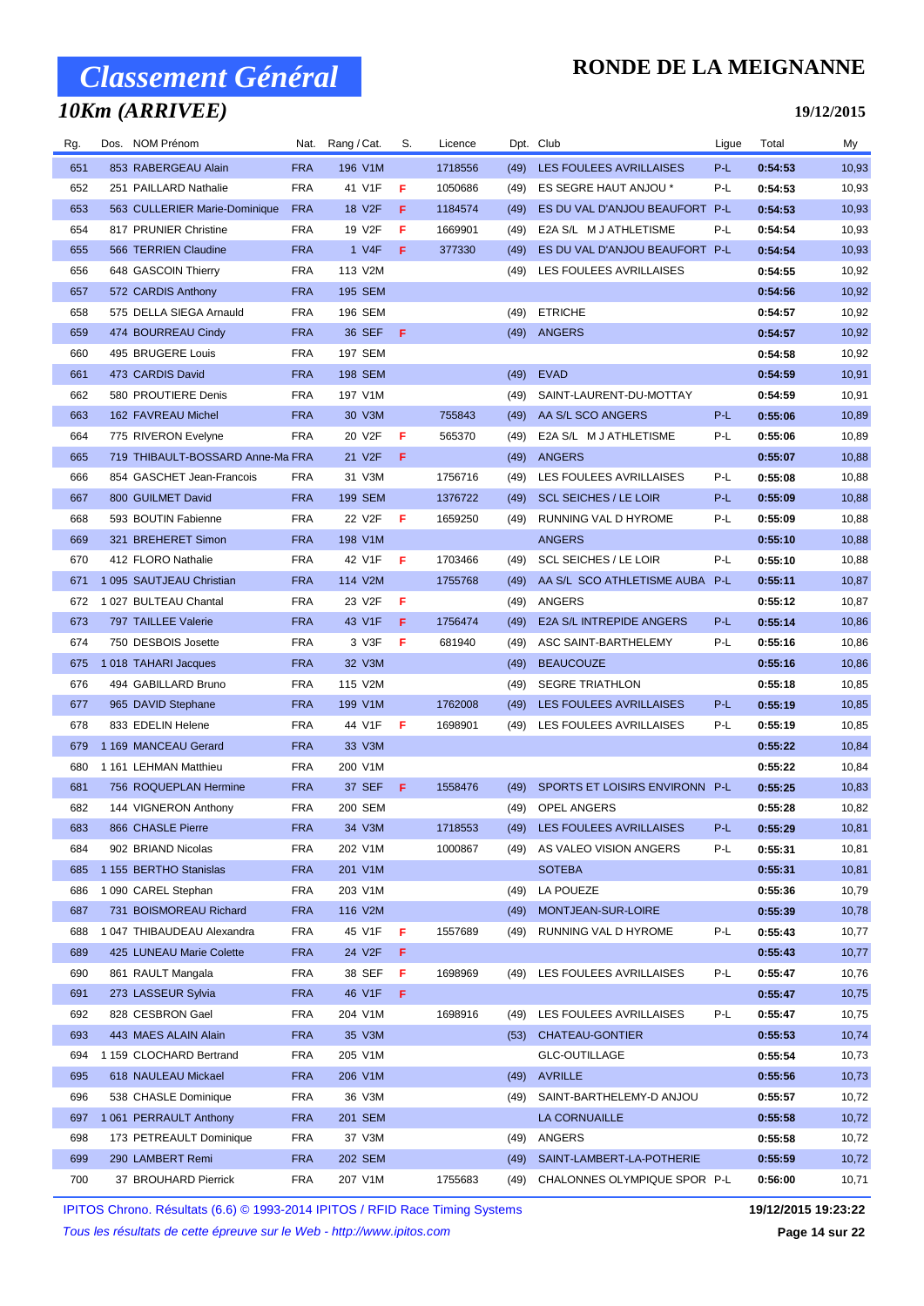# Classement Général

## RONDE DE LA MEIGNANNE

### 10Km (ARRIVEE)

**19/12/2015**

| Rg. | Dos. | NOM Prénom | Nat. | Rang / Cat. | S. | Licence | Dpt. | Club | Ligue | Total | My |
|---|---|---|---|---|---|---|---|---|---|---|---|
| 651 | 853 | RABERGEAU Alain | FRA | 196 V1M | | 1718556 | (49) | LES FOULEES AVRILLAISES | P-L | 0:54:53 | 10,93 |
| 652 | 251 | PAILLARD Nathalie | FRA | 41 V1F | F | 1050686 | (49) | ES SEGRE HAUT ANJOU * | P-L | 0:54:53 | 10,93 |
| 653 | 563 | CULLERIER Marie-Dominique | FRA | 18 V2F | F | 1184574 | (49) | ES DU VAL D'ANJOU BEAUFORT | P-L | 0:54:53 | 10,93 |
| 654 | 817 | PRUNIER Christine | FRA | 19 V2F | F | 1669901 | (49) | E2A S/L M J ATHLETISME | P-L | 0:54:54 | 10,93 |
| 655 | 566 | TERRIEN Claudine | FRA | 1 V4F | F | 377330 | (49) | ES DU VAL D'ANJOU BEAUFORT | P-L | 0:54:54 | 10,93 |
| 656 | 648 | GASCOIN Thierry | FRA | 113 V2M | | | (49) | LES FOULEES AVRILLAISES | | 0:54:55 | 10,92 |
| 657 | 572 | CARDIS Anthony | FRA | 195 SEM | | | | | | 0:54:56 | 10,92 |
| 658 | 575 | DELLA SIEGA Arnauld | FRA | 196 SEM | | | (49) | ETRICHE | | 0:54:57 | 10,92 |
| 659 | 474 | BOURREAU Cindy | FRA | 36 SEF | F | | (49) | ANGERS | | 0:54:57 | 10,92 |
| 660 | 495 | BRUGERE Louis | FRA | 197 SEM | | | | | | 0:54:58 | 10,92 |
| 661 | 473 | CARDIS David | FRA | 198 SEM | | | (49) | EVAD | | 0:54:59 | 10,91 |
| 662 | 580 | PROUTIERE Denis | FRA | 197 V1M | | | (49) | SAINT-LAURENT-DU-MOTTAY | | 0:54:59 | 10,91 |
| 663 | 162 | FAVREAU Michel | FRA | 30 V3M | | 755843 | (49) | AA S/L SCO ANGERS | P-L | 0:55:06 | 10,89 |
| 664 | 775 | RIVERON Evelyne | FRA | 20 V2F | F | 565370 | (49) | E2A S/L M J ATHLETISME | P-L | 0:55:06 | 10,89 |
| 665 | 719 | THIBAULT-BOSSARD Anne-Ma | FRA | 21 V2F | F | | (49) | ANGERS | | 0:55:07 | 10,88 |
| 666 | 854 | GASCHET Jean-Francois | FRA | 31 V3M | | 1756716 | (49) | LES FOULEES AVRILLAISES | P-L | 0:55:08 | 10,88 |
| 667 | 800 | GUILMET David | FRA | 199 SEM | | 1376722 | (49) | SCL SEICHES / LE LOIR | P-L | 0:55:09 | 10,88 |
| 668 | 593 | BOUTIN Fabienne | FRA | 22 V2F | F | 1659250 | (49) | RUNNING VAL D HYROME | P-L | 0:55:09 | 10,88 |
| 669 | 321 | BREHERET Simon | FRA | 198 V1M | | | | ANGERS | | 0:55:10 | 10,88 |
| 670 | 412 | FLORO Nathalie | FRA | 42 V1F | F | 1703466 | (49) | SCL SEICHES / LE LOIR | P-L | 0:55:10 | 10,88 |
| 671 | 1 095 | SAUTJEAU Christian | FRA | 114 V2M | | 1755768 | (49) | AA S/L SCO ATHLETISME AUBA | P-L | 0:55:11 | 10,87 |
| 672 | 1 027 | BULTEAU Chantal | FRA | 23 V2F | F | | (49) | ANGERS | | 0:55:12 | 10,87 |
| 673 | 797 | TAILLEE Valerie | FRA | 43 V1F | F | 1756474 | (49) | E2A S/L INTREPIDE ANGERS | P-L | 0:55:14 | 10,86 |
| 674 | 750 | DESBOIS Josette | FRA | 3 V3F | F | 681940 | (49) | ASC SAINT-BARTHELEMY | P-L | 0:55:16 | 10,86 |
| 675 | 1 018 | TAHARI Jacques | FRA | 32 V3M | | | (49) | BEAUCOUZE | | 0:55:16 | 10,86 |
| 676 | 494 | GABILLARD Bruno | FRA | 115 V2M | | | (49) | SEGRE TRIATHLON | | 0:55:18 | 10,85 |
| 677 | 965 | DAVID Stephane | FRA | 199 V1M | | 1762008 | (49) | LES FOULEES AVRILLAISES | P-L | 0:55:19 | 10,85 |
| 678 | 833 | EDELIN Helene | FRA | 44 V1F | F | 1698901 | (49) | LES FOULEES AVRILLAISES | P-L | 0:55:19 | 10,85 |
| 679 | 1 169 | MANCEAU Gerard | FRA | 33 V3M | | | | | | 0:55:22 | 10,84 |
| 680 | 1 161 | LEHMAN Matthieu | FRA | 200 V1M | | | | | | 0:55:22 | 10,84 |
| 681 | 756 | ROQUEPLAN Hermine | FRA | 37 SEF | F | 1558476 | (49) | SPORTS ET LOISIRS ENVIRONN | P-L | 0:55:25 | 10,83 |
| 682 | 144 | VIGNERON Anthony | FRA | 200 SEM | | | (49) | OPEL ANGERS | | 0:55:28 | 10,82 |
| 683 | 866 | CHASLE Pierre | FRA | 34 V3M | | 1718553 | (49) | LES FOULEES AVRILLAISES | P-L | 0:55:29 | 10,81 |
| 684 | 902 | BRIAND Nicolas | FRA | 202 V1M | | 1000867 | (49) | AS VALEO VISION ANGERS | P-L | 0:55:31 | 10,81 |
| 685 | 1 155 | BERTHO Stanislas | FRA | 201 V1M | | | | SOTEBA | | 0:55:31 | 10,81 |
| 686 | 1 090 | CAREL Stephan | FRA | 203 V1M | | | (49) | LA POUEZE | | 0:55:36 | 10,79 |
| 687 | 731 | BOISMOREAU Richard | FRA | 116 V2M | | | (49) | MONTJEAN-SUR-LOIRE | | 0:55:39 | 10,78 |
| 688 | 1 047 | THIBAUDEAU Alexandra | FRA | 45 V1F | F | 1557689 | (49) | RUNNING VAL D HYROME | P-L | 0:55:43 | 10,77 |
| 689 | 425 | LUNEAU Marie Colette | FRA | 24 V2F | F | | | | | 0:55:43 | 10,77 |
| 690 | 861 | RAULT Mangala | FRA | 38 SEF | F | 1698969 | (49) | LES FOULEES AVRILLAISES | P-L | 0:55:47 | 10,76 |
| 691 | 273 | LASSEUR Sylvia | FRA | 46 V1F | F | | | | | 0:55:47 | 10,75 |
| 692 | 828 | CESBRON Gael | FRA | 204 V1M | | 1698916 | (49) | LES FOULEES AVRILLAISES | P-L | 0:55:47 | 10,75 |
| 693 | 443 | MAES ALAIN Alain | FRA | 35 V3M | | | (53) | CHATEAU-GONTIER | | 0:55:53 | 10,74 |
| 694 | 1 159 | CLOCHARD Bertrand | FRA | 205 V1M | | | | GLC-OUTILLAGE | | 0:55:54 | 10,73 |
| 695 | 618 | NAULEAU Mickael | FRA | 206 V1M | | | (49) | AVRILLE | | 0:55:56 | 10,73 |
| 696 | 538 | CHASLE Dominique | FRA | 36 V3M | | | (49) | SAINT-BARTHELEMY-D ANJOU | | 0:55:57 | 10,72 |
| 697 | 1 061 | PERRAULT Anthony | FRA | 201 SEM | | | | LA CORNUAILLE | | 0:55:58 | 10,72 |
| 698 | 173 | PETREAULT Dominique | FRA | 37 V3M | | | (49) | ANGERS | | 0:55:58 | 10,72 |
| 699 | 290 | LAMBERT Remi | FRA | 202 SEM | | | (49) | SAINT-LAMBERT-LA-POTHERIE | | 0:55:59 | 10,72 |
| 700 | 37 | BROUHARD Pierrick | FRA | 207 V1M | | 1755683 | (49) | CHALONNES OLYMPIQUE SPOR | P-L | 0:56:00 | 10,71 |

IPITOS Chrono. Résultats (6.6) © 1993-2014 IPITOS / RFID Race Timing Systems — 19/12/2015 19:23:22

*Tous les résultats de cette épreuve sur le Web - http://www.ipitos.com*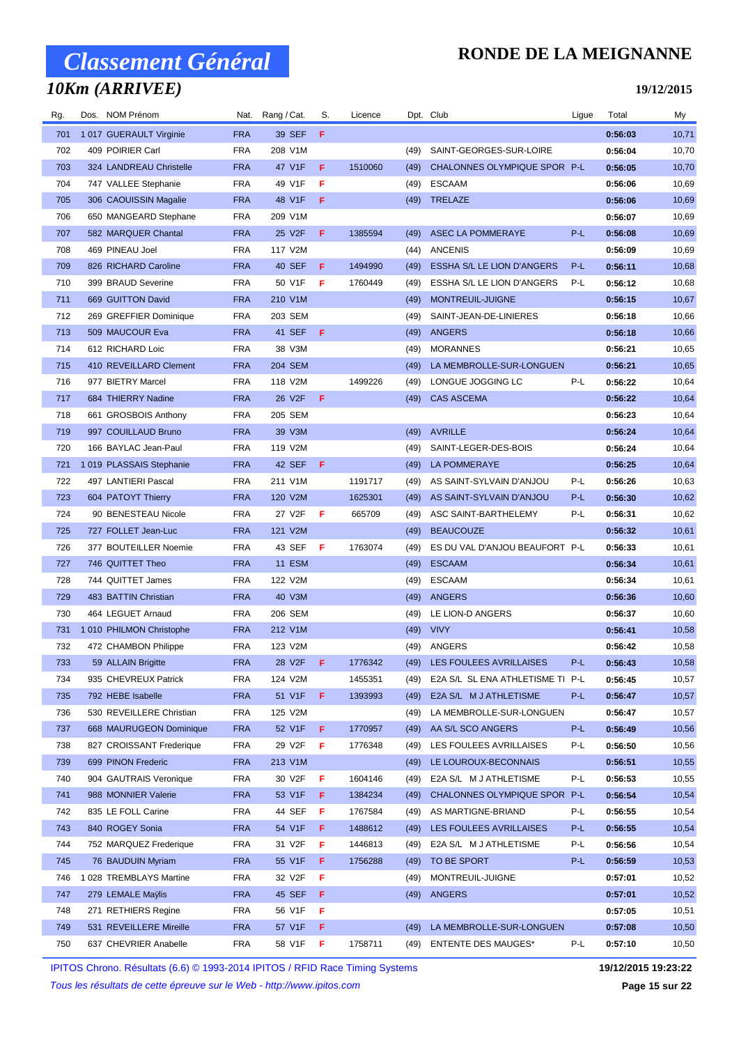# Classement Général

## 10Km (ARRIVEE)

**RONDE DE LA MEIGNANNE**

**19/12/2015**

| Rg. | Dos. | NOM Prénom | Nat. | Rang / Cat. | S. | Licence | Dpt. | Club | Ligue | Total | My |
|---|---|---|---|---|---|---|---|---|---|---|---|
| 701 | 1 017 | GUERAULT Virginie | FRA | 39 SEF | F | | | | | 0:56:03 | 10,71 |
| 702 | 409 | POIRIER Carl | FRA | 208 V1M | | | (49) | SAINT-GEORGES-SUR-LOIRE | | 0:56:04 | 10,70 |
| 703 | 324 | LANDREAU Christelle | FRA | 47 V1F | F | 1510060 | (49) | CHALONNES OLYMPIQUE SPOR | P-L | 0:56:05 | 10,70 |
| 704 | 747 | VALLEE Stephanie | FRA | 49 V1F | F | | (49) | ESCAAM | | 0:56:06 | 10,69 |
| 705 | 306 | CAOUISSIN Magalie | FRA | 48 V1F | F | | (49) | TRELAZE | | 0:56:06 | 10,69 |
| 706 | 650 | MANGEARD Stephane | FRA | 209 V1M | | | | | | 0:56:07 | 10,69 |
| 707 | 582 | MARQUER Chantal | FRA | 25 V2F | F | 1385594 | (49) | ASEC LA POMMERAYE | P-L | 0:56:08 | 10,69 |
| 708 | 469 | PINEAU Joel | FRA | 117 V2M | | | (44) | ANCENIS | | 0:56:09 | 10,69 |
| 709 | 826 | RICHARD Caroline | FRA | 40 SEF | F | 1494990 | (49) | ESSHA S/L LE LION D'ANGERS | P-L | 0:56:11 | 10,68 |
| 710 | 399 | BRAUD Severine | FRA | 50 V1F | F | 1760449 | (49) | ESSHA S/L LE LION D'ANGERS | P-L | 0:56:12 | 10,68 |
| 711 | 669 | GUITTON David | FRA | 210 V1M | | | (49) | MONTREUIL-JUIGNE | | 0:56:15 | 10,67 |
| 712 | 269 | GREFFIER Dominique | FRA | 203 SEM | | | (49) | SAINT-JEAN-DE-LINIERES | | 0:56:18 | 10,66 |
| 713 | 509 | MAUCOUR Eva | FRA | 41 SEF | F | | (49) | ANGERS | | 0:56:18 | 10,66 |
| 714 | 612 | RICHARD Loic | FRA | 38 V3M | | | (49) | MORANNES | | 0:56:21 | 10,65 |
| 715 | 410 | REVEILLARD Clement | FRA | 204 SEM | | | (49) | LA MEMBROLLE-SUR-LONGUEN | | 0:56:21 | 10,65 |
| 716 | 977 | BIETRY Marcel | FRA | 118 V2M | | 1499226 | (49) | LONGUE JOGGING LC | P-L | 0:56:22 | 10,64 |
| 717 | 684 | THIERRY Nadine | FRA | 26 V2F | F | | (49) | CAS ASCEMA | | 0:56:22 | 10,64 |
| 718 | 661 | GROSBOIS Anthony | FRA | 205 SEM | | | | | | 0:56:23 | 10,64 |
| 719 | 997 | COUILLAUD Bruno | FRA | 39 V3M | | | (49) | AVRILLE | | 0:56:24 | 10,64 |
| 720 | 166 | BAYLAC Jean-Paul | FRA | 119 V2M | | | (49) | SAINT-LEGER-DES-BOIS | | 0:56:24 | 10,64 |
| 721 | 1 019 | PLASSAIS Stephanie | FRA | 42 SEF | F | | (49) | LA POMMERAYE | | 0:56:25 | 10,64 |
| 722 | 497 | LANTIERI Pascal | FRA | 211 V1M | | 1191717 | (49) | AS SAINT-SYLVAIN D'ANJOU | P-L | 0:56:26 | 10,63 |
| 723 | 604 | PATOYT Thierry | FRA | 120 V2M | | 1625301 | (49) | AS SAINT-SYLVAIN D'ANJOU | P-L | 0:56:30 | 10,62 |
| 724 | 90 | BENESTEAU Nicole | FRA | 27 V2F | F | 665709 | (49) | ASC SAINT-BARTHELEMY | P-L | 0:56:31 | 10,62 |
| 725 | 727 | FOLLET Jean-Luc | FRA | 121 V2M | | | (49) | BEAUCOUZE | | 0:56:32 | 10,61 |
| 726 | 377 | BOUTEILLER Noemie | FRA | 43 SEF | F | 1763074 | (49) | ES DU VAL D'ANJOU BEAUFORT | P-L | 0:56:33 | 10,61 |
| 727 | 746 | QUITTET Theo | FRA | 11 ESM | | | (49) | ESCAAM | | 0:56:34 | 10,61 |
| 728 | 744 | QUITTET James | FRA | 122 V2M | | | (49) | ESCAAM | | 0:56:34 | 10,61 |
| 729 | 483 | BATTIN Christian | FRA | 40 V3M | | | (49) | ANGERS | | 0:56:36 | 10,60 |
| 730 | 464 | LEGUET Arnaud | FRA | 206 SEM | | | (49) | LE LION-D ANGERS | | 0:56:37 | 10,60 |
| 731 | 1 010 | PHILMON Christophe | FRA | 212 V1M | | | (49) | VIVY | | 0:56:41 | 10,58 |
| 732 | 472 | CHAMBON Philippe | FRA | 123 V2M | | | (49) | ANGERS | | 0:56:42 | 10,58 |
| 733 | 59 | ALLAIN Brigitte | FRA | 28 V2F | F | 1776342 | (49) | LES FOULEES AVRILLAISES | P-L | 0:56:43 | 10,58 |
| 734 | 935 | CHEVREUX Patrick | FRA | 124 V2M | | 1455351 | (49) | E2A S/L SL ENA ATHLETISME TI | P-L | 0:56:45 | 10,57 |
| 735 | 792 | HEBE Isabelle | FRA | 51 V1F | F | 1393993 | (49) | E2A S/L M J ATHLETISME | P-L | 0:56:47 | 10,57 |
| 736 | 530 | REVEILLERE Christian | FRA | 125 V2M | | | (49) | LA MEMBROLLE-SUR-LONGUEN | | 0:56:47 | 10,57 |
| 737 | 668 | MAURUGEON Dominique | FRA | 52 V1F | F | 1770957 | (49) | AA S/L SCO ANGERS | P-L | 0:56:49 | 10,56 |
| 738 | 827 | CROISSANT Frederique | FRA | 29 V2F | F | 1776348 | (49) | LES FOULEES AVRILLAISES | P-L | 0:56:50 | 10,56 |
| 739 | 699 | PINON Frederic | FRA | 213 V1M | | | (49) | LE LOUROUX-BECONNAIS | | 0:56:51 | 10,55 |
| 740 | 904 | GAUTRAIS Veronique | FRA | 30 V2F | F | 1604146 | (49) | E2A S/L M J ATHLETISME | P-L | 0:56:53 | 10,55 |
| 741 | 988 | MONNIER Valerie | FRA | 53 V1F | F | 1384234 | (49) | CHALONNES OLYMPIQUE SPOR | P-L | 0:56:54 | 10,54 |
| 742 | 835 | LE FOLL Carine | FRA | 44 SEF | F | 1767584 | (49) | AS MARTIGNE-BRIAND | P-L | 0:56:55 | 10,54 |
| 743 | 840 | ROGEY Sonia | FRA | 54 V1F | F | 1488612 | (49) | LES FOULEES AVRILLAISES | P-L | 0:56:55 | 10,54 |
| 744 | 752 | MARQUEZ Frederique | FRA | 31 V2F | F | 1446813 | (49) | E2A S/L M J ATHLETISME | P-L | 0:56:56 | 10,54 |
| 745 | 76 | BAUDUIN Myriam | FRA | 55 V1F | F | 1756288 | (49) | TO BE SPORT | P-L | 0:56:59 | 10,53 |
| 746 | 1 028 | TREMBLAYS Martine | FRA | 32 V2F | F | | (49) | MONTREUIL-JUIGNE | | 0:57:01 | 10,52 |
| 747 | 279 | LEMALE Maylis | FRA | 45 SEF | F | | (49) | ANGERS | | 0:57:01 | 10,52 |
| 748 | 271 | RETHIERS Regine | FRA | 56 V1F | F | | | | | 0:57:05 | 10,51 |
| 749 | 531 | REVEILLERE Mireille | FRA | 57 V1F | F | | (49) | LA MEMBROLLE-SUR-LONGUEN | | 0:57:08 | 10,50 |
| 750 | 637 | CHEVRIER Anabelle | FRA | 58 V1F | F | 1758711 | (49) | ENTENTE DES MAUGES* | P-L | 0:57:10 | 10,50 |

IPITOS Chrono. Résultats (6.6) © 1993-2014 IPITOS / RFID Race Timing Systems — **19/12/2015 19:23:22**

*Tous les résultats de cette épreuve sur le Web - http://www.ipitos.com*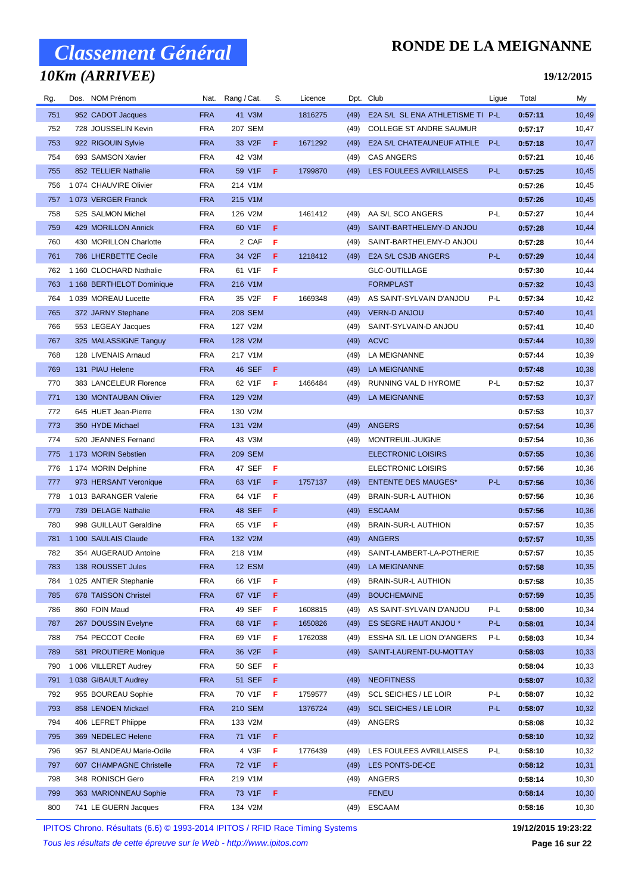# Classement Général

## 10Km (ARRIVEE)

# RONDE DE LA MEIGNANNE

**19/12/2015**

| Rg. | Dos. | NOM Prénom | Nat. | Rang / Cat. | S. | Licence | Dpt. | Club | Ligue | Total | My |
|---|---|---|---|---|---|---|---|---|---|---|---|
| 751 | 952 | CADOT Jacques | FRA | 41 V3M | | 1816275 | (49) | E2A S/L SL ENA ATHLETISME TI | P-L | **0:57:11** | 10,49 |
| 752 | 728 | JOUSSELIN Kevin | FRA | 207 SEM | | | (49) | COLLEGE ST ANDRE SAUMUR | | **0:57:17** | 10,47 |
| 753 | 922 | RIGOUIN Sylvie | FRA | 33 V2F | F | 1671292 | (49) | E2A S/L CHATEAUNEUF ATHLE | P-L | **0:57:18** | 10,47 |
| 754 | 693 | SAMSON Xavier | FRA | 42 V3M | | | (49) | CAS ANGERS | | **0:57:21** | 10,46 |
| 755 | 852 | TELLIER Nathalie | FRA | 59 V1F | F | 1799870 | (49) | LES FOULEES AVRILLAISES | P-L | **0:57:25** | 10,45 |
| 756 | 1 074 | CHAUVIRE Olivier | FRA | 214 V1M | | | | | | **0:57:26** | 10,45 |
| 757 | 1 073 | VERGER Franck | FRA | 215 V1M | | | | | | **0:57:26** | 10,45 |
| 758 | 525 | SALMON Michel | FRA | 126 V2M | | 1461412 | (49) | AA S/L SCO ANGERS | P-L | **0:57:27** | 10,44 |
| 759 | 429 | MORILLON Annick | FRA | 60 V1F | F | | (49) | SAINT-BARTHELEMY-D ANJOU | | **0:57:28** | 10,44 |
| 760 | 430 | MORILLON Charlotte | FRA | 2 CAF | F | | (49) | SAINT-BARTHELEMY-D ANJOU | | **0:57:28** | 10,44 |
| 761 | 786 | LHERBETTE Cecile | FRA | 34 V2F | F | 1218412 | (49) | E2A S/L CSJB ANGERS | P-L | **0:57:29** | 10,44 |
| 762 | 1 160 | CLOCHARD Nathalie | FRA | 61 V1F | F | | | GLC-OUTILLAGE | | **0:57:30** | 10,44 |
| 763 | 1 168 | BERTHELOT Dominique | FRA | 216 V1M | | | | FORMPLAST | | **0:57:32** | 10,43 |
| 764 | 1 039 | MOREAU Lucette | FRA | 35 V2F | F | 1669348 | (49) | AS SAINT-SYLVAIN D'ANJOU | P-L | **0:57:34** | 10,42 |
| 765 | 372 | JARNY Stephane | FRA | 208 SEM | | | (49) | VERN-D ANJOU | | **0:57:40** | 10,41 |
| 766 | 553 | LEGEAY Jacques | FRA | 127 V2M | | | (49) | SAINT-SYLVAIN-D ANJOU | | **0:57:41** | 10,40 |
| 767 | 325 | MALASSIGNE Tanguy | FRA | 128 V2M | | | (49) | ACVC | | **0:57:44** | 10,39 |
| 768 | 128 | LIVENAIS Arnaud | FRA | 217 V1M | | | (49) | LA MEIGNANNE | | **0:57:44** | 10,39 |
| 769 | 131 | PIAU Helene | FRA | 46 SEF | F | | (49) | LA MEIGNANNE | | **0:57:48** | 10,38 |
| 770 | 383 | LANCELEUR Florence | FRA | 62 V1F | F | 1466484 | (49) | RUNNING VAL D HYROME | P-L | **0:57:52** | 10,37 |
| 771 | 130 | MONTAUBAN Olivier | FRA | 129 V2M | | | (49) | LA MEIGNANNE | | **0:57:53** | 10,37 |
| 772 | 645 | HUET Jean-Pierre | FRA | 130 V2M | | | | | | **0:57:53** | 10,37 |
| 773 | 350 | HYDE Michael | FRA | 131 V2M | | | (49) | ANGERS | | **0:57:54** | 10,36 |
| 774 | 520 | JEANNES Fernand | FRA | 43 V3M | | | (49) | MONTREUIL-JUIGNE | | **0:57:54** | 10,36 |
| 775 | 1 173 | MORIN Sebstien | FRA | 209 SEM | | | | ELECTRONIC LOISIRS | | **0:57:55** | 10,36 |
| 776 | 1 174 | MORIN Delphine | FRA | 47 SEF | F | | | ELECTRONIC LOISIRS | | **0:57:56** | 10,36 |
| 777 | 973 | HERSANT Veronique | FRA | 63 V1F | F | 1757137 | (49) | ENTENTE DES MAUGES* | P-L | **0:57:56** | 10,36 |
| 778 | 1 013 | BARANGER Valerie | FRA | 64 V1F | F | | (49) | BRAIN-SUR-L AUTHION | | **0:57:56** | 10,36 |
| 779 | 739 | DELAGE Nathalie | FRA | 48 SEF | F | | (49) | ESCAAM | | **0:57:56** | 10,36 |
| 780 | 998 | GUILLAUT Geraldine | FRA | 65 V1F | F | | (49) | BRAIN-SUR-L AUTHION | | **0:57:57** | 10,35 |
| 781 | 1 100 | SAULAIS Claude | FRA | 132 V2M | | | (49) | ANGERS | | **0:57:57** | 10,35 |
| 782 | 354 | AUGERAUD Antoine | FRA | 218 V1M | | | (49) | SAINT-LAMBERT-LA-POTHERIE | | **0:57:57** | 10,35 |
| 783 | 138 | ROUSSET Jules | FRA | 12 ESM | | | (49) | LA MEIGNANNE | | **0:57:58** | 10,35 |
| 784 | 1 025 | ANTIER Stephanie | FRA | 66 V1F | F | | (49) | BRAIN-SUR-L AUTHION | | **0:57:58** | 10,35 |
| 785 | 678 | TAISSON Christel | FRA | 67 V1F | F | | (49) | BOUCHEMAINE | | **0:57:59** | 10,35 |
| 786 | 860 | FOIN Maud | FRA | 49 SEF | F | 1608815 | (49) | AS SAINT-SYLVAIN D'ANJOU | P-L | **0:58:00** | 10,34 |
| 787 | 267 | DOUSSIN Evelyne | FRA | 68 V1F | F | 1650826 | (49) | ES SEGRE HAUT ANJOU * | P-L | **0:58:01** | 10,34 |
| 788 | 754 | PECCOT Cecile | FRA | 69 V1F | F | 1762038 | (49) | ESSHA S/L LE LION D'ANGERS | P-L | **0:58:03** | 10,34 |
| 789 | 581 | PROUTIERE Monique | FRA | 36 V2F | F | | (49) | SAINT-LAURENT-DU-MOTTAY | | **0:58:03** | 10,33 |
| 790 | 1 006 | VILLERET Audrey | FRA | 50 SEF | F | | | | | **0:58:04** | 10,33 |
| 791 | 1 038 | GIBAULT Audrey | FRA | 51 SEF | F | | (49) | NEOFITNESS | | **0:58:07** | 10,32 |
| 792 | 955 | BOUREAU Sophie | FRA | 70 V1F | F | 1759577 | (49) | SCL SEICHES / LE LOIR | P-L | **0:58:07** | 10,32 |
| 793 | 858 | LENOEN Mickael | FRA | 210 SEM | | 1376724 | (49) | SCL SEICHES / LE LOIR | P-L | **0:58:07** | 10,32 |
| 794 | 406 | LEFRET Phiippe | FRA | 133 V2M | | | (49) | ANGERS | | **0:58:08** | 10,32 |
| 795 | 369 | NEDELEC Helene | FRA | 71 V1F | F | | | | | **0:58:10** | 10,32 |
| 796 | 957 | BLANDEAU Marie-Odile | FRA | 4 V3F | F | 1776439 | (49) | LES FOULEES AVRILLAISES | P-L | **0:58:10** | 10,32 |
| 797 | 607 | CHAMPAGNE Christelle | FRA | 72 V1F | F | | (49) | LES PONTS-DE-CE | | **0:58:12** | 10,31 |
| 798 | 348 | RONISCH Gero | FRA | 219 V1M | | | (49) | ANGERS | | **0:58:14** | 10,30 |
| 799 | 363 | MARIONNEAU Sophie | FRA | 73 V1F | F | | | FENEU | | **0:58:14** | 10,30 |
| 800 | 741 | LE GUERN Jacques | FRA | 134 V2M | | | (49) | ESCAAM | | **0:58:16** | 10,30 |

IPITOS Chrono. Résultats (6.6) © 1993-2014 IPITOS / RFID Race Timing Systems — **19/12/2015 19:23:22**

*Tous les résultats de cette épreuve sur le Web - http://www.ipitos.com*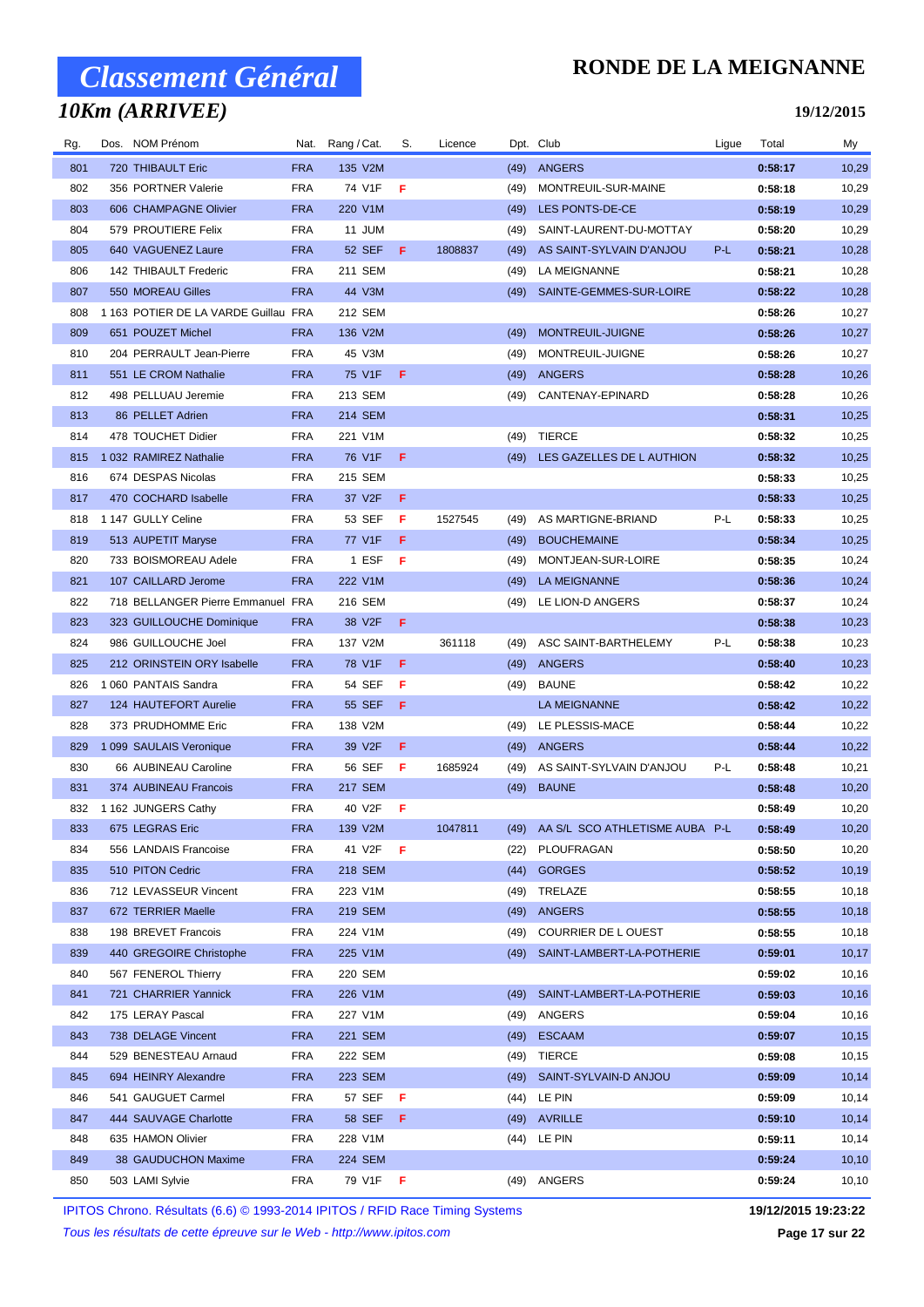# Classement Général

## 10Km (ARRIVEE)

# RONDE DE LA MEIGNANNE

19/12/2015

| Rg. | Dos. | NOM Prénom | Nat. | Rang / Cat. | S. | Licence | Dpt. | Club | Ligue | Total | My |
|---|---|---|---|---|---|---|---|---|---|---|---|
| 801 | 720 | THIBAULT Eric | FRA | 135 V2M | | | (49) | ANGERS | | 0:58:17 | 10,29 |
| 802 | 356 | PORTNER Valerie | FRA | 74 V1F | F | | (49) | MONTREUIL-SUR-MAINE | | 0:58:18 | 10,29 |
| 803 | 606 | CHAMPAGNE Olivier | FRA | 220 V1M | | | (49) | LES PONTS-DE-CE | | 0:58:19 | 10,29 |
| 804 | 579 | PROUTIERE Felix | FRA | 11 JUM | | | (49) | SAINT-LAURENT-DU-MOTTAY | | 0:58:20 | 10,29 |
| 805 | 640 | VAGUENEZ Laure | FRA | 52 SEF | F | 1808837 | (49) | AS SAINT-SYLVAIN D'ANJOU | P-L | 0:58:21 | 10,28 |
| 806 | 142 | THIBAULT Frederic | FRA | 211 SEM | | | (49) | LA MEIGNANNE | | 0:58:21 | 10,28 |
| 807 | 550 | MOREAU Gilles | FRA | 44 V3M | | | (49) | SAINTE-GEMMES-SUR-LOIRE | | 0:58:22 | 10,28 |
| 808 | 1 163 | POTIER DE LA VARDE Guillau | FRA | 212 SEM | | | | | | 0:58:26 | 10,27 |
| 809 | 651 | POUZET Michel | FRA | 136 V2M | | | (49) | MONTREUIL-JUIGNE | | 0:58:26 | 10,27 |
| 810 | 204 | PERRAULT Jean-Pierre | FRA | 45 V3M | | | (49) | MONTREUIL-JUIGNE | | 0:58:26 | 10,27 |
| 811 | 551 | LE CROM Nathalie | FRA | 75 V1F | F | | (49) | ANGERS | | 0:58:28 | 10,26 |
| 812 | 498 | PELLUAU Jeremie | FRA | 213 SEM | | | (49) | CANTENAY-EPINARD | | 0:58:28 | 10,26 |
| 813 | 86 | PELLET Adrien | FRA | 214 SEM | | | | | | 0:58:31 | 10,25 |
| 814 | 478 | TOUCHET Didier | FRA | 221 V1M | | | (49) | TIERCE | | 0:58:32 | 10,25 |
| 815 | 1 032 | RAMIREZ Nathalie | FRA | 76 V1F | F | | (49) | LES GAZELLES DE L AUTHION | | 0:58:32 | 10,25 |
| 816 | 674 | DESPAS Nicolas | FRA | 215 SEM | | | | | | 0:58:33 | 10,25 |
| 817 | 470 | COCHARD Isabelle | FRA | 37 V2F | F | | | | | 0:58:33 | 10,25 |
| 818 | 1 147 | GULLY Celine | FRA | 53 SEF | F | 1527545 | (49) | AS MARTIGNE-BRIAND | P-L | 0:58:33 | 10,25 |
| 819 | 513 | AUPETIT Maryse | FRA | 77 V1F | F | | (49) | BOUCHEMAINE | | 0:58:34 | 10,25 |
| 820 | 733 | BOISMOREAU Adele | FRA | 1 ESF | F | | (49) | MONTJEAN-SUR-LOIRE | | 0:58:35 | 10,24 |
| 821 | 107 | CAILLARD Jerome | FRA | 222 V1M | | | (49) | LA MEIGNANNE | | 0:58:36 | 10,24 |
| 822 | 718 | BELLANGER Pierre Emmanuel | FRA | 216 SEM | | | (49) | LE LION-D ANGERS | | 0:58:37 | 10,24 |
| 823 | 323 | GUILLOUCHE Dominique | FRA | 38 V2F | F | | | | | 0:58:38 | 10,23 |
| 824 | 986 | GUILLOUCHE Joel | FRA | 137 V2M | | 361118 | (49) | ASC SAINT-BARTHELEMY | P-L | 0:58:38 | 10,23 |
| 825 | 212 | ORINSTEIN ORY Isabelle | FRA | 78 V1F | F | | (49) | ANGERS | | 0:58:40 | 10,23 |
| 826 | 1 060 | PANTAIS Sandra | FRA | 54 SEF | F | | (49) | BAUNE | | 0:58:42 | 10,22 |
| 827 | 124 | HAUTEFORT Aurelie | FRA | 55 SEF | F | | | LA MEIGNANNE | | 0:58:42 | 10,22 |
| 828 | 373 | PRUDHOMME Eric | FRA | 138 V2M | | | (49) | LE PLESSIS-MACE | | 0:58:44 | 10,22 |
| 829 | 1 099 | SAULAIS Veronique | FRA | 39 V2F | F | | (49) | ANGERS | | 0:58:44 | 10,22 |
| 830 | 66 | AUBINEAU Caroline | FRA | 56 SEF | F | 1685924 | (49) | AS SAINT-SYLVAIN D'ANJOU | P-L | 0:58:48 | 10,21 |
| 831 | 374 | AUBINEAU Francois | FRA | 217 SEM | | | (49) | BAUNE | | 0:58:48 | 10,20 |
| 832 | 1 162 | JUNGERS Cathy | FRA | 40 V2F | F | | | | | 0:58:49 | 10,20 |
| 833 | 675 | LEGRAS Eric | FRA | 139 V2M | | 1047811 | (49) | AA S/L SCO ATHLETISME AUBA | P-L | 0:58:49 | 10,20 |
| 834 | 556 | LANDAIS Francoise | FRA | 41 V2F | F | | (22) | PLOUFRAGAN | | 0:58:50 | 10,20 |
| 835 | 510 | PITON Cedric | FRA | 218 SEM | | | (44) | GORGES | | 0:58:52 | 10,19 |
| 836 | 712 | LEVASSEUR Vincent | FRA | 223 V1M | | | (49) | TRELAZE | | 0:58:55 | 10,18 |
| 837 | 672 | TERRIER Maelle | FRA | 219 SEM | | | (49) | ANGERS | | 0:58:55 | 10,18 |
| 838 | 198 | BREVET Francois | FRA | 224 V1M | | | (49) | COURRIER DE L OUEST | | 0:58:55 | 10,18 |
| 839 | 440 | GREGOIRE Christophe | FRA | 225 V1M | | | (49) | SAINT-LAMBERT-LA-POTHERIE | | 0:59:01 | 10,17 |
| 840 | 567 | FENEROL Thierry | FRA | 220 SEM | | | | | | 0:59:02 | 10,16 |
| 841 | 721 | CHARRIER Yannick | FRA | 226 V1M | | | (49) | SAINT-LAMBERT-LA-POTHERIE | | 0:59:03 | 10,16 |
| 842 | 175 | LERAY Pascal | FRA | 227 V1M | | | (49) | ANGERS | | 0:59:04 | 10,16 |
| 843 | 738 | DELAGE Vincent | FRA | 221 SEM | | | (49) | ESCAAM | | 0:59:07 | 10,15 |
| 844 | 529 | BENESTEAU Arnaud | FRA | 222 SEM | | | (49) | TIERCE | | 0:59:08 | 10,15 |
| 845 | 694 | HEINRY Alexandre | FRA | 223 SEM | | | (49) | SAINT-SYLVAIN-D ANJOU | | 0:59:09 | 10,14 |
| 846 | 541 | GAUGUET Carmel | FRA | 57 SEF | F | | (44) | LE PIN | | 0:59:09 | 10,14 |
| 847 | 444 | SAUVAGE Charlotte | FRA | 58 SEF | F | | (49) | AVRILLE | | 0:59:10 | 10,14 |
| 848 | 635 | HAMON Olivier | FRA | 228 V1M | | | (44) | LE PIN | | 0:59:11 | 10,14 |
| 849 | 38 | GAUDUCHON Maxime | FRA | 224 SEM | | | | | | 0:59:24 | 10,10 |
| 850 | 503 | LAMI Sylvie | FRA | 79 V1F | F | | (49) | ANGERS | | 0:59:24 | 10,10 |

IPITOS Chrono. Résultats (6.6) © 1993-2014 IPITOS / RFID Race Timing Systems — 19/12/2015 19:23:22

*Tous les résultats de cette épreuve sur le Web - http://www.ipitos.com*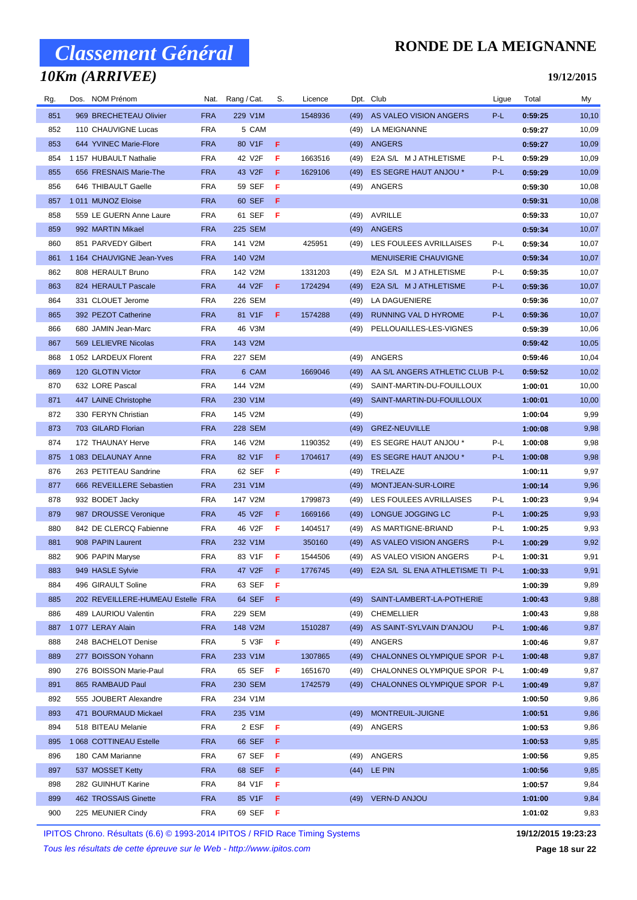# Classement Général

## RONDE DE LA MEIGNANNE

### 10Km (ARRIVEE)

**19/12/2015**

| Rg. | Dos. | NOM Prénom | Nat. | Rang / Cat. | S. | Licence | Dpt. | Club | Ligue | Total | My |
|---|---|---|---|---|---|---|---|---|---|---|---|
| 851 | 969 | BRECHETEAU Olivier | FRA | 229 V1M | | 1548936 | (49) | AS VALEO VISION ANGERS | P-L | 0:59:25 | 10,10 |
| 852 | 110 | CHAUVIGNE Lucas | FRA | 5 CAM | | | (49) | LA MEIGNANNE | | 0:59:27 | 10,09 |
| 853 | 644 | YVINEC Marie-Flore | FRA | 80 V1F | F | | (49) | ANGERS | | 0:59:27 | 10,09 |
| 854 | 1 157 | HUBAULT Nathalie | FRA | 42 V2F | F | 1663516 | (49) | E2A S/L M J ATHLETISME | P-L | 0:59:29 | 10,09 |
| 855 | 656 | FRESNAIS Marie-The | FRA | 43 V2F | F | 1629106 | (49) | ES SEGRE HAUT ANJOU * | P-L | 0:59:29 | 10,09 |
| 856 | 646 | THIBAULT Gaelle | FRA | 59 SEF | F | | (49) | ANGERS | | 0:59:30 | 10,08 |
| 857 | 1 011 | MUNOZ Eloise | FRA | 60 SEF | F | | | | | 0:59:31 | 10,08 |
| 858 | 559 | LE GUERN Anne Laure | FRA | 61 SEF | F | | (49) | AVRILLE | | 0:59:33 | 10,07 |
| 859 | 992 | MARTIN Mikael | FRA | 225 SEM | | | (49) | ANGERS | | 0:59:34 | 10,07 |
| 860 | 851 | PARVEDY Gilbert | FRA | 141 V2M | | 425951 | (49) | LES FOULEES AVRILLAISES | P-L | 0:59:34 | 10,07 |
| 861 | 1 164 | CHAUVIGNE Jean-Yves | FRA | 140 V2M | | | | MENUISERIE CHAUVIGNE | | 0:59:34 | 10,07 |
| 862 | 808 | HERAULT Bruno | FRA | 142 V2M | | 1331203 | (49) | E2A S/L M J ATHLETISME | P-L | 0:59:35 | 10,07 |
| 863 | 824 | HERAULT Pascale | FRA | 44 V2F | F | 1724294 | (49) | E2A S/L M J ATHLETISME | P-L | 0:59:36 | 10,07 |
| 864 | 331 | CLOUET Jerome | FRA | 226 SEM | | | (49) | LA DAGUENIERE | | 0:59:36 | 10,07 |
| 865 | 392 | PEZOT Catherine | FRA | 81 V1F | F | 1574288 | (49) | RUNNING VAL D HYROME | P-L | 0:59:36 | 10,07 |
| 866 | 680 | JAMIN Jean-Marc | FRA | 46 V3M | | | (49) | PELLOUAILLES-LES-VIGNES | | 0:59:39 | 10,06 |
| 867 | 569 | LELIEVRE Nicolas | FRA | 143 V2M | | | | | | 0:59:42 | 10,05 |
| 868 | 1 052 | LARDEUX Florent | FRA | 227 SEM | | | (49) | ANGERS | | 0:59:46 | 10,04 |
| 869 | 120 | GLOTIN Victor | FRA | 6 CAM | | 1669046 | (49) | AA S/L ANGERS ATHLETIC CLUB | P-L | 0:59:52 | 10,02 |
| 870 | 632 | LORE Pascal | FRA | 144 V2M | | | (49) | SAINT-MARTIN-DU-FOUILLOUX | | 1:00:01 | 10,00 |
| 871 | 447 | LAINE Christophe | FRA | 230 V1M | | | (49) | SAINT-MARTIN-DU-FOUILLOUX | | 1:00:01 | 10,00 |
| 872 | 330 | FERYN Christian | FRA | 145 V2M | | | (49) | | | 1:00:04 | 9,99 |
| 873 | 703 | GILARD Florian | FRA | 228 SEM | | | (49) | GREZ-NEUVILLE | | 1:00:08 | 9,98 |
| 874 | 172 | THAUNAY Herve | FRA | 146 V2M | | 1190352 | (49) | ES SEGRE HAUT ANJOU * | P-L | 1:00:08 | 9,98 |
| 875 | 1 083 | DELAUNAY Anne | FRA | 82 V1F | F | 1704617 | (49) | ES SEGRE HAUT ANJOU * | P-L | 1:00:08 | 9,98 |
| 876 | 263 | PETITEAU Sandrine | FRA | 62 SEF | F | | (49) | TRELAZE | | 1:00:11 | 9,97 |
| 877 | 666 | REVEILLERE Sebastien | FRA | 231 V1M | | | (49) | MONTJEAN-SUR-LOIRE | | 1:00:14 | 9,96 |
| 878 | 932 | BODET Jacky | FRA | 147 V2M | | 1799873 | (49) | LES FOULEES AVRILLAISES | P-L | 1:00:23 | 9,94 |
| 879 | 987 | DROUSSE Veronique | FRA | 45 V2F | F | 1669166 | (49) | LONGUE JOGGING LC | P-L | 1:00:25 | 9,93 |
| 880 | 842 | DE CLERCQ Fabienne | FRA | 46 V2F | F | 1404517 | (49) | AS MARTIGNE-BRIAND | P-L | 1:00:25 | 9,93 |
| 881 | 908 | PAPIN Laurent | FRA | 232 V1M | | 350160 | (49) | AS VALEO VISION ANGERS | P-L | 1:00:29 | 9,92 |
| 882 | 906 | PAPIN Maryse | FRA | 83 V1F | F | 1544506 | (49) | AS VALEO VISION ANGERS | P-L | 1:00:31 | 9,91 |
| 883 | 949 | HASLE Sylvie | FRA | 47 V2F | F | 1776745 | (49) | E2A S/L SL ENA ATHLETISME TI | P-L | 1:00:33 | 9,91 |
| 884 | 496 | GIRAULT Soline | FRA | 63 SEF | F | | | | | 1:00:39 | 9,89 |
| 885 | 202 | REVEILLERE-HUMEAU Estelle | FRA | 64 SEF | F | | (49) | SAINT-LAMBERT-LA-POTHERIE | | 1:00:43 | 9,88 |
| 886 | 489 | LAURIOU Valentin | FRA | 229 SEM | | | (49) | CHEMELLIER | | 1:00:43 | 9,88 |
| 887 | 1 077 | LERAY Alain | FRA | 148 V2M | | 1510287 | (49) | AS SAINT-SYLVAIN D'ANJOU | P-L | 1:00:46 | 9,87 |
| 888 | 248 | BACHELOT Denise | FRA | 5 V3F | F | | (49) | ANGERS | | 1:00:46 | 9,87 |
| 889 | 277 | BOISSON Yohann | FRA | 233 V1M | | 1307865 | (49) | CHALONNES OLYMPIQUE SPOR | P-L | 1:00:48 | 9,87 |
| 890 | 276 | BOISSON Marie-Paul | FRA | 65 SEF | F | 1651670 | (49) | CHALONNES OLYMPIQUE SPOR | P-L | 1:00:49 | 9,87 |
| 891 | 865 | RAMBAUD Paul | FRA | 230 SEM | | 1742579 | (49) | CHALONNES OLYMPIQUE SPOR | P-L | 1:00:49 | 9,87 |
| 892 | 555 | JOUBERT Alexandre | FRA | 234 V1M | | | | | | 1:00:50 | 9,86 |
| 893 | 471 | BOURMAUD Mickael | FRA | 235 V1M | | | (49) | MONTREUIL-JUIGNE | | 1:00:51 | 9,86 |
| 894 | 518 | BITEAU Melanie | FRA | 2 ESF | F | | (49) | ANGERS | | 1:00:53 | 9,86 |
| 895 | 1 068 | COTTINEAU Estelle | FRA | 66 SEF | F | | | | | 1:00:53 | 9,85 |
| 896 | 180 | CAM Marianne | FRA | 67 SEF | F | | (49) | ANGERS | | 1:00:56 | 9,85 |
| 897 | 537 | MOSSET Ketty | FRA | 68 SEF | F | | (44) | LE PIN | | 1:00:56 | 9,85 |
| 898 | 282 | GUINHUT Karine | FRA | 84 V1F | F | | | | | 1:00:57 | 9,84 |
| 899 | 462 | TROSSAIS Ginette | FRA | 85 V1F | F | | (49) | VERN-D ANJOU | | 1:01:00 | 9,84 |
| 900 | 225 | MEUNIER Cindy | FRA | 69 SEF | F | | | | | 1:01:02 | 9,83 |

IPITOS Chrono. Résultats (6.6) © 1993-2014 IPITOS / RFID Race Timing Systems — 19/12/2015 19:23:23

*Tous les résultats de cette épreuve sur le Web - http://www.ipitos.com*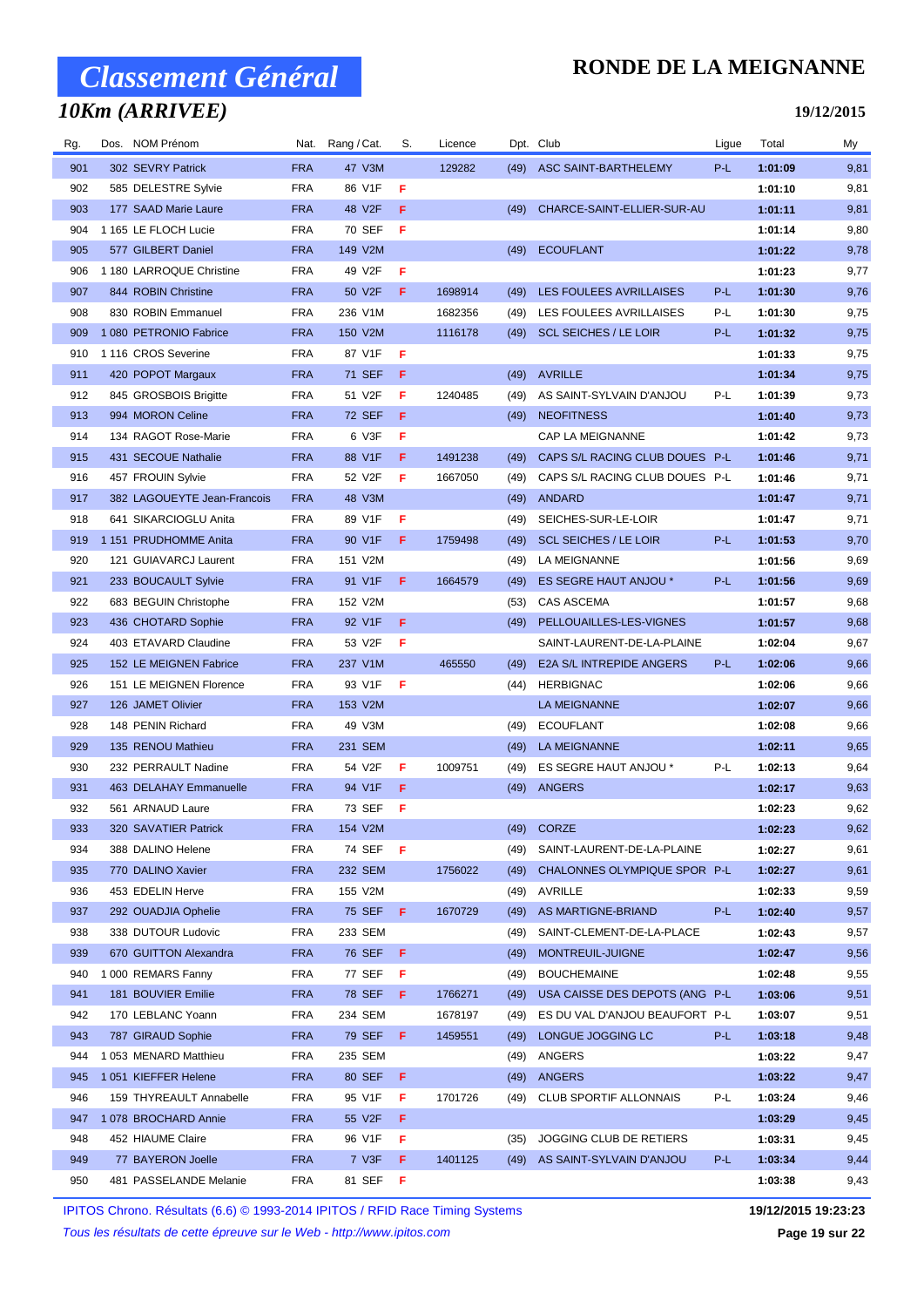# Classement Général

## 10Km (ARRIVEE)

**RONDE DE LA MEIGNANNE**

**19/12/2015**

| Rg. | Dos. | NOM Prénom | Nat. | Rang / Cat. | S. | Licence | Dpt. | Club | Ligue | Total | My |
|---|---|---|---|---|---|---|---|---|---|---|---|
| 901 | 302 | SEVRY Patrick | FRA | 47 V3M | | 129282 | (49) | ASC SAINT-BARTHELEMY | P-L | 1:01:09 | 9,81 |
| 902 | 585 | DELESTRE Sylvie | FRA | 86 V1F | F | | | | | 1:01:10 | 9,81 |
| 903 | 177 | SAAD Marie Laure | FRA | 48 V2F | F | | (49) | CHARCE-SAINT-ELLIER-SUR-AU | | 1:01:11 | 9,81 |
| 904 | 1 165 | LE FLOCH Lucie | FRA | 70 SEF | F | | | | | 1:01:14 | 9,80 |
| 905 | 577 | GILBERT Daniel | FRA | 149 V2M | | | (49) | ECOUFLANT | | 1:01:22 | 9,78 |
| 906 | 1 180 | LARROQUE Christine | FRA | 49 V2F | F | | | | | 1:01:23 | 9,77 |
| 907 | 844 | ROBIN Christine | FRA | 50 V2F | F | 1698914 | (49) | LES FOULEES AVRILLAISES | P-L | 1:01:30 | 9,76 |
| 908 | 830 | ROBIN Emmanuel | FRA | 236 V1M | | 1682356 | (49) | LES FOULEES AVRILLAISES | P-L | 1:01:30 | 9,75 |
| 909 | 1 080 | PETRONIO Fabrice | FRA | 150 V2M | | 1116178 | (49) | SCL SEICHES / LE LOIR | P-L | 1:01:32 | 9,75 |
| 910 | 1 116 | CROS Severine | FRA | 87 V1F | F | | | | | 1:01:33 | 9,75 |
| 911 | 420 | POPOT Margaux | FRA | 71 SEF | F | | (49) | AVRILLE | | 1:01:34 | 9,75 |
| 912 | 845 | GROSBOIS Brigitte | FRA | 51 V2F | F | 1240485 | (49) | AS SAINT-SYLVAIN D'ANJOU | P-L | 1:01:39 | 9,73 |
| 913 | 994 | MORON Celine | FRA | 72 SEF | F | | (49) | NEOFITNESS | | 1:01:40 | 9,73 |
| 914 | 134 | RAGOT Rose-Marie | FRA | 6 V3F | F | | | CAP LA MEIGNANNE | | 1:01:42 | 9,73 |
| 915 | 431 | SECOUE Nathalie | FRA | 88 V1F | F | 1491238 | (49) | CAPS S/L RACING CLUB DOUES | P-L | 1:01:46 | 9,71 |
| 916 | 457 | FROUIN Sylvie | FRA | 52 V2F | F | 1667050 | (49) | CAPS S/L RACING CLUB DOUES | P-L | 1:01:46 | 9,71 |
| 917 | 382 | LAGOUEYTE Jean-Francois | FRA | 48 V3M | | | (49) | ANDARD | | 1:01:47 | 9,71 |
| 918 | 641 | SIKARCIOGLU Anita | FRA | 89 V1F | F | | (49) | SEICHES-SUR-LE-LOIR | | 1:01:47 | 9,71 |
| 919 | 1 151 | PRUDHOMME Anita | FRA | 90 V1F | F | 1759498 | (49) | SCL SEICHES / LE LOIR | P-L | 1:01:53 | 9,70 |
| 920 | 121 | GUIAVARCJ Laurent | FRA | 151 V2M | | | (49) | LA MEIGNANNE | | 1:01:56 | 9,69 |
| 921 | 233 | BOUCAULT Sylvie | FRA | 91 V1F | F | 1664579 | (49) | ES SEGRE HAUT ANJOU * | P-L | 1:01:56 | 9,69 |
| 922 | 683 | BEGUIN Christophe | FRA | 152 V2M | | | (53) | CAS ASCEMA | | 1:01:57 | 9,68 |
| 923 | 436 | CHOTARD Sophie | FRA | 92 V1F | F | | (49) | PELLOUAILLES-LES-VIGNES | | 1:01:57 | 9,68 |
| 924 | 403 | ETAVARD Claudine | FRA | 53 V2F | F | | | SAINT-LAURENT-DE-LA-PLAINE | | 1:02:04 | 9,67 |
| 925 | 152 | LE MEIGNEN Fabrice | FRA | 237 V1M | | 465550 | (49) | E2A S/L INTREPIDE ANGERS | P-L | 1:02:06 | 9,66 |
| 926 | 151 | LE MEIGNEN Florence | FRA | 93 V1F | F | | (44) | HERBIGNAC | | 1:02:06 | 9,66 |
| 927 | 126 | JAMET Olivier | FRA | 153 V2M | | | | LA MEIGNANNE | | 1:02:07 | 9,66 |
| 928 | 148 | PENIN Richard | FRA | 49 V3M | | | (49) | ECOUFLANT | | 1:02:08 | 9,66 |
| 929 | 135 | RENOU Mathieu | FRA | 231 SEM | | | (49) | LA MEIGNANNE | | 1:02:11 | 9,65 |
| 930 | 232 | PERRAULT Nadine | FRA | 54 V2F | F | 1009751 | (49) | ES SEGRE HAUT ANJOU * | P-L | 1:02:13 | 9,64 |
| 931 | 463 | DELAHAY Emmanuelle | FRA | 94 V1F | F | | (49) | ANGERS | | 1:02:17 | 9,63 |
| 932 | 561 | ARNAUD Laure | FRA | 73 SEF | F | | | | | 1:02:23 | 9,62 |
| 933 | 320 | SAVATIER Patrick | FRA | 154 V2M | | | (49) | CORZE | | 1:02:23 | 9,62 |
| 934 | 388 | DALINO Helene | FRA | 74 SEF | F | | (49) | SAINT-LAURENT-DE-LA-PLAINE | | 1:02:27 | 9,61 |
| 935 | 770 | DALINO Xavier | FRA | 232 SEM | | 1756022 | (49) | CHALONNES OLYMPIQUE SPOR | P-L | 1:02:27 | 9,61 |
| 936 | 453 | EDELIN Herve | FRA | 155 V2M | | | (49) | AVRILLE | | 1:02:33 | 9,59 |
| 937 | 292 | OUADJIA Ophelie | FRA | 75 SEF | F | 1670729 | (49) | AS MARTIGNE-BRIAND | P-L | 1:02:40 | 9,57 |
| 938 | 338 | DUTOUR Ludovic | FRA | 233 SEM | | | (49) | SAINT-CLEMENT-DE-LA-PLACE | | 1:02:43 | 9,57 |
| 939 | 670 | GUITTON Alexandra | FRA | 76 SEF | F | | (49) | MONTREUIL-JUIGNE | | 1:02:47 | 9,56 |
| 940 | 1 000 | REMARS Fanny | FRA | 77 SEF | F | | (49) | BOUCHEMAINE | | 1:02:48 | 9,55 |
| 941 | 181 | BOUVIER Emilie | FRA | 78 SEF | F | 1766271 | (49) | USA CAISSE DES DEPOTS (ANG | P-L | 1:03:06 | 9,51 |
| 942 | 170 | LEBLANC Yoann | FRA | 234 SEM | | 1678197 | (49) | ES DU VAL D'ANJOU BEAUFORT | P-L | 1:03:07 | 9,51 |
| 943 | 787 | GIRAUD Sophie | FRA | 79 SEF | F | 1459551 | (49) | LONGUE JOGGING LC | P-L | 1:03:18 | 9,48 |
| 944 | 1 053 | MENARD Matthieu | FRA | 235 SEM | | | (49) | ANGERS | | 1:03:22 | 9,47 |
| 945 | 1 051 | KIEFFER Helene | FRA | 80 SEF | F | | (49) | ANGERS | | 1:03:22 | 9,47 |
| 946 | 159 | THYREAULT Annabelle | FRA | 95 V1F | F | 1701726 | (49) | CLUB SPORTIF ALLONNAIS | P-L | 1:03:24 | 9,46 |
| 947 | 1 078 | BROCHARD Annie | FRA | 55 V2F | F | | | | | 1:03:29 | 9,45 |
| 948 | 452 | HIAUME Claire | FRA | 96 V1F | F | | (35) | JOGGING CLUB DE RETIERS | | 1:03:31 | 9,45 |
| 949 | 77 | BAYERON Joelle | FRA | 7 V3F | F | 1401125 | (49) | AS SAINT-SYLVAIN D'ANJOU | P-L | 1:03:34 | 9,44 |
| 950 | 481 | PASSELANDE Melanie | FRA | 81 SEF | F | | | | | 1:03:38 | 9,43 |

IPITOS Chrono. Résultats (6.6) © 1993-2014 IPITOS / RFID Race Timing Systems — 19/12/2015 19:23:23

*Tous les résultats de cette épreuve sur le Web - http://www.ipitos.com*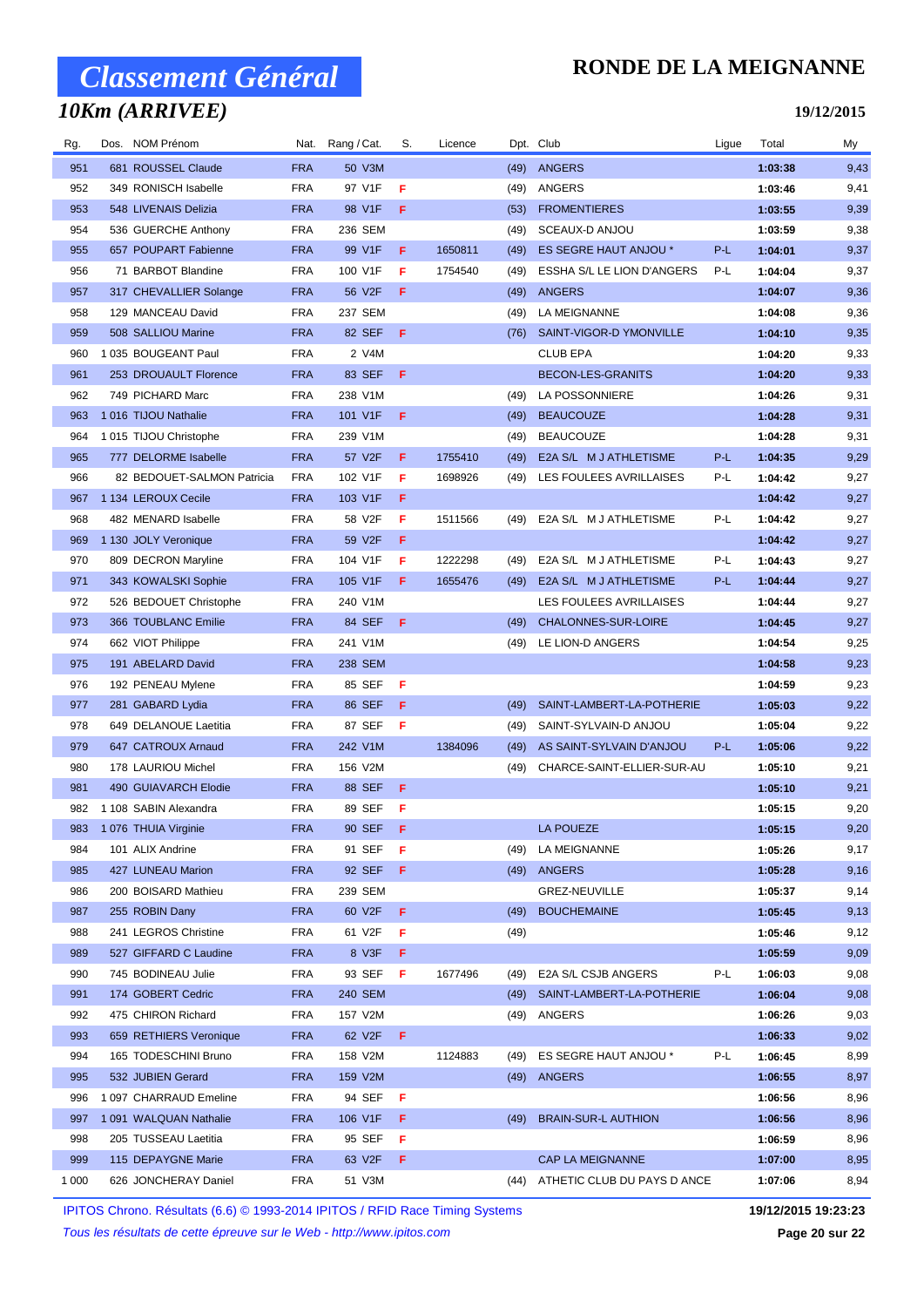# Classement Général

## 10Km (ARRIVEE)

**RONDE DE LA MEIGNANNE**

**19/12/2015**

| Rg. | Dos. | NOM Prénom | Nat. | Rang / Cat. | S. | Licence | Dpt. | Club | Ligue | Total | My |
|---|---|---|---|---|---|---|---|---|---|---|---|
| 951 | 681 | ROUSSEL Claude | FRA | 50 V3M | | | (49) | ANGERS | | **1:03:38** | 9,43 |
| 952 | 349 | RONISCH Isabelle | FRA | 97 V1F | F | | (49) | ANGERS | | **1:03:46** | 9,41 |
| 953 | 548 | LIVENAIS Delizia | FRA | 98 V1F | F | | (53) | FROMENTIERES | | **1:03:55** | 9,39 |
| 954 | 536 | GUERCHE Anthony | FRA | 236 SEM | | | (49) | SCEAUX-D ANJOU | | **1:03:59** | 9,38 |
| 955 | 657 | POUPART Fabienne | FRA | 99 V1F | F | 1650811 | (49) | ES SEGRE HAUT ANJOU * | P-L | **1:04:01** | 9,37 |
| 956 | 71 | BARBOT Blandine | FRA | 100 V1F | F | 1754540 | (49) | ESSHA S/L LE LION D'ANGERS | P-L | **1:04:04** | 9,37 |
| 957 | 317 | CHEVALLIER Solange | FRA | 56 V2F | F | | (49) | ANGERS | | **1:04:07** | 9,36 |
| 958 | 129 | MANCEAU David | FRA | 237 SEM | | | (49) | LA MEIGNANNE | | **1:04:08** | 9,36 |
| 959 | 508 | SALLIOU Marine | FRA | 82 SEF | F | | (76) | SAINT-VIGOR-D YMONVILLE | | **1:04:10** | 9,35 |
| 960 | 1 035 | BOUGEANT Paul | FRA | 2 V4M | | | | CLUB EPA | | **1:04:20** | 9,33 |
| 961 | 253 | DROUAULT Florence | FRA | 83 SEF | F | | | BECON-LES-GRANITS | | **1:04:20** | 9,33 |
| 962 | 749 | PICHARD Marc | FRA | 238 V1M | | | (49) | LA POSSONNIERE | | **1:04:26** | 9,31 |
| 963 | 1 016 | TIJOU Nathalie | FRA | 101 V1F | F | | (49) | BEAUCOUZE | | **1:04:28** | 9,31 |
| 964 | 1 015 | TIJOU Christophe | FRA | 239 V1M | | | (49) | BEAUCOUZE | | **1:04:28** | 9,31 |
| 965 | 777 | DELORME Isabelle | FRA | 57 V2F | F | 1755410 | (49) | E2A S/L M J ATHLETISME | P-L | **1:04:35** | 9,29 |
| 966 | 82 | BEDOUET-SALMON Patricia | FRA | 102 V1F | F | 1698926 | (49) | LES FOULEES AVRILLAISES | P-L | **1:04:42** | 9,27 |
| 967 | 1 134 | LEROUX Cecile | FRA | 103 V1F | F | | | | | **1:04:42** | 9,27 |
| 968 | 482 | MENARD Isabelle | FRA | 58 V2F | F | 1511566 | (49) | E2A S/L M J ATHLETISME | P-L | **1:04:42** | 9,27 |
| 969 | 1 130 | JOLY Veronique | FRA | 59 V2F | F | | | | | **1:04:42** | 9,27 |
| 970 | 809 | DECRON Maryline | FRA | 104 V1F | F | 1222298 | (49) | E2A S/L M J ATHLETISME | P-L | **1:04:43** | 9,27 |
| 971 | 343 | KOWALSKI Sophie | FRA | 105 V1F | F | 1655476 | (49) | E2A S/L M J ATHLETISME | P-L | **1:04:44** | 9,27 |
| 972 | 526 | BEDOUET Christophe | FRA | 240 V1M | | | | LES FOULEES AVRILLAISES | | **1:04:44** | 9,27 |
| 973 | 366 | TOUBLANC Emilie | FRA | 84 SEF | F | | (49) | CHALONNES-SUR-LOIRE | | **1:04:45** | 9,27 |
| 974 | 662 | VIOT Philippe | FRA | 241 V1M | | | (49) | LE LION-D ANGERS | | **1:04:54** | 9,25 |
| 975 | 191 | ABELARD David | FRA | 238 SEM | | | | | | **1:04:58** | 9,23 |
| 976 | 192 | PENEAU Mylene | FRA | 85 SEF | F | | | | | **1:04:59** | 9,23 |
| 977 | 281 | GABARD Lydia | FRA | 86 SEF | F | | (49) | SAINT-LAMBERT-LA-POTHERIE | | **1:05:03** | 9,22 |
| 978 | 649 | DELANOUE Laetitia | FRA | 87 SEF | F | | (49) | SAINT-SYLVAIN-D ANJOU | | **1:05:04** | 9,22 |
| 979 | 647 | CATROUX Arnaud | FRA | 242 V1M | | 1384096 | (49) | AS SAINT-SYLVAIN D'ANJOU | P-L | **1:05:06** | 9,22 |
| 980 | 178 | LAURIOU Michel | FRA | 156 V2M | | | (49) | CHARCE-SAINT-ELLIER-SUR-AU | | **1:05:10** | 9,21 |
| 981 | 490 | GUIAVARCH Elodie | FRA | 88 SEF | F | | | | | **1:05:10** | 9,21 |
| 982 | 1 108 | SABIN Alexandra | FRA | 89 SEF | F | | | | | **1:05:15** | 9,20 |
| 983 | 1 076 | THUIA Virginie | FRA | 90 SEF | F | | | LA POUEZE | | **1:05:15** | 9,20 |
| 984 | 101 | ALIX Andrine | FRA | 91 SEF | F | | (49) | LA MEIGNANNE | | **1:05:26** | 9,17 |
| 985 | 427 | LUNEAU Marion | FRA | 92 SEF | F | | (49) | ANGERS | | **1:05:28** | 9,16 |
| 986 | 200 | BOISARD Mathieu | FRA | 239 SEM | | | | GREZ-NEUVILLE | | **1:05:37** | 9,14 |
| 987 | 255 | ROBIN Dany | FRA | 60 V2F | F | | (49) | BOUCHEMAINE | | **1:05:45** | 9,13 |
| 988 | 241 | LEGROS Christine | FRA | 61 V2F | F | | (49) | | | **1:05:46** | 9,12 |
| 989 | 527 | GIFFARD C Laudine | FRA | 8 V3F | F | | | | | **1:05:59** | 9,09 |
| 990 | 745 | BODINEAU Julie | FRA | 93 SEF | F | 1677496 | (49) | E2A S/L CSJB ANGERS | P-L | **1:06:03** | 9,08 |
| 991 | 174 | GOBERT Cedric | FRA | 240 SEM | | | (49) | SAINT-LAMBERT-LA-POTHERIE | | **1:06:04** | 9,08 |
| 992 | 475 | CHIRON Richard | FRA | 157 V2M | | | (49) | ANGERS | | **1:06:26** | 9,03 |
| 993 | 659 | RETHIERS Veronique | FRA | 62 V2F | F | | | | | **1:06:33** | 9,02 |
| 994 | 165 | TODESCHINI Bruno | FRA | 158 V2M | | 1124883 | (49) | ES SEGRE HAUT ANJOU * | P-L | **1:06:45** | 8,99 |
| 995 | 532 | JUBIEN Gerard | FRA | 159 V2M | | | (49) | ANGERS | | **1:06:55** | 8,97 |
| 996 | 1 097 | CHARRAUD Emeline | FRA | 94 SEF | F | | | | | **1:06:56** | 8,96 |
| 997 | 1 091 | WALQUAN Nathalie | FRA | 106 V1F | F | | (49) | BRAIN-SUR-L AUTHION | | **1:06:56** | 8,96 |
| 998 | 205 | TUSSEAU Laetitia | FRA | 95 SEF | F | | | | | **1:06:59** | 8,96 |
| 999 | 115 | DEPAYGNE Marie | FRA | 63 V2F | F | | | CAP LA MEIGNANNE | | **1:07:00** | 8,95 |
| 1 000 | 626 | JONCHERAY Daniel | FRA | 51 V3M | | | (44) | ATHETIC CLUB DU PAYS D ANCE | | **1:07:06** | 8,94 |

IPITOS Chrono. Résultats (6.6) © 1993-2014 IPITOS / RFID Race Timing Systems

*Tous les résultats de cette épreuve sur le Web - http://www.ipitos.com*

**19/12/2015 19:23:23**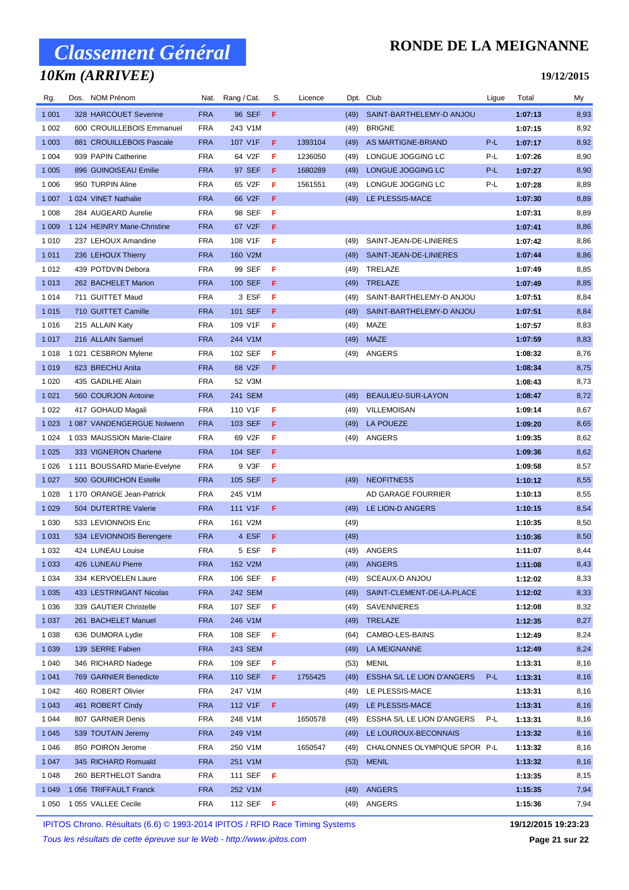# Classement Général

## 10Km (ARRIVEE)

**RONDE DE LA MEIGNANNE**

**19/12/2015**

| Rg. | Dos. | NOM Prénom | Nat. | Rang / Cat. | S. | Licence | Dpt. | Club | Ligue | Total | My |
|---|---|---|---|---|---|---|---|---|---|---|---|
| 1 001 | 328 | HARCOUET Severine | FRA | 96 SEF | F | | (49) | SAINT-BARTHELEMY-D ANJOU | | 1:07:13 | 8,93 |
| 1 002 | 600 | CROUILLEBOIS Emmanuel | FRA | 243 V1M | | | (49) | BRIGNE | | 1:07:15 | 8,92 |
| 1 003 | 881 | CROUILLEBOIS Pascale | FRA | 107 V1F | F | 1393104 | (49) | AS MARTIGNE-BRIAND | P-L | 1:07:17 | 8,92 |
| 1 004 | 939 | PAPIN Catherine | FRA | 64 V2F | F | 1236050 | (49) | LONGUE JOGGING LC | P-L | 1:07:26 | 8,90 |
| 1 005 | 896 | GUINOISEAU Emilie | FRA | 97 SEF | F | 1680289 | (49) | LONGUE JOGGING LC | P-L | 1:07:27 | 8,90 |
| 1 006 | 950 | TURPIN Aline | FRA | 65 V2F | F | 1561551 | (49) | LONGUE JOGGING LC | P-L | 1:07:28 | 8,89 |
| 1 007 | 1 024 | VINET Nathalie | FRA | 66 V2F | F | | (49) | LE PLESSIS-MACE | | 1:07:30 | 8,89 |
| 1 008 | 284 | AUGEARD Aurelie | FRA | 98 SEF | F | | | | | 1:07:31 | 8,89 |
| 1 009 | 1 124 | HEINRY Marie-Christine | FRA | 67 V2F | F | | | | | 1:07:41 | 8,86 |
| 1 010 | 237 | LEHOUX Amandine | FRA | 108 V1F | F | | (49) | SAINT-JEAN-DE-LINIERES | | 1:07:42 | 8,86 |
| 1 011 | 236 | LEHOUX Thierry | FRA | 160 V2M | | | (49) | SAINT-JEAN-DE-LINIERES | | 1:07:44 | 8,86 |
| 1 012 | 439 | POTDVIN Debora | FRA | 99 SEF | F | | (49) | TRELAZE | | 1:07:49 | 8,85 |
| 1 013 | 262 | BACHELET Marion | FRA | 100 SEF | F | | (49) | TRELAZE | | 1:07:49 | 8,85 |
| 1 014 | 711 | GUITTET Maud | FRA | 3 ESF | F | | (49) | SAINT-BARTHELEMY-D ANJOU | | 1:07:51 | 8,84 |
| 1 015 | 710 | GUITTET Camille | FRA | 101 SEF | F | | (49) | SAINT-BARTHELEMY-D ANJOU | | 1:07:51 | 8,84 |
| 1 016 | 215 | ALLAIN Katy | FRA | 109 V1F | F | | (49) | MAZE | | 1:07:57 | 8,83 |
| 1 017 | 216 | ALLAIN Samuel | FRA | 244 V1M | | | (49) | MAZE | | 1:07:59 | 8,83 |
| 1 018 | 1 021 | CESBRON Mylene | FRA | 102 SEF | F | | (49) | ANGERS | | 1:08:32 | 8,76 |
| 1 019 | 623 | BRECHU Anita | FRA | 68 V2F | F | | | | | 1:08:34 | 8,75 |
| 1 020 | 435 | GADILHE Alain | FRA | 52 V3M | | | | | | 1:08:43 | 8,73 |
| 1 021 | 560 | COURJON Antoine | FRA | 241 SEM | | | (49) | BEAULIEU-SUR-LAYON | | 1:08:47 | 8,72 |
| 1 022 | 417 | GOHAUD Magali | FRA | 110 V1F | F | | (49) | VILLEMOISAN | | 1:09:14 | 8,67 |
| 1 023 | 1 087 | VANDENGERGUE Nolwenn | FRA | 103 SEF | F | | (49) | LA POUEZE | | 1:09:20 | 8,65 |
| 1 024 | 1 033 | MAUSSION Marie-Claire | FRA | 69 V2F | F | | (49) | ANGERS | | 1:09:35 | 8,62 |
| 1 025 | 333 | VIGNERON Charlene | FRA | 104 SEF | F | | | | | 1:09:36 | 8,62 |
| 1 026 | 1 111 | BOUSSARD Marie-Evelyne | FRA | 9 V3F | F | | | | | 1:09:58 | 8,57 |
| 1 027 | 500 | GOURICHON Estelle | FRA | 105 SEF | F | | (49) | NEOFITNESS | | 1:10:12 | 8,55 |
| 1 028 | 1 170 | ORANGE Jean-Patrick | FRA | 245 V1M | | | | AD GARAGE FOURRIER | | 1:10:13 | 8,55 |
| 1 029 | 504 | DUTERTRE Valerie | FRA | 111 V1F | F | | (49) | LE LION-D ANGERS | | 1:10:15 | 8,54 |
| 1 030 | 533 | LEVIONNOIS Eric | FRA | 161 V2M | | | (49) | | | 1:10:35 | 8,50 |
| 1 031 | 534 | LEVIONNOIS Berengere | FRA | 4 ESF | F | | (49) | | | 1:10:36 | 8,50 |
| 1 032 | 424 | LUNEAU Louise | FRA | 5 ESF | F | | (49) | ANGERS | | 1:11:07 | 8,44 |
| 1 033 | 426 | LUNEAU Pierre | FRA | 162 V2M | | | (49) | ANGERS | | 1:11:08 | 8,43 |
| 1 034 | 334 | KERVOELEN Laure | FRA | 106 SEF | F | | (49) | SCEAUX-D ANJOU | | 1:12:02 | 8,33 |
| 1 035 | 433 | LESTRINGANT Nicolas | FRA | 242 SEM | | | (49) | SAINT-CLEMENT-DE-LA-PLACE | | 1:12:02 | 8,33 |
| 1 036 | 339 | GAUTIER Christelle | FRA | 107 SEF | F | | (49) | SAVENNIERES | | 1:12:08 | 8,32 |
| 1 037 | 261 | BACHELET Manuel | FRA | 246 V1M | | | (49) | TRELAZE | | 1:12:35 | 8,27 |
| 1 038 | 636 | DUMORA Lydie | FRA | 108 SEF | F | | (64) | CAMBO-LES-BAINS | | 1:12:49 | 8,24 |
| 1 039 | 139 | SERRE Fabien | FRA | 243 SEM | | | (49) | LA MEIGNANNE | | 1:12:49 | 8,24 |
| 1 040 | 346 | RICHARD Nadege | FRA | 109 SEF | F | | (53) | MENIL | | 1:13:31 | 8,16 |
| 1 041 | 769 | GARNIER Benedicte | FRA | 110 SEF | F | 1755425 | (49) | ESSHA S/L LE LION D'ANGERS | P-L | 1:13:31 | 8,16 |
| 1 042 | 460 | ROBERT Olivier | FRA | 247 V1M | | | (49) | LE PLESSIS-MACE | | 1:13:31 | 8,16 |
| 1 043 | 461 | ROBERT Cindy | FRA | 112 V1F | F | | (49) | LE PLESSIS-MACE | | 1:13:31 | 8,16 |
| 1 044 | 807 | GARNIER Denis | FRA | 248 V1M | | 1650578 | (49) | ESSHA S/L LE LION D'ANGERS | P-L | 1:13:31 | 8,16 |
| 1 045 | 539 | TOUTAIN Jeremy | FRA | 249 V1M | | | (49) | LE LOUROUX-BECONNAIS | | 1:13:32 | 8,16 |
| 1 046 | 850 | POIRON Jerome | FRA | 250 V1M | | 1650547 | (49) | CHALONNES OLYMPIQUE SPOR | P-L | 1:13:32 | 8,16 |
| 1 047 | 345 | RICHARD Romuald | FRA | 251 V1M | | | (53) | MENIL | | 1:13:32 | 8,16 |
| 1 048 | 260 | BERTHELOT Sandra | FRA | 111 SEF | F | | | | | 1:13:35 | 8,15 |
| 1 049 | 1 056 | TRIFFAULT Franck | FRA | 252 V1M | | | (49) | ANGERS | | 1:15:35 | 7,94 |
| 1 050 | 1 055 | VALLEE Cecile | FRA | 112 SEF | F | | (49) | ANGERS | | 1:15:36 | 7,94 |

IPITOS Chrono. Résultats (6.6) © 1993-2014 IPITOS / RFID Race Timing Systems — 19/12/2015 19:23:23

*Tous les résultats de cette épreuve sur le Web - http://www.ipitos.com*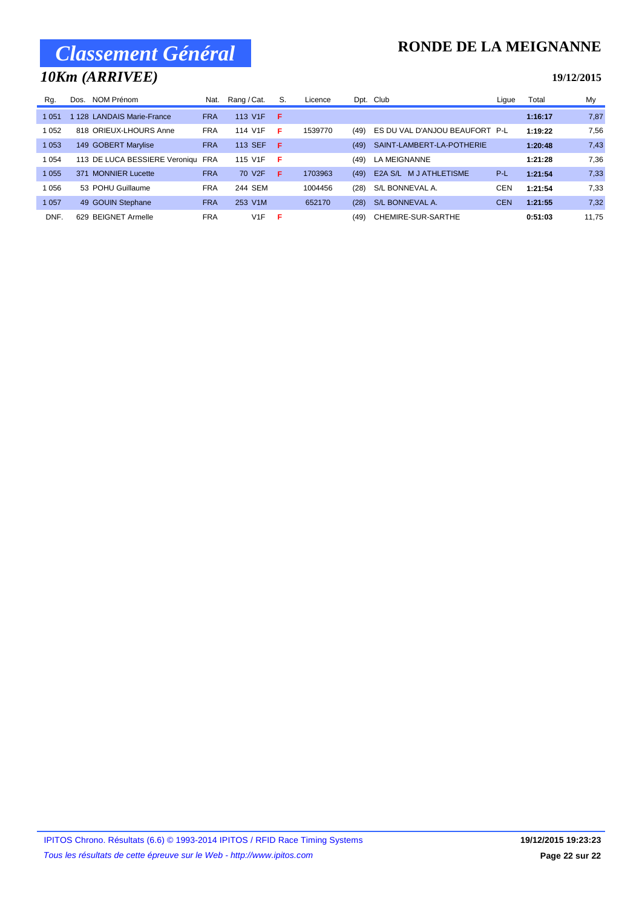# Classement Général

## RONDE DE LA MEIGNANNE

## 10Km (ARRIVEE)

**19/12/2015**

| Rg. | Dos. | NOM Prénom | Nat. | Rang / Cat. | S. | Licence | Dpt. | Club | Ligue | Total | My |
|---|---|---|---|---|---|---|---|---|---|---|---|
| 1 051 | 1 128 | LANDAIS Marie-France | FRA | 113 V1F | F | | | | | 1:16:17 | 7,87 |
| 1 052 | 818 | ORIEUX-LHOURS Anne | FRA | 114 V1F | F | 1539770 | (49) | ES DU VAL D'ANJOU BEAUFORT | P-L | 1:19:22 | 7,56 |
| 1 053 | 149 | GOBERT Marylise | FRA | 113 SEF | F | | (49) | SAINT-LAMBERT-LA-POTHERIE | | 1:20:48 | 7,43 |
| 1 054 | 113 | DE LUCA BESSIERE Veroniqu | FRA | 115 V1F | F | | (49) | LA MEIGNANNE | | 1:21:28 | 7,36 |
| 1 055 | 371 | MONNIER Lucette | FRA | 70 V2F | F | 1703963 | (49) | E2A S/L M J ATHLETISME | P-L | 1:21:54 | 7,33 |
| 1 056 | 53 | POHU Guillaume | FRA | 244 SEM | | 1004456 | (28) | S/L BONNEVAL A. | CEN | 1:21:54 | 7,33 |
| 1 057 | 49 | GOUIN Stephane | FRA | 253 V1M | | 652170 | (28) | S/L BONNEVAL A. | CEN | 1:21:55 | 7,32 |
| DNF. | 629 | BEIGNET Armelle | FRA | V1F | F | | (49) | CHEMIRE-SUR-SARTHE | | 0:51:03 | 11,75 |

IPITOS Chrono. Résultats (6.6) © 1993-2014 IPITOS / RFID Race Timing Systems

*Tous les résultats de cette épreuve sur le Web - http://www.ipitos.com*

**19/12/2015 19:23:23**